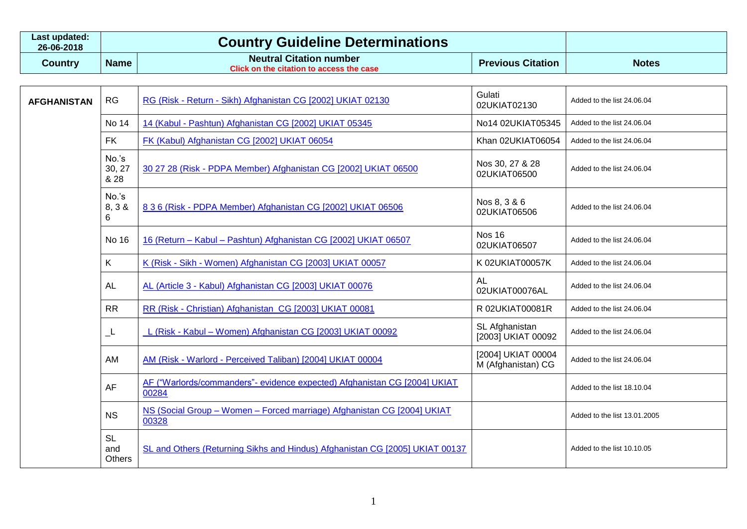| Last updated: 26-06-2018 | Country Guideline Determinations | | | |
|---|---|---|---|---|
| **Country** | **Name** | **Neutral Citation number** Click on the citation to access the case | **Previous Citation** | **Notes** |
| **AFGHANISTAN** | RG | RG (Risk - Return - Sikh) Afghanistan CG [2002] UKIAT 02130 | Gulati 02UKIAT02130 | Added to the list 24.06.04 |
| | No 14 | 14 (Kabul - Pashtun) Afghanistan CG [2002] UKIAT 05345 | No14 02UKIAT05345 | Added to the list 24.06.04 |
| | FK | FK (Kabul) Afghanistan CG [2002] UKIAT 06054 | Khan 02UKIAT06054 | Added to the list 24.06.04 |
| | No.'s 30, 27 & 28 | 30 27 28 (Risk - PDPA Member) Afghanistan CG [2002] UKIAT 06500 | Nos 30, 27 & 28 02UKIAT06500 | Added to the list 24.06.04 |
| | No.'s 8, 3 & 6 | 8 3 6 (Risk - PDPA Member) Afghanistan CG [2002] UKIAT 06506 | Nos 8, 3 & 6 02UKIAT06506 | Added to the list 24.06.04 |
| | No 16 | 16 (Return – Kabul – Pashtun) Afghanistan CG [2002] UKIAT 06507 | Nos 16 02UKIAT06507 | Added to the list 24.06.04 |
| | K | K (Risk - Sikh - Women) Afghanistan CG [2003] UKIAT 00057 | K 02UKIAT00057K | Added to the list 24.06.04 |
| | AL | AL (Article 3 - Kabul) Afghanistan CG [2003] UKIAT 00076 | AL 02UKIAT00076AL | Added to the list 24.06.04 |
| | RR | RR (Risk - Christian) Afghanistan CG [2003] UKIAT 00081 | R 02UKIAT00081R | Added to the list 24.06.04 |
| | _L | _L (Risk - Kabul – Women) Afghanistan CG [2003] UKIAT 00092 | SL Afghanistan [2003] UKIAT 00092 | Added to the list 24.06.04 |
| | AM | AM (Risk - Warlord - Perceived Taliban) [2004] UKIAT 00004 | [2004] UKIAT 00004 M (Afghanistan) CG | Added to the list 24.06.04 |
| | AF | AF ("Warlords/commanders"- evidence expected) Afghanistan CG [2004] UKIAT 00284 | | Added to the list 18.10.04 |
| | NS | NS (Social Group – Women – Forced marriage) Afghanistan CG [2004] UKIAT 00328 | | Added to the list 13.01.2005 |
| | SL and Others | SL and Others (Returning Sikhs and Hindus) Afghanistan CG [2005] UKIAT 00137 | | Added to the list 10.10.05 |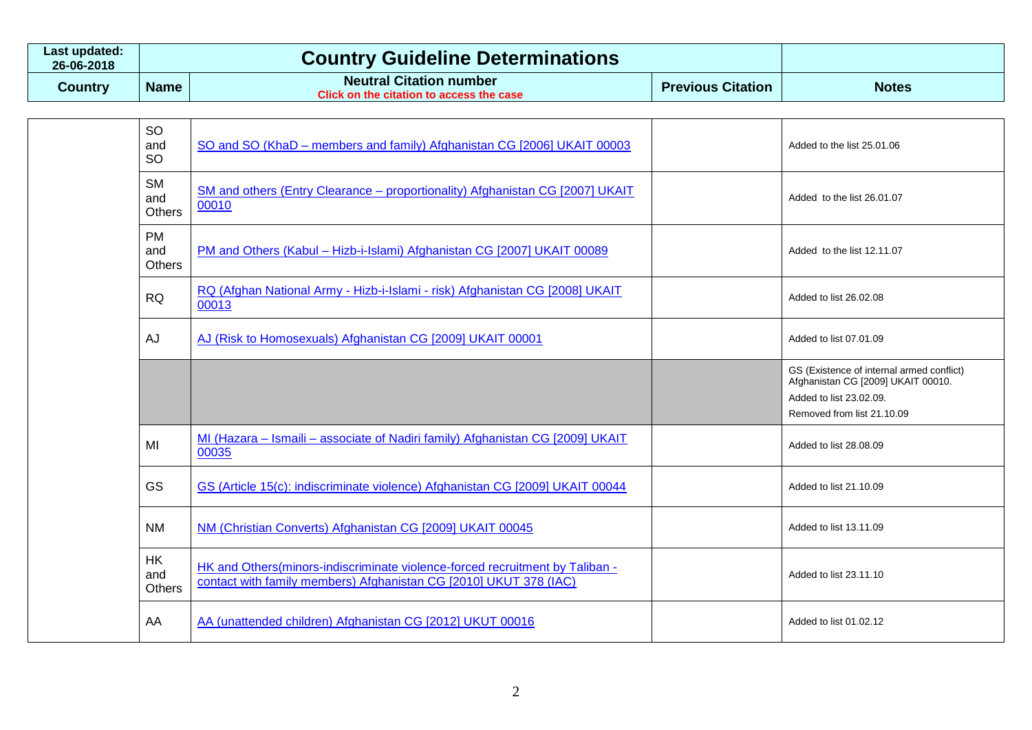| Last updated: 26-06-2018 | Country Guideline Determinations | | | |
|---|---|---|---|---|
| **Country** | **Name** | **Neutral Citation number** Click on the citation to access the case | **Previous Citation** | **Notes** |
| | SO and SO | SO and SO (KhaD – members and family) Afghanistan CG [2006] UKAIT 00003 | | Added to the list 25.01.06 |
| | SM and Others | SM and others (Entry Clearance – proportionality) Afghanistan CG [2007] UKAIT 00010 | | Added to the list 26.01.07 |
| | PM and Others | PM and Others (Kabul – Hizb-i-Islami) Afghanistan CG [2007] UKAIT 00089 | | Added to the list 12.11.07 |
| | RQ | RQ (Afghan National Army - Hizb-i-Islami - risk) Afghanistan CG [2008] UKAIT 00013 | | Added to list 26.02.08 |
| | AJ | AJ (Risk to Homosexuals) Afghanistan CG [2009] UKAIT 00001 | | Added to list 07.01.09 |
| | | | | GS (Existence of internal armed conflict) Afghanistan CG [2009] UKAIT 00010. Added to list 23.02.09. Removed from list 21.10.09 |
| | MI | MI (Hazara – Ismaili – associate of Nadiri family) Afghanistan CG [2009] UKAIT 00035 | | Added to list 28.08.09 |
| | GS | GS (Article 15(c): indiscriminate violence) Afghanistan CG [2009] UKAIT 00044 | | Added to list 21.10.09 |
| | NM | NM (Christian Converts) Afghanistan CG [2009] UKAIT 00045 | | Added to list 13.11.09 |
| | HK and Others | HK and Others(minors-indiscriminate violence-forced recruitment by Taliban - contact with family members) Afghanistan CG [2010] UKUT 378 (IAC) | | Added to list 23.11.10 |
| | AA | AA (unattended children) Afghanistan CG [2012] UKUT 00016 | | Added to list 01.02.12 |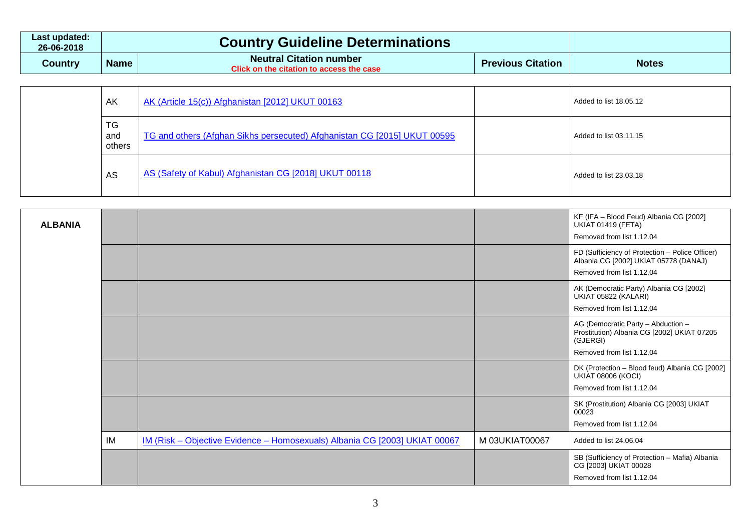| Last updated: 26-06-2018 | Country Guideline Determinations | | | |
|---|---|---|---|---|
| **Country** | **Name** | **Neutral Citation number**<br>Click on the citation to access the case | **Previous Citation** | **Notes** |
| | AK | AK (Article 15(c)) Afghanistan [2012] UKUT 00163 | | Added to list 18.05.12 |
| | TG and others | TG and others (Afghan Sikhs persecuted) Afghanistan CG [2015] UKUT 00595 | | Added to list 03.11.15 |
| | AS | AS (Safety of Kabul) Afghanistan CG [2018] UKUT 00118 | | Added to list 23.03.18 |
| **ALBANIA** | | | | KF (IFA – Blood Feud) Albania CG [2002] UKIAT 01419 (FETA)<br>Removed from list 1.12.04 |
| | | | | FD (Sufficiency of Protection – Police Officer) Albania CG [2002] UKIAT 05778 (DANAJ)<br>Removed from list 1.12.04 |
| | | | | AK (Democratic Party) Albania CG [2002] UKIAT 05822 (KALARI)<br>Removed from list 1.12.04 |
| | | | | AG (Democratic Party – Abduction – Prostitution) Albania CG [2002] UKIAT 07205 (GJERGI)<br>Removed from list 1.12.04 |
| | | | | DK (Protection – Blood feud) Albania CG [2002] UKIAT 08006 (KOCI)<br>Removed from list 1.12.04 |
| | | | | SK (Prostitution) Albania CG [2003] UKIAT 00023<br>Removed from list 1.12.04 |
| | IM | IM (Risk – Objective Evidence – Homosexuals) Albania CG [2003] UKIAT 00067 | M 03UKIAT00067 | Added to list 24.06.04 |
| | | | | SB (Sufficiency of Protection – Mafia) Albania CG [2003] UKIAT 00028<br>Removed from list 1.12.04 |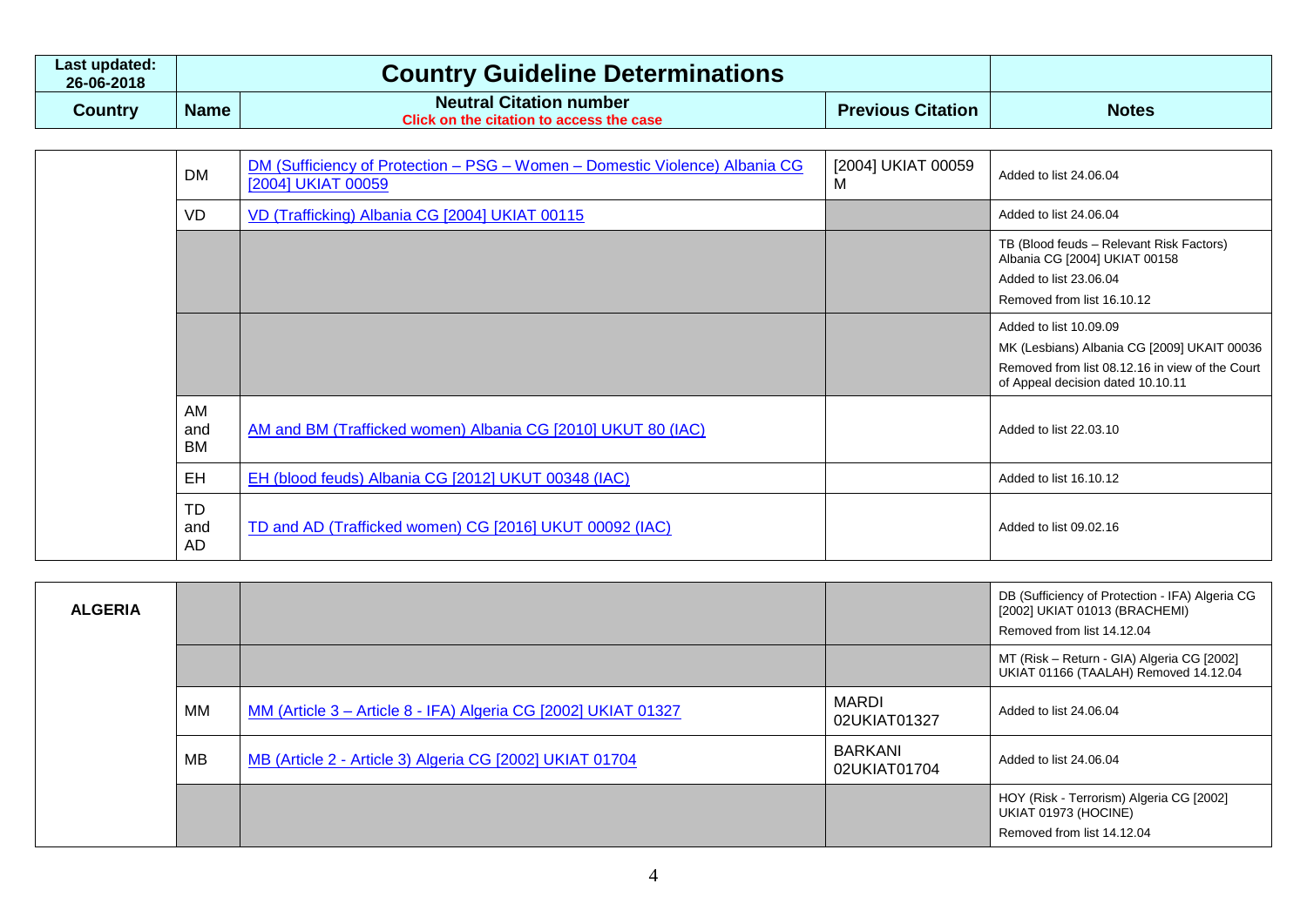| Last updated: 26-06-2018 | Country Guideline Determinations | | | |
|---|---|---|---|---|
| **Country** | **Name** | **Neutral Citation number** Click on the citation to access the case | **Previous Citation** | **Notes** |
| | DM | DM (Sufficiency of Protection – PSG – Women – Domestic Violence) Albania CG [2004] UKIAT 00059 | [2004] UKIAT 00059 M | Added to list 24.06.04 |
| | VD | VD (Trafficking) Albania CG [2004] UKIAT 00115 | | Added to list 24.06.04 |
| | | | | TB (Blood feuds – Relevant Risk Factors) Albania CG [2004] UKIAT 00158 Added to list 23.06.04 Removed from list 16.10.12 |
| | | | | Added to list 10.09.09 MK (Lesbians) Albania CG [2009] UKAIT 00036 Removed from list 08.12.16 in view of the Court of Appeal decision dated 10.10.11 |
| | AM and BM | AM and BM (Trafficked women) Albania CG [2010] UKUT 80 (IAC) | | Added to list 22.03.10 |
| | EH | EH (blood feuds) Albania CG [2012] UKUT 00348 (IAC) | | Added to list 16.10.12 |
| | TD and AD | TD and AD (Trafficked women) CG [2016] UKUT 00092 (IAC) | | Added to list 09.02.16 |
| **ALGERIA** | | | | DB (Sufficiency of Protection - IFA) Algeria CG [2002] UKIAT 01013 (BRACHEMI) Removed from list 14.12.04 |
| | | | | MT (Risk – Return - GIA) Algeria CG [2002] UKIAT 01166 (TAALAH) Removed 14.12.04 |
| | MM | MM (Article 3 – Article 8 - IFA) Algeria CG [2002] UKIAT 01327 | MARDI 02UKIAT01327 | Added to list 24.06.04 |
| | MB | MB (Article 2 - Article 3) Algeria CG [2002] UKIAT 01704 | BARKANI 02UKIAT01704 | Added to list 24.06.04 |
| | | | | HOY (Risk - Terrorism) Algeria CG [2002] UKIAT 01973 (HOCINE) Removed from list 14.12.04 |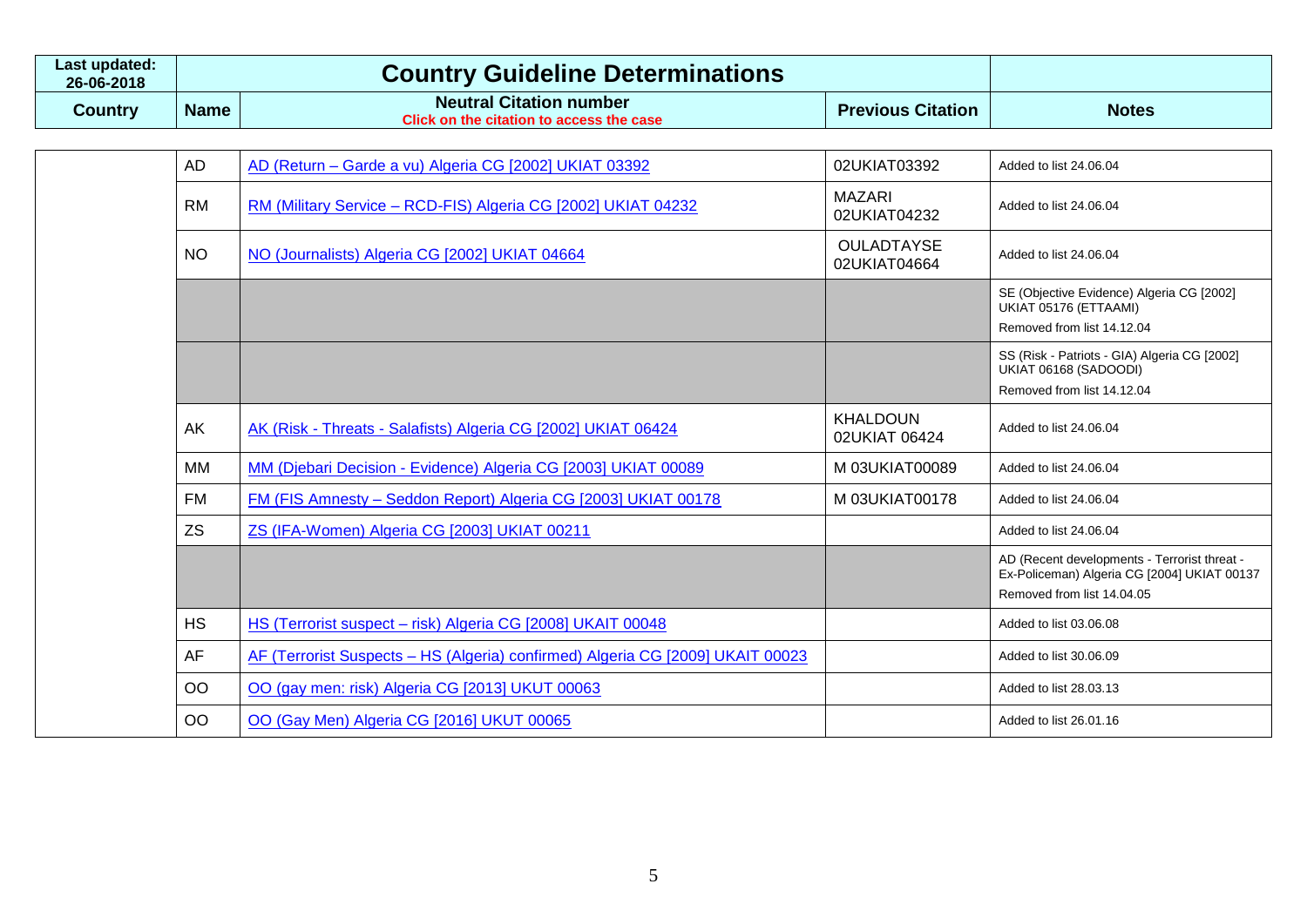| Last updated: 26-06-2018 | Country Guideline Determinations | | | |
|---|---|---|---|---|
| **Country** | **Name** | **Neutral Citation number** Click on the citation to access the case | **Previous Citation** | **Notes** |
| | AD | AD (Return – Garde a vu) Algeria CG [2002] UKIAT 03392 | 02UKIAT03392 | Added to list 24.06.04 |
| | RM | RM (Military Service – RCD-FIS) Algeria CG [2002] UKIAT 04232 | MAZARI 02UKIAT04232 | Added to list 24.06.04 |
| | NO | NO (Journalists) Algeria CG [2002] UKIAT 04664 | OULADTAYSE 02UKIAT04664 | Added to list 24.06.04 |
| | | | | SE (Objective Evidence) Algeria CG [2002] UKIAT 05176 (ETTAAMI) Removed from list 14.12.04 |
| | | | | SS (Risk - Patriots - GIA) Algeria CG [2002] UKIAT 06168 (SADOODI) Removed from list 14.12.04 |
| | AK | AK (Risk - Threats - Salafists) Algeria CG [2002] UKIAT 06424 | KHALDOUN 02UKIAT 06424 | Added to list 24.06.04 |
| | MM | MM (Djebari Decision - Evidence) Algeria CG [2003] UKIAT 00089 | M 03UKIAT00089 | Added to list 24.06.04 |
| | FM | FM (FIS Amnesty – Seddon Report) Algeria CG [2003] UKIAT 00178 | M 03UKIAT00178 | Added to list 24.06.04 |
| | ZS | ZS (IFA-Women) Algeria CG [2003] UKIAT 00211 | | Added to list 24.06.04 |
| | | | | AD (Recent developments - Terrorist threat - Ex-Policeman) Algeria CG [2004] UKIAT 00137 Removed from list 14.04.05 |
| | HS | HS (Terrorist suspect – risk) Algeria CG [2008] UKAIT 00048 | | Added to list 03.06.08 |
| | AF | AF (Terrorist Suspects – HS (Algeria) confirmed) Algeria CG [2009] UKAIT 00023 | | Added to list 30.06.09 |
| | OO | OO (gay men: risk) Algeria CG [2013] UKUT 00063 | | Added to list 28.03.13 |
| | OO | OO (Gay Men) Algeria CG [2016] UKUT 00065 | | Added to list 26.01.16 |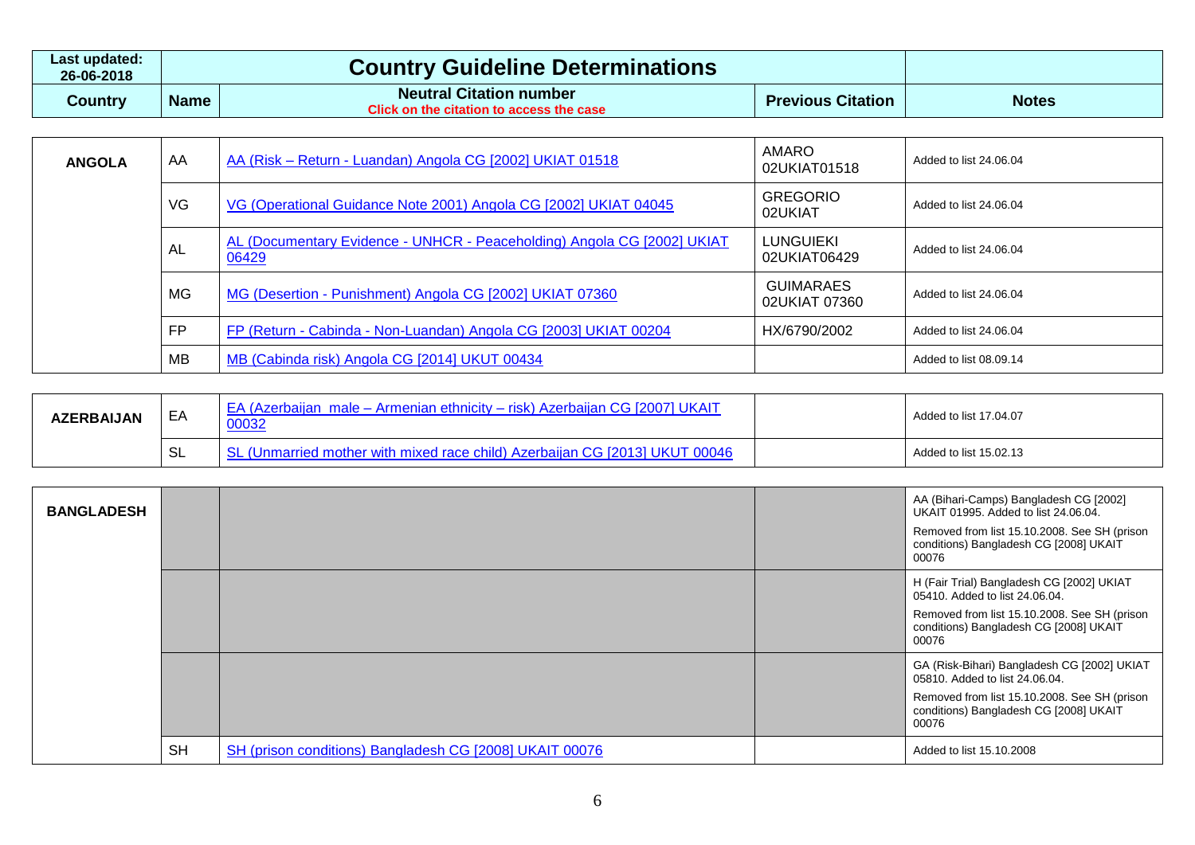| Last updated: 26-06-2018 | Country Guideline Determinations | | | |
|---|---|---|---|---|
| **Country** | **Name** | **Neutral Citation number** Click on the citation to access the case | **Previous Citation** | **Notes** |
| **ANGOLA** | AA | AA (Risk – Return - Luandan) Angola CG [2002] UKIAT 01518 | AMARO 02UKIAT01518 | Added to list 24.06.04 |
| | VG | VG (Operational Guidance Note 2001) Angola CG [2002] UKIAT 04045 | GREGORIO 02UKIAT | Added to list 24.06.04 |
| | AL | AL (Documentary Evidence - UNHCR - Peaceholding) Angola CG [2002] UKIAT 06429 | LUNGUIEKI 02UKIAT06429 | Added to list 24.06.04 |
| | MG | MG (Desertion - Punishment) Angola CG [2002] UKIAT 07360 | GUIMARAES 02UKIAT 07360 | Added to list 24.06.04 |
| | FP | FP (Return - Cabinda - Non-Luandan) Angola CG [2003] UKIAT 00204 | HX/6790/2002 | Added to list 24.06.04 |
| | MB | MB (Cabinda risk) Angola CG [2014] UKUT 00434 | | Added to list 08.09.14 |
| **AZERBAIJAN** | EA | EA (Azerbaijan male – Armenian ethnicity – risk) Azerbaijan CG [2007] UKAIT 00032 | | Added to list 17.04.07 |
| | SL | SL (Unmarried mother with mixed race child) Azerbaijan CG [2013] UKUT 00046 | | Added to list 15.02.13 |
| **BANGLADESH** | | | | AA (Bihari-Camps) Bangladesh CG [2002] UKAIT 01995. Added to list 24.06.04. Removed from list 15.10.2008. See SH (prison conditions) Bangladesh CG [2008] UKAIT 00076 |
| | | | | H (Fair Trial) Bangladesh CG [2002] UKIAT 05410. Added to list 24.06.04. Removed from list 15.10.2008. See SH (prison conditions) Bangladesh CG [2008] UKAIT 00076 |
| | | | | GA (Risk-Bihari) Bangladesh CG [2002] UKIAT 05810. Added to list 24.06.04. Removed from list 15.10.2008. See SH (prison conditions) Bangladesh CG [2008] UKAIT 00076 |
| | SH | SH (prison conditions) Bangladesh CG [2008] UKAIT 00076 | | Added to list 15.10.2008 |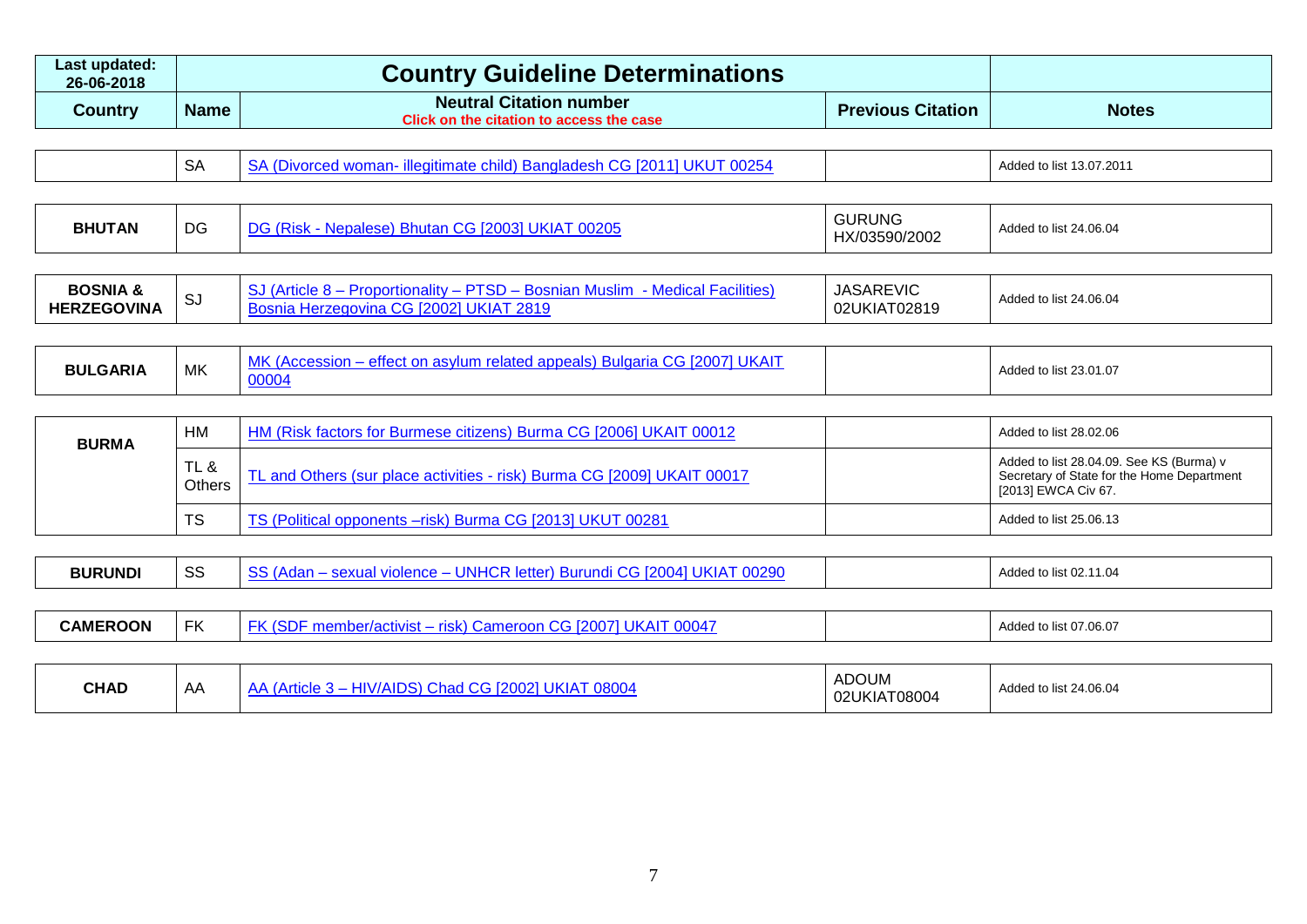| Last updated: 26-06-2018 | Country Guideline Determinations | | | |
|---|---|---|---|---|
| **Country** | **Name** | **Neutral Citation number** Click on the citation to access the case | **Previous Citation** | **Notes** |
| | SA | SA (Divorced woman- illegitimate child) Bangladesh CG [2011] UKUT 00254 | | Added to list 13.07.2011 |
| **BHUTAN** | DG | DG (Risk - Nepalese) Bhutan CG [2003] UKIAT 00205 | GURUNG HX/03590/2002 | Added to list 24.06.04 |
| **BOSNIA & HERZEGOVINA** | SJ | SJ (Article 8 – Proportionality – PTSD – Bosnian Muslim - Medical Facilities) Bosnia Herzegovina CG [2002] UKIAT 2819 | JASAREVIC 02UKIAT02819 | Added to list 24.06.04 |
| **BULGARIA** | MK | MK (Accession – effect on asylum related appeals) Bulgaria CG [2007] UKAIT 00004 | | Added to list 23.01.07 |
| **BURMA** | HM | HM (Risk factors for Burmese citizens) Burma CG [2006] UKAIT 00012 | | Added to list 28.02.06 |
| | TL & Others | TL and Others (sur place activities - risk) Burma CG [2009] UKAIT 00017 | | Added to list 28.04.09. See KS (Burma) v Secretary of State for the Home Department [2013] EWCA Civ 67. |
| | TS | TS (Political opponents –risk) Burma CG [2013] UKUT 00281 | | Added to list 25.06.13 |
| **BURUNDI** | SS | SS (Adan – sexual violence – UNHCR letter) Burundi CG [2004] UKIAT 00290 | | Added to list 02.11.04 |
| **CAMEROON** | FK | FK (SDF member/activist – risk) Cameroon CG [2007] UKAIT 00047 | | Added to list 07.06.07 |
| **CHAD** | AA | AA (Article 3 – HIV/AIDS) Chad CG [2002] UKIAT 08004 | ADOUM 02UKIAT08004 | Added to list 24.06.04 |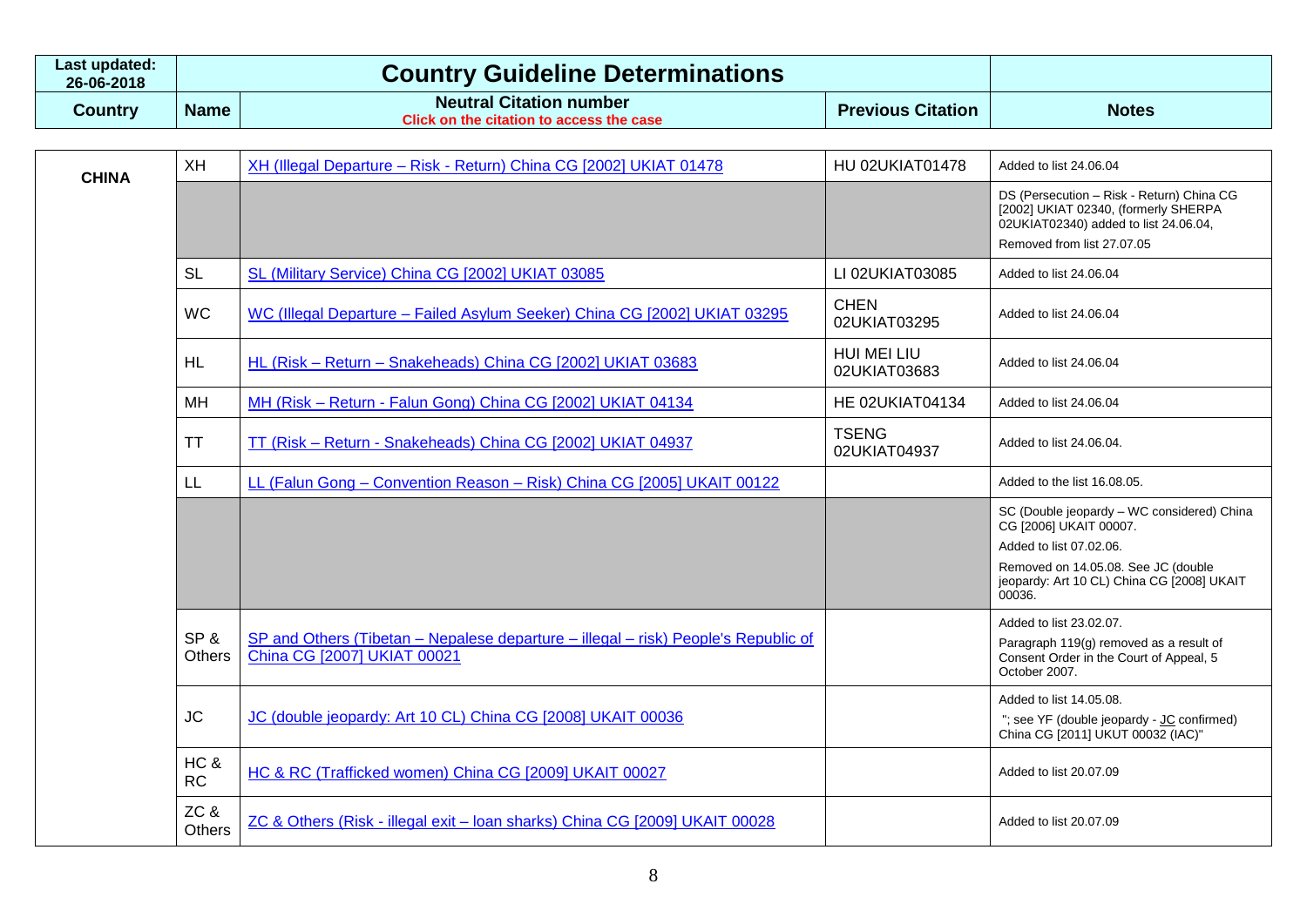| Last updated: 26-06-2018 | Country Guideline Determinations | | | |
|---|---|---|---|---|
| **Country** | **Name** | **Neutral Citation number** Click on the citation to access the case | **Previous Citation** | **Notes** |
| **CHINA** | XH | XH (Illegal Departure – Risk - Return) China CG [2002] UKIAT 01478 | HU 02UKIAT01478 | Added to list 24.06.04 |
| | | | | DS (Persecution – Risk - Return) China CG [2002] UKIAT 02340, (formerly SHERPA 02UKIAT02340) added to list 24.06.04, Removed from list 27.07.05 |
| | SL | SL (Military Service) China CG [2002] UKIAT 03085 | LI 02UKIAT03085 | Added to list 24.06.04 |
| | WC | WC (Illegal Departure – Failed Asylum Seeker) China CG [2002] UKIAT 03295 | CHEN 02UKIAT03295 | Added to list 24.06.04 |
| | HL | HL (Risk – Return – Snakeheads) China CG [2002] UKIAT 03683 | HUI MEI LIU 02UKIAT03683 | Added to list 24.06.04 |
| | MH | MH (Risk – Return - Falun Gong) China CG [2002] UKIAT 04134 | HE 02UKIAT04134 | Added to list 24.06.04 |
| | TT | TT (Risk – Return - Snakeheads) China CG [2002] UKIAT 04937 | TSENG 02UKIAT04937 | Added to list 24.06.04. |
| | LL | LL (Falun Gong – Convention Reason – Risk) China CG [2005] UKAIT 00122 | | Added to the list 16.08.05. |
| | | | | SC (Double jeopardy – WC considered) China CG [2006] UKAIT 00007. Added to list 07.02.06. Removed on 14.05.08. See JC (double jeopardy: Art 10 CL) China CG [2008] UKAIT 00036. |
| | SP & Others | SP and Others (Tibetan – Nepalese departure – illegal – risk) People's Republic of China CG [2007] UKIAT 00021 | | Added to list 23.02.07. Paragraph 119(g) removed as a result of Consent Order in the Court of Appeal, 5 October 2007. |
| | JC | JC (double jeopardy: Art 10 CL) China CG [2008] UKAIT 00036 | | Added to list 14.05.08. "; see YF (double jeopardy - JC confirmed) China CG [2011] UKUT 00032 (IAC)" |
| | HC & RC | HC & RC (Trafficked women) China CG [2009] UKAIT 00027 | | Added to list 20.07.09 |
| | ZC & Others | ZC & Others (Risk - illegal exit – loan sharks) China CG [2009] UKAIT 00028 | | Added to list 20.07.09 |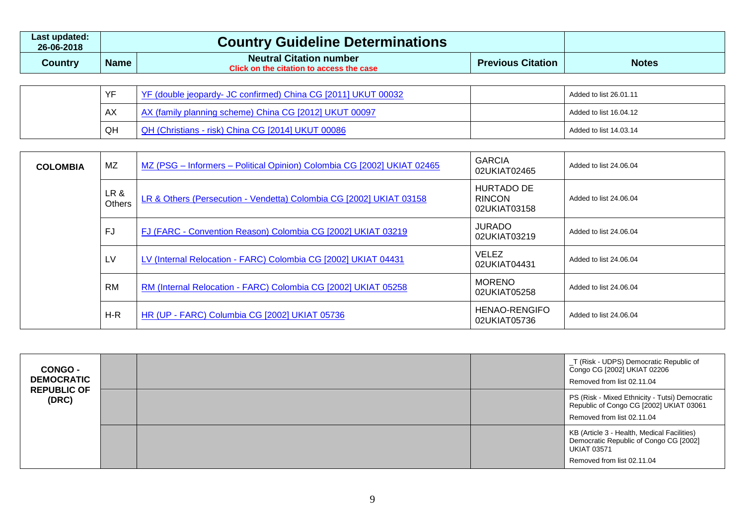| Last updated: 26-06-2018 | Country Guideline Determinations | | | |
|---|---|---|---|---|
| **Country** | **Name** | **Neutral Citation number** Click on the citation to access the case | **Previous Citation** | **Notes** |
| | YF | YF (double jeopardy- JC confirmed) China CG [2011] UKUT 00032 | | Added to list 26.01.11 |
| | AX | AX (family planning scheme) China CG [2012] UKUT 00097 | | Added to list 16.04.12 |
| | QH | QH (Christians - risk) China CG [2014] UKUT 00086 | | Added to list 14.03.14 |
| **COLOMBIA** | MZ | MZ (PSG – Informers – Political Opinion) Colombia CG [2002] UKIAT 02465 | GARCIA 02UKIAT02465 | Added to list 24.06.04 |
| | LR & Others | LR & Others (Persecution - Vendetta) Colombia CG [2002] UKIAT 03158 | HURTADO DE RINCON 02UKIAT03158 | Added to list 24.06.04 |
| | FJ | FJ (FARC - Convention Reason) Colombia CG [2002] UKIAT 03219 | JURADO 02UKIAT03219 | Added to list 24.06.04 |
| | LV | LV (Internal Relocation - FARC) Colombia CG [2002] UKIAT 04431 | VELEZ 02UKIAT04431 | Added to list 24.06.04 |
| | RM | RM (Internal Relocation - FARC) Colombia CG [2002] UKIAT 05258 | MORENO 02UKIAT05258 | Added to list 24.06.04 |
| | H-R | HR (UP - FARC) Columbia CG [2002] UKIAT 05736 | HENAO-RENGIFO 02UKIAT05736 | Added to list 24.06.04 |
| **CONGO - DEMOCRATIC REPUBLIC OF (DRC)** | | | | _T (Risk - UDPS) Democratic Republic of Congo CG [2002] UKIAT 02206 Removed from list 02.11.04 |
| | | | | PS (Risk - Mixed Ethnicity - Tutsi) Democratic Republic of Congo CG [2002] UKIAT 03061 Removed from list 02.11.04 |
| | | | | KB (Article 3 - Health, Medical Facilities) Democratic Republic of Congo CG [2002] UKIAT 03571 Removed from list 02.11.04 |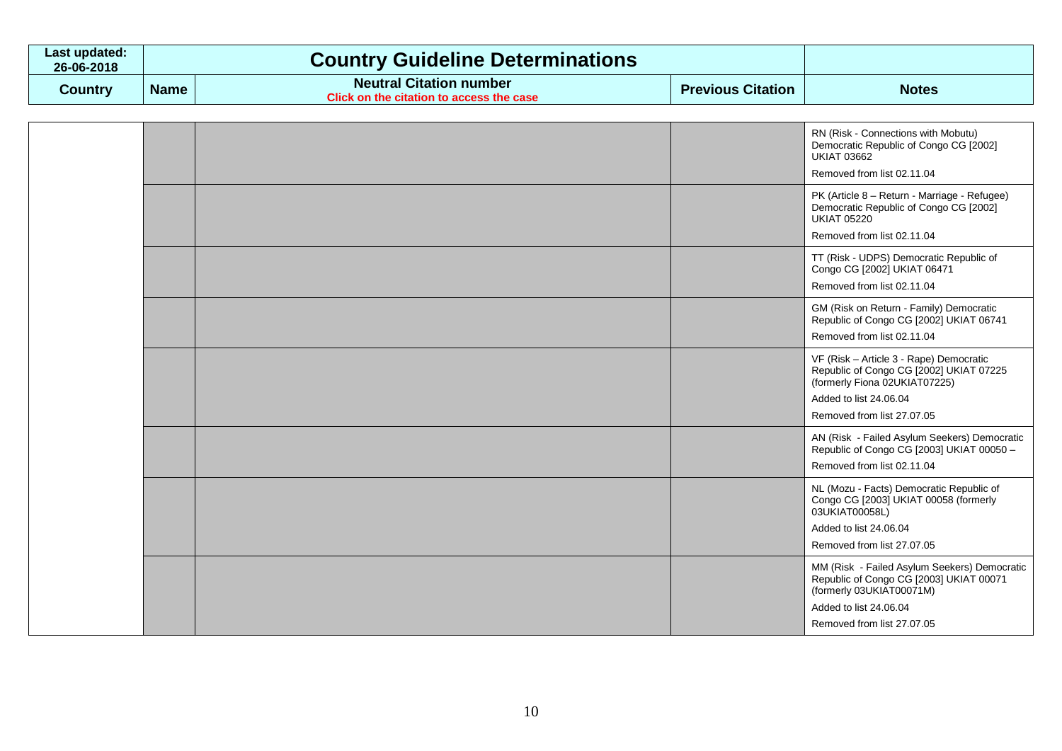| Last updated: 26-06-2018 | Country Guideline Determinations | | | |
|---|---|---|---|---|
| **Country** | **Name** | **Neutral Citation number**<br>Click on the citation to access the case | **Previous Citation** | **Notes** |
| | | | | RN (Risk - Connections with Mobutu) Democratic Republic of Congo CG [2002] UKIAT 03662<br>Removed from list 02.11.04 |
| | | | | PK (Article 8 – Return - Marriage - Refugee) Democratic Republic of Congo CG [2002] UKIAT 05220<br>Removed from list 02.11.04 |
| | | | | TT (Risk - UDPS) Democratic Republic of Congo CG [2002] UKIAT 06471<br>Removed from list 02.11.04 |
| | | | | GM (Risk on Return - Family) Democratic Republic of Congo CG [2002] UKIAT 06741<br>Removed from list 02.11.04 |
| | | | | VF (Risk – Article 3 - Rape) Democratic Republic of Congo CG [2002] UKIAT 07225 (formerly Fiona 02UKIAT07225)<br>Added to list 24.06.04<br>Removed from list 27.07.05 |
| | | | | AN (Risk - Failed Asylum Seekers) Democratic Republic of Congo CG [2003] UKIAT 00050 –<br>Removed from list 02.11.04 |
| | | | | NL (Mozu - Facts) Democratic Republic of Congo CG [2003] UKIAT 00058 (formerly 03UKIAT00058L)<br>Added to list 24.06.04<br>Removed from list 27.07.05 |
| | | | | MM (Risk - Failed Asylum Seekers) Democratic Republic of Congo CG [2003] UKIAT 00071 (formerly 03UKIAT00071M)<br>Added to list 24.06.04<br>Removed from list 27.07.05 |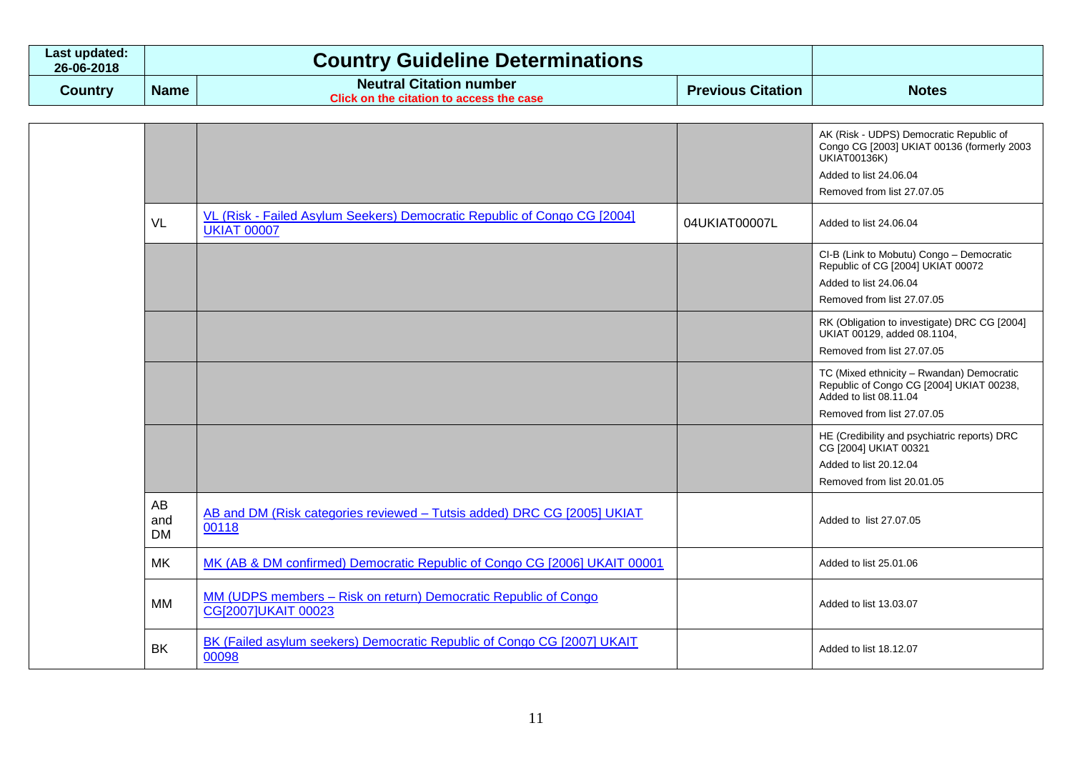| Last updated: 26-06-2018 | Country Guideline Determinations | | | |
|---|---|---|---|---|
| Country | Name | Neutral Citation number<br>Click on the citation to access the case | Previous Citation | Notes |
| | | | | AK (Risk - UDPS) Democratic Republic of Congo CG [2003] UKIAT 00136 (formerly 2003 UKIAT00136K)<br>Added to list 24.06.04<br>Removed from list 27.07.05 |
| | VL | VL (Risk - Failed Asylum Seekers) Democratic Republic of Congo CG [2004] UKIAT 00007 | 04UKIAT00007L | Added to list 24.06.04 |
| | | | | CI-B (Link to Mobutu) Congo – Democratic Republic of CG [2004] UKIAT 00072<br>Added to list 24.06.04<br>Removed from list 27.07.05 |
| | | | | RK (Obligation to investigate) DRC CG [2004] UKIAT 00129, added 08.1104,<br>Removed from list 27.07.05 |
| | | | | TC (Mixed ethnicity – Rwandan) Democratic Republic of Congo CG [2004] UKIAT 00238, Added to list 08.11.04<br>Removed from list 27.07.05 |
| | | | | HE (Credibility and psychiatric reports) DRC CG [2004] UKIAT 00321<br>Added to list 20.12.04<br>Removed from list 20.01.05 |
| | AB and DM | AB and DM (Risk categories reviewed – Tutsis added) DRC CG [2005] UKIAT 00118 | | Added to list 27.07.05 |
| | MK | MK (AB & DM confirmed) Democratic Republic of Congo CG [2006] UKAIT 00001 | | Added to list 25.01.06 |
| | MM | MM (UDPS members – Risk on return) Democratic Republic of Congo CG[2007]UKAIT 00023 | | Added to list 13.03.07 |
| | BK | BK (Failed asylum seekers) Democratic Republic of Congo CG [2007] UKAIT 00098 | | Added to list 18.12.07 |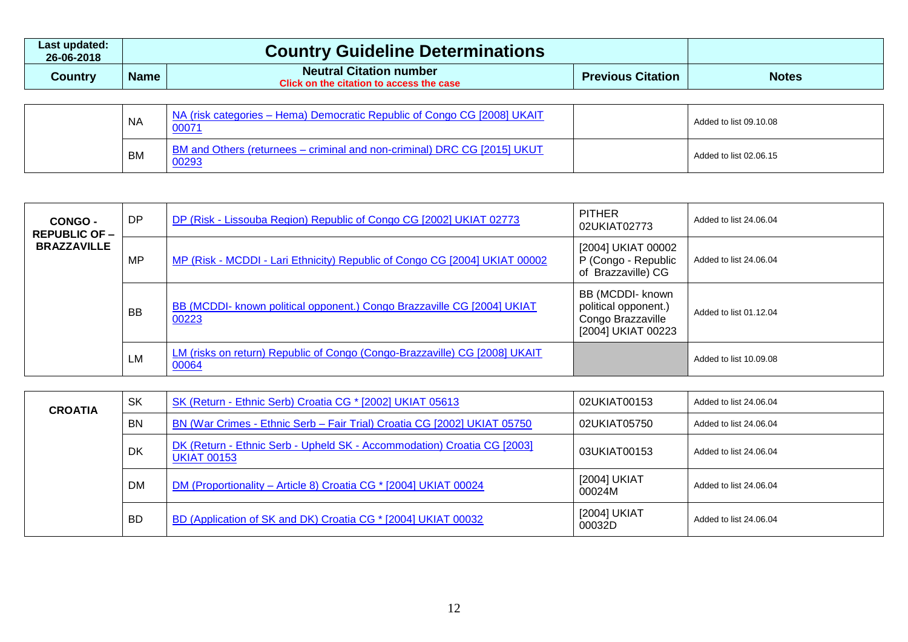| Last updated: 26-06-2018 | Country Guideline Determinations | | | |
|---|---|---|---|---|
| **Country** | **Name** | **Neutral Citation number** Click on the citation to access the case | **Previous Citation** | **Notes** |
| | NA | NA (risk categories – Hema) Democratic Republic of Congo CG [2008] UKAIT 00071 | | Added to list 09.10.08 |
| | BM | BM and Others (returnees – criminal and non-criminal) DRC CG [2015] UKUT 00293 | | Added to list 02.06.15 |
| **CONGO - REPUBLIC OF – BRAZZAVILLE** | DP | DP (Risk - Lissouba Region) Republic of Congo CG [2002] UKIAT 02773 | PITHER 02UKIAT02773 | Added to list 24.06.04 |
| | MP | MP (Risk - MCDDI - Lari Ethnicity) Republic of Congo CG [2004] UKIAT 00002 | [2004] UKIAT 00002 P (Congo - Republic of Brazzaville) CG | Added to list 24.06.04 |
| | BB | BB (MCDDI- known political opponent.) Congo Brazzaville CG [2004] UKIAT 00223 | BB (MCDDI- known political opponent.) Congo Brazzaville [2004] UKIAT 00223 | Added to list 01.12.04 |
| | LM | LM (risks on return) Republic of Congo (Congo-Brazzaville) CG [2008] UKAIT 00064 | | Added to list 10.09.08 |
| **CROATIA** | SK | SK (Return - Ethnic Serb) Croatia CG * [2002] UKIAT 05613 | 02UKIAT00153 | Added to list 24.06.04 |
| | BN | BN (War Crimes - Ethnic Serb – Fair Trial) Croatia CG [2002] UKIAT 05750 | 02UKIAT05750 | Added to list 24.06.04 |
| | DK | DK (Return - Ethnic Serb - Upheld SK - Accommodation) Croatia CG [2003] UKIAT 00153 | 03UKIAT00153 | Added to list 24.06.04 |
| | DM | DM (Proportionality – Article 8) Croatia CG * [2004] UKIAT 00024 | [2004] UKIAT 00024M | Added to list 24.06.04 |
| | BD | BD (Application of SK and DK) Croatia CG * [2004] UKIAT 00032 | [2004] UKIAT 00032D | Added to list 24.06.04 |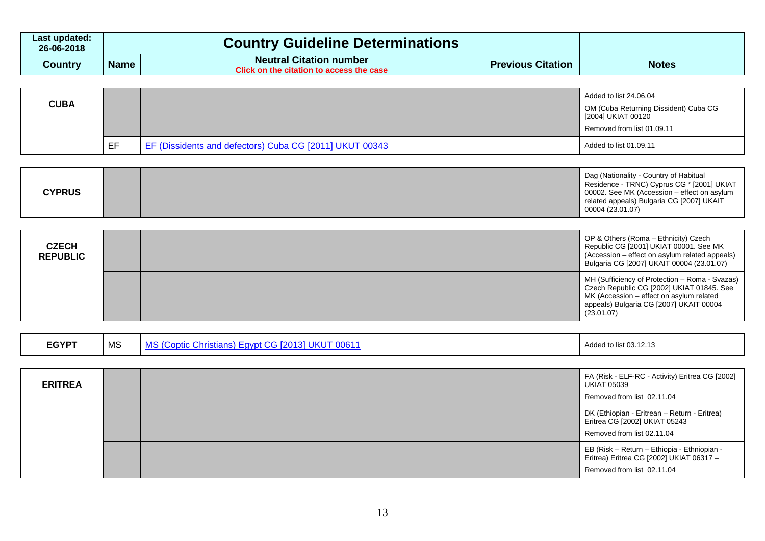| Last updated: 26-06-2018 | Country Guideline Determinations | | | |
|---|---|---|---|---|
| **Country** | **Name** | **Neutral Citation number** Click on the citation to access the case | **Previous Citation** | **Notes** |
| **CUBA** | | | | Added to list 24.06.04 OM (Cuba Returning Dissident) Cuba CG [2004] UKIAT 00120 Removed from list 01.09.11 |
| | EF | EF (Dissidents and defectors) Cuba CG [2011] UKUT 00343 | | Added to list 01.09.11 |
| **CYPRUS** | | | | Dag (Nationality - Country of Habitual Residence - TRNC) Cyprus CG * [2001] UKIAT 00002. See MK (Accession – effect on asylum related appeals) Bulgaria CG [2007] UKAIT 00004 (23.01.07) |
| **CZECH REPUBLIC** | | | | OP & Others (Roma – Ethnicity) Czech Republic CG [2001] UKIAT 00001. See MK (Accession – effect on asylum related appeals) Bulgaria CG [2007] UKAIT 00004 (23.01.07) |
| | | | | MH (Sufficiency of Protection – Roma - Svazas) Czech Republic CG [2002] UKIAT 01845. See MK (Accession – effect on asylum related appeals) Bulgaria CG [2007] UKAIT 00004 (23.01.07) |
| **EGYPT** | MS | MS (Coptic Christians) Egypt CG [2013] UKUT 00611 | | Added to list 03.12.13 |
| **ERITREA** | | | | FA (Risk - ELF-RC - Activity) Eritrea CG [2002] UKIAT 05039 Removed from list 02.11.04 |
| | | | | DK (Ethiopian - Eritrean – Return - Eritrea) Eritrea CG [2002] UKIAT 05243 Removed from list 02.11.04 |
| | | | | EB (Risk – Return – Ethiopia - Ethniopian - Eritrea) Eritrea CG [2002] UKIAT 06317 – Removed from list 02.11.04 |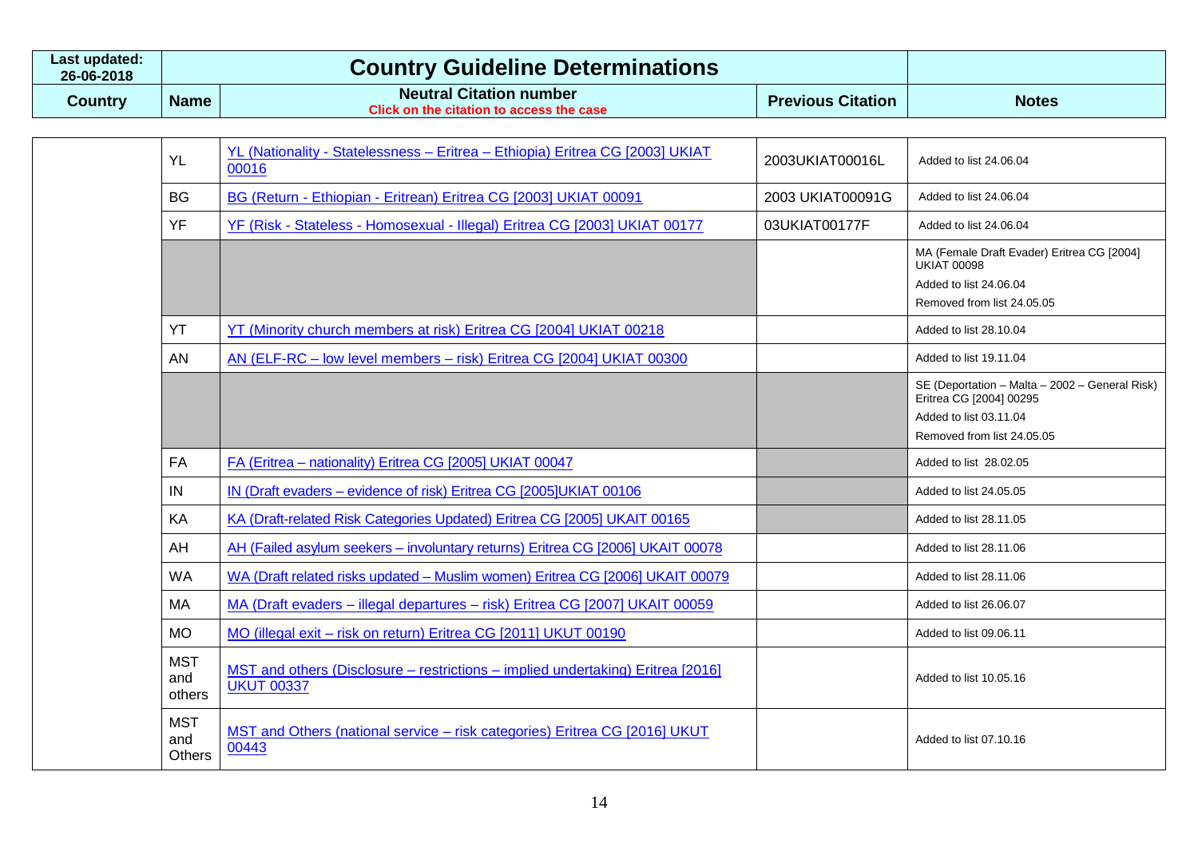| Last updated: 26-06-2018 | Country Guideline Determinations | | | |
|---|---|---|---|---|
| Country | Name | Neutral Citation number Click on the citation to access the case | Previous Citation | Notes |
| | YL | YL (Nationality - Statelessness – Eritrea – Ethiopia) Eritrea CG [2003] UKIAT 00016 | 2003UKIAT00016L | Added to list 24.06.04 |
| | BG | BG (Return - Ethiopian - Eritrean) Eritrea CG [2003] UKIAT 00091 | 2003 UKIAT00091G | Added to list 24.06.04 |
| | YF | YF (Risk - Stateless - Homosexual - Illegal) Eritrea CG [2003] UKIAT 00177 | 03UKIAT00177F | Added to list 24.06.04 |
| | | | | MA (Female Draft Evader) Eritrea CG [2004] UKIAT 00098<br>Added to list 24.06.04<br>Removed from list 24.05.05 |
| | YT | YT (Minority church members at risk) Eritrea CG [2004] UKIAT 00218 | | Added to list 28.10.04 |
| | AN | AN (ELF-RC – low level members – risk) Eritrea CG [2004] UKIAT 00300 | | Added to list 19.11.04 |
| | | | | SE (Deportation – Malta – 2002 – General Risk) Eritrea CG [2004] 00295<br>Added to list 03.11.04<br>Removed from list 24.05.05 |
| | FA | FA (Eritrea – nationality) Eritrea CG [2005] UKIAT 00047 | | Added to list 28.02.05 |
| | IN | IN (Draft evaders – evidence of risk) Eritrea CG [2005]UKIAT 00106 | | Added to list 24.05.05 |
| | KA | KA (Draft-related Risk Categories Updated) Eritrea CG [2005] UKAIT 00165 | | Added to list 28.11.05 |
| | AH | AH (Failed asylum seekers – involuntary returns) Eritrea CG [2006] UKAIT 00078 | | Added to list 28.11.06 |
| | WA | WA (Draft related risks updated – Muslim women) Eritrea CG [2006] UKAIT 00079 | | Added to list 28.11.06 |
| | MA | MA (Draft evaders – illegal departures – risk) Eritrea CG [2007] UKAIT 00059 | | Added to list 26.06.07 |
| | MO | MO (illegal exit – risk on return) Eritrea CG [2011] UKUT 00190 | | Added to list 09.06.11 |
| | MST and others | MST and others (Disclosure – restrictions – implied undertaking) Eritrea [2016] UKUT 00337 | | Added to list 10.05.16 |
| | MST and Others | MST and Others (national service – risk categories) Eritrea CG [2016] UKUT 00443 | | Added to list 07.10.16 |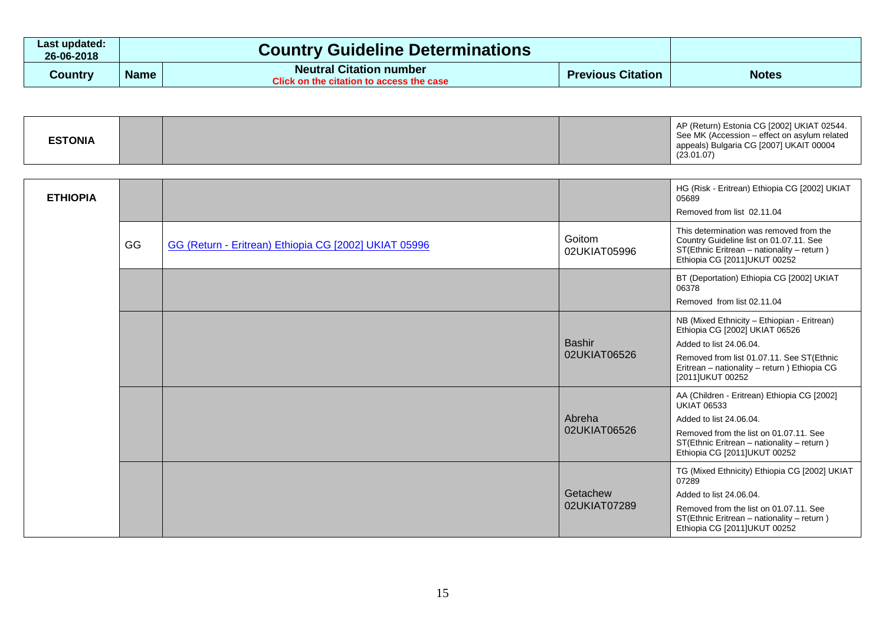| Last updated: 26-06-2018 | Country Guideline Determinations | | | |
|---|---|---|---|---|
| **Country** | **Name** | **Neutral Citation number** Click on the citation to access the case | **Previous Citation** | **Notes** |
| **ESTONIA** | | | | AP (Return) Estonia CG [2002] UKIAT 02544. See MK (Accession – effect on asylum related appeals) Bulgaria CG [2007] UKAIT 00004 (23.01.07) |
| **ETHIOPIA** | | | | HG (Risk - Eritrean) Ethiopia CG [2002] UKIAT 05689<br>Removed from list 02.11.04 |
| | GG | GG (Return - Eritrean) Ethiopia CG [2002] UKIAT 05996 | Goitom 02UKIAT05996 | This determination was removed from the Country Guideline list on 01.07.11. See ST(Ethnic Eritrean – nationality – return ) Ethiopia CG [2011]UKUT 00252 |
| | | | | BT (Deportation) Ethiopia CG [2002] UKIAT 06378<br>Removed from list 02.11.04 |
| | | | Bashir 02UKIAT06526 | NB (Mixed Ethnicity – Ethiopian - Eritrean) Ethiopia CG [2002] UKIAT 06526<br>Added to list 24.06.04.<br>Removed from list 01.07.11. See ST(Ethnic Eritrean – nationality – return ) Ethiopia CG [2011]UKUT 00252 |
| | | | Abreha 02UKIAT06526 | AA (Children - Eritrean) Ethiopia CG [2002] UKIAT 06533<br>Added to list 24.06.04.<br>Removed from the list on 01.07.11. See ST(Ethnic Eritrean – nationality – return ) Ethiopia CG [2011]UKUT 00252 |
| | | | Getachew 02UKIAT07289 | TG (Mixed Ethnicity) Ethiopia CG [2002] UKIAT 07289<br>Added to list 24.06.04.<br>Removed from the list on 01.07.11. See ST(Ethnic Eritrean – nationality – return ) Ethiopia CG [2011]UKUT 00252 |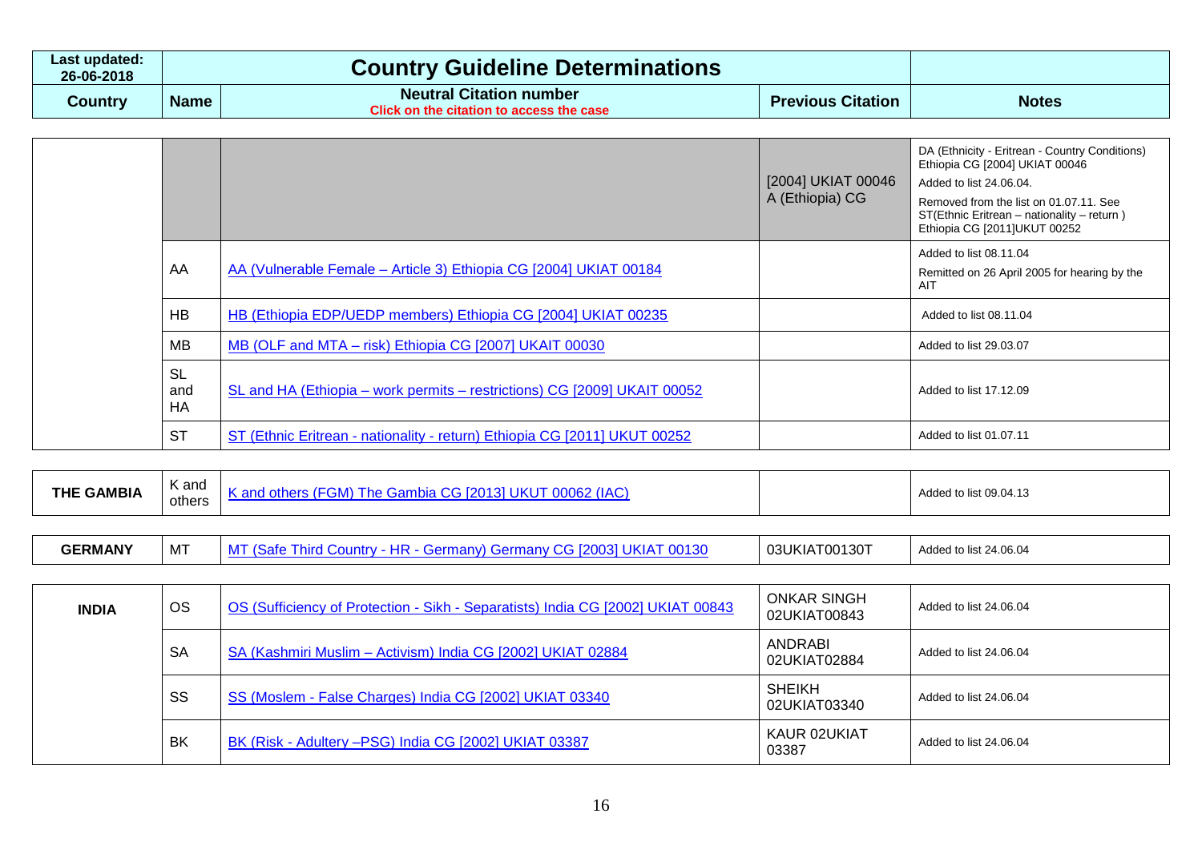| Last updated: 26-06-2018 | Country Guideline Determinations | | | |
|---|---|---|---|---|
| **Country** | **Name** | **Neutral Citation number** Click on the citation to access the case | **Previous Citation** | **Notes** |
| | | | [2004] UKIAT 00046 A (Ethiopia) CG | DA (Ethnicity - Eritrean - Country Conditions) Ethiopia CG [2004] UKIAT 00046 Added to list 24.06.04. Removed from the list on 01.07.11. See ST(Ethnic Eritrean – nationality – return ) Ethiopia CG [2011]UKUT 00252 |
| | AA | AA (Vulnerable Female – Article 3) Ethiopia CG [2004] UKIAT 00184 | | Added to list 08.11.04 Remitted on 26 April 2005 for hearing by the AIT |
| | HB | HB (Ethiopia EDP/UEDP members) Ethiopia CG [2004] UKIAT 00235 | | Added to list 08.11.04 |
| | MB | MB (OLF and MTA – risk) Ethiopia CG [2007] UKAIT 00030 | | Added to list 29.03.07 |
| | SL and HA | SL and HA (Ethiopia – work permits – restrictions) CG [2009] UKAIT 00052 | | Added to list 17.12.09 |
| | ST | ST (Ethnic Eritrean - nationality - return) Ethiopia CG [2011] UKUT 00252 | | Added to list 01.07.11 |
| **THE GAMBIA** | K and others | K and others (FGM) The Gambia CG [2013] UKUT 00062 (IAC) | | Added to list 09.04.13 |
| **GERMANY** | MT | MT (Safe Third Country - HR - Germany) Germany CG [2003] UKIAT 00130 | 03UKIAT00130T | Added to list 24.06.04 |
| **INDIA** | OS | OS (Sufficiency of Protection - Sikh - Separatists) India CG [2002] UKIAT 00843 | ONKAR SINGH 02UKIAT00843 | Added to list 24.06.04 |
| | SA | SA (Kashmiri Muslim – Activism) India CG [2002] UKIAT 02884 | ANDRABI 02UKIAT02884 | Added to list 24.06.04 |
| | SS | SS (Moslem - False Charges) India CG [2002] UKIAT 03340 | SHEIKH 02UKIAT03340 | Added to list 24.06.04 |
| | BK | BK (Risk - Adultery –PSG) India CG [2002] UKIAT 03387 | KAUR 02UKIAT 03387 | Added to list 24.06.04 |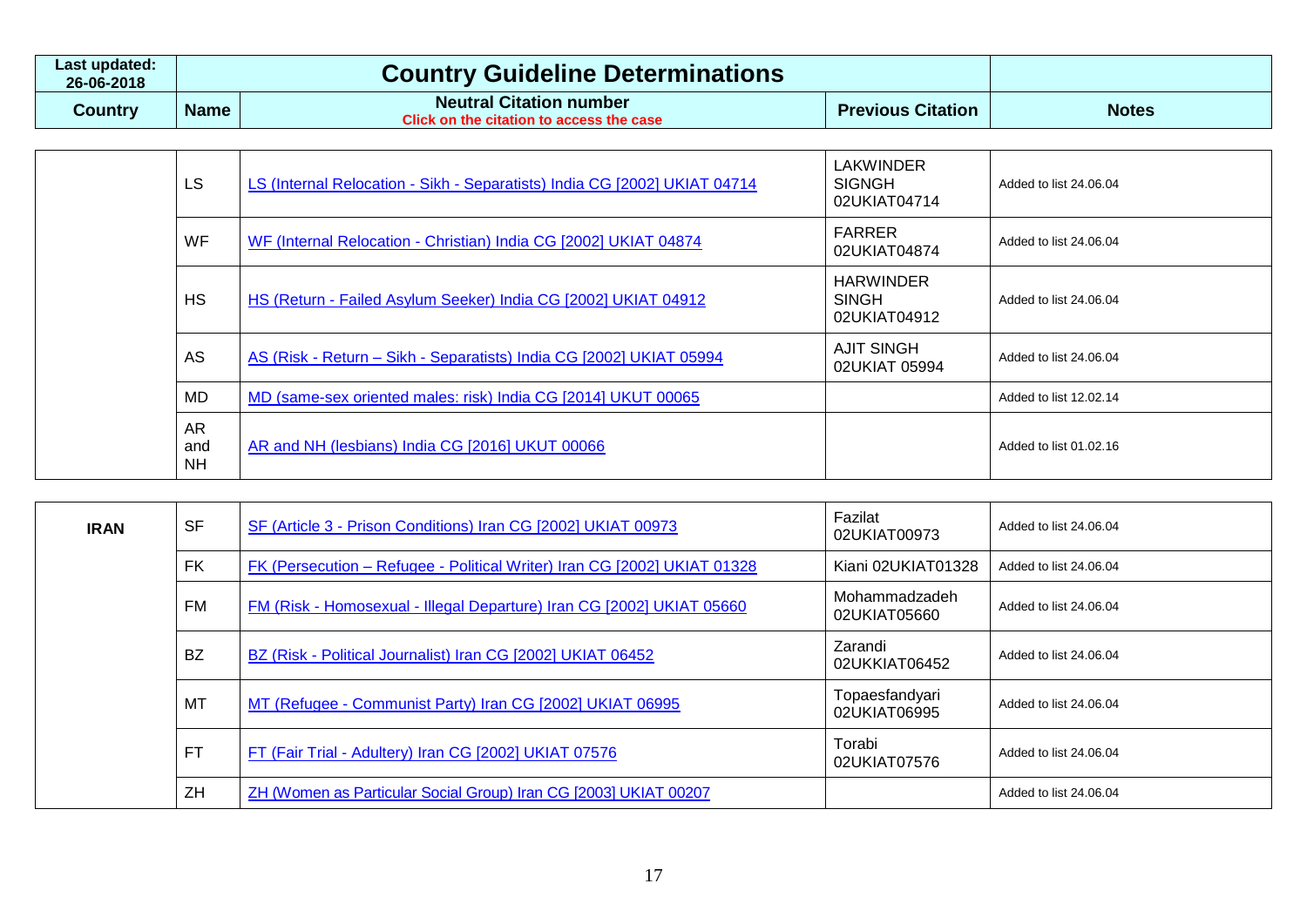| Last updated: 26-06-2018 | Country Guideline Determinations | | | |
|---|---|---|---|---|
| **Country** | **Name** | **Neutral Citation number** Click on the citation to access the case | **Previous Citation** | **Notes** |
| | LS | LS (Internal Relocation - Sikh - Separatists) India CG [2002] UKIAT 04714 | LAKWINDER SIGNGH 02UKIAT04714 | Added to list 24.06.04 |
| | WF | WF (Internal Relocation - Christian) India CG [2002] UKIAT 04874 | FARRER 02UKIAT04874 | Added to list 24.06.04 |
| | HS | HS (Return - Failed Asylum Seeker) India CG [2002] UKIAT 04912 | HARWINDER SINGH 02UKIAT04912 | Added to list 24.06.04 |
| | AS | AS (Risk - Return – Sikh - Separatists) India CG [2002] UKIAT 05994 | AJIT SINGH 02UKIAT 05994 | Added to list 24.06.04 |
| | MD | MD (same-sex oriented males: risk) India CG [2014] UKUT 00065 | | Added to list 12.02.14 |
| | AR and NH | AR and NH (lesbians) India CG [2016] UKUT 00066 | | Added to list 01.02.16 |
| **IRAN** | SF | SF (Article 3 - Prison Conditions) Iran CG [2002] UKIAT 00973 | Fazilat 02UKIAT00973 | Added to list 24.06.04 |
| | FK | FK (Persecution – Refugee - Political Writer) Iran CG [2002] UKIAT 01328 | Kiani 02UKIAT01328 | Added to list 24.06.04 |
| | FM | FM (Risk - Homosexual - Illegal Departure) Iran CG [2002] UKIAT 05660 | Mohammadzadeh 02UKIAT05660 | Added to list 24.06.04 |
| | BZ | BZ (Risk - Political Journalist) Iran CG [2002] UKIAT 06452 | Zarandi 02UKKIAT06452 | Added to list 24.06.04 |
| | MT | MT (Refugee - Communist Party) Iran CG [2002] UKIAT 06995 | Topaesfandyari 02UKIAT06995 | Added to list 24.06.04 |
| | FT | FT (Fair Trial - Adultery) Iran CG [2002] UKIAT 07576 | Torabi 02UKIAT07576 | Added to list 24.06.04 |
| | ZH | ZH (Women as Particular Social Group) Iran CG [2003] UKIAT 00207 | | Added to list 24.06.04 |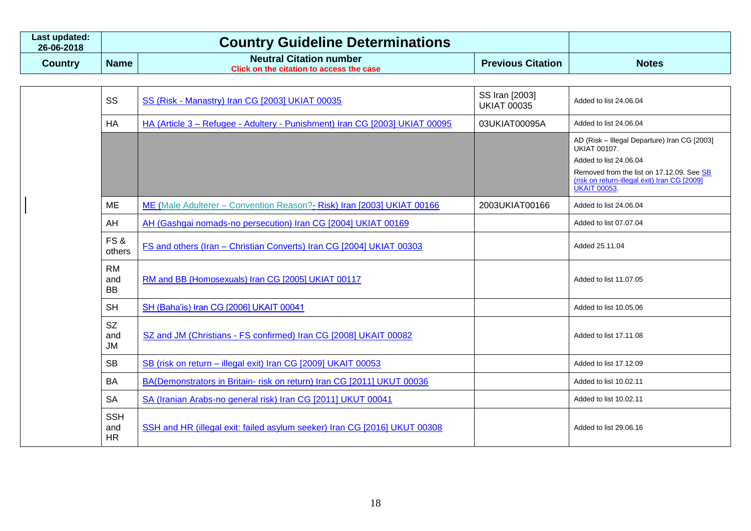| Last updated: 26-06-2018 | Country Guideline Determinations | | | |
|---|---|---|---|---|
| **Country** | **Name** | **Neutral Citation number** Click on the citation to access the case | **Previous Citation** | **Notes** |
| | SS | SS (Risk - Manastry) Iran CG [2003] UKIAT 00035 | SS Iran [2003] UKIAT 00035 | Added to list 24.06.04 |
| | HA | HA (Article 3 – Refugee - Adultery - Punishment) Iran CG [2003] UKIAT 00095 | 03UKIAT00095A | Added to list 24.06.04 |
| | | | | AD (Risk – Illegal Departure) Iran CG [2003] UKIAT 00107. Added to list 24.06.04 Removed from the list on 17.12.09. See SB (risk on return-illegal exit) Iran CG [2009] UKAIT 00053. |
| | ME | ME (Male Adulterer – Convention Reason?- Risk) Iran [2003] UKIAT 00166 | 2003UKIAT00166 | Added to list 24.06.04 |
| | AH | AH (Gashgai nomads-no persecution) Iran CG [2004] UKIAT 00169 | | Added to list 07.07.04 |
| | FS & others | FS and others (Iran – Christian Converts) Iran CG [2004] UKIAT 00303 | | Added 25.11.04 |
| | RM and BB | RM and BB (Homosexuals) Iran CG [2005] UKIAT 00117 | | Added to list 11.07.05 |
| | SH | SH (Baha'is) Iran CG [2006] UKAIT 00041 | | Added to list 10.05.06 |
| | SZ and JM | SZ and JM (Christians - FS confirmed) Iran CG [2008] UKAIT 00082 | | Added to list 17.11.08 |
| | SB | SB (risk on return – illegal exit) Iran CG [2009] UKAIT 00053 | | Added to list 17.12.09 |
| | BA | BA(Demonstrators in Britain- risk on return) Iran CG [2011] UKUT 00036 | | Added to list 10.02.11 |
| | SA | SA (Iranian Arabs-no general risk) Iran CG [2011] UKUT 00041 | | Added to list 10.02.11 |
| | SSH and HR | SSH and HR (illegal exit: failed asylum seeker) Iran CG [2016] UKUT 00308 | | Added to list 29.06.16 |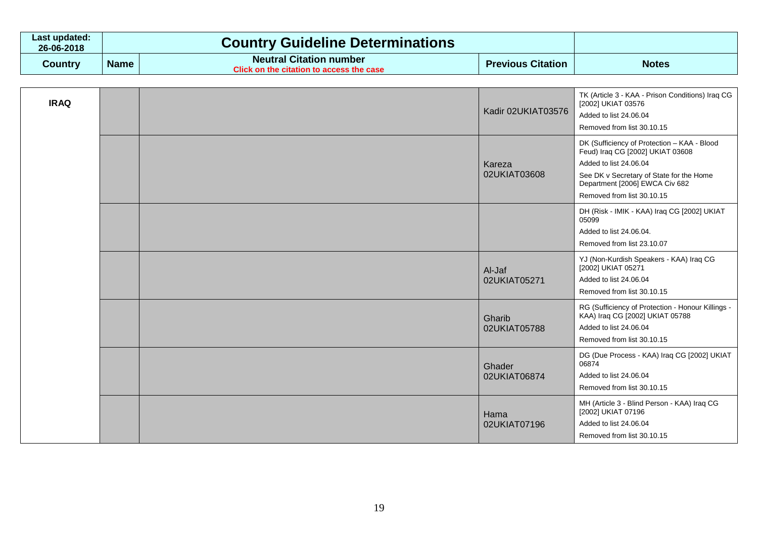| Last updated: 26-06-2018 | Country Guideline Determinations | | | |
|---|---|---|---|---|
| **Country** | **Name** | **Neutral Citation number** Click on the citation to access the case | **Previous Citation** | **Notes** |
| **IRAQ** | | | Kadir 02UKIAT03576 | TK (Article 3 - KAA - Prison Conditions) Iraq CG [2002] UKIAT 03576<br>Added to list 24.06.04<br>Removed from list 30.10.15 |
| | | | Kareza 02UKIAT03608 | DK (Sufficiency of Protection – KAA - Blood Feud) Iraq CG [2002] UKIAT 03608<br>Added to list 24.06.04<br>See DK v Secretary of State for the Home Department [2006] EWCA Civ 682<br>Removed from list 30.10.15 |
| | | | | DH (Risk - IMIK - KAA) Iraq CG [2002] UKIAT 05099<br>Added to list 24.06.04.<br>Removed from list 23.10.07 |
| | | | Al-Jaf 02UKIAT05271 | YJ (Non-Kurdish Speakers - KAA) Iraq CG [2002] UKIAT 05271<br>Added to list 24.06.04<br>Removed from list 30.10.15 |
| | | | Gharib 02UKIAT05788 | RG (Sufficiency of Protection - Honour Killings - KAA) Iraq CG [2002] UKIAT 05788<br>Added to list 24.06.04<br>Removed from list 30.10.15 |
| | | | Ghader 02UKIAT06874 | DG (Due Process - KAA) Iraq CG [2002] UKIAT 06874<br>Added to list 24.06.04<br>Removed from list 30.10.15 |
| | | | Hama 02UKIAT07196 | MH (Article 3 - Blind Person - KAA) Iraq CG [2002] UKIAT 07196<br>Added to list 24.06.04<br>Removed from list 30.10.15 |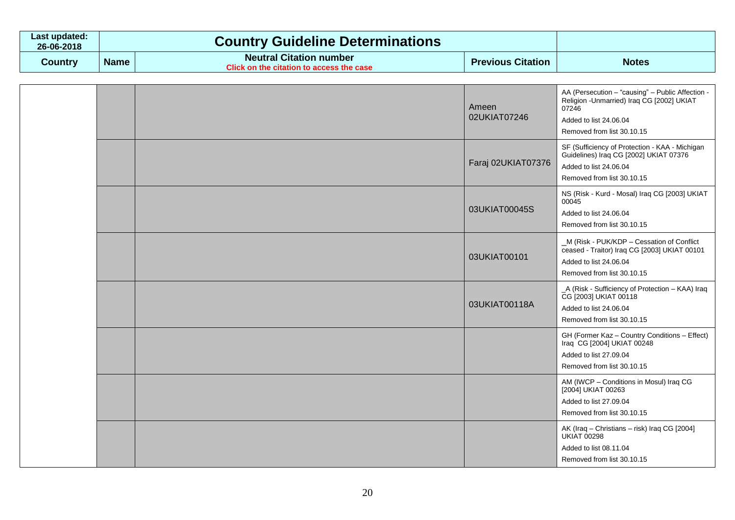| Last updated: 26-06-2018 | Country Guideline Determinations | | | |
|---|---|---|---|---|
| **Country** | **Name** | **Neutral Citation number** Click on the citation to access the case | **Previous Citation** | **Notes** |
| | | | Ameen 02UKIAT07246 | AA (Persecution – "causing" – Public Affection - Religion -Unmarried) Iraq CG [2002] UKIAT 07246<br>Added to list 24.06.04<br>Removed from list 30.10.15 |
| | | | Faraj 02UKIAT07376 | SF (Sufficiency of Protection - KAA - Michigan Guidelines) Iraq CG [2002] UKIAT 07376<br>Added to list 24.06.04<br>Removed from list 30.10.15 |
| | | | 03UKIAT00045S | NS (Risk - Kurd - Mosal) Iraq CG [2003] UKIAT 00045<br>Added to list 24.06.04<br>Removed from list 30.10.15 |
| | | | 03UKIAT00101 | _M (Risk - PUK/KDP – Cessation of Conflict ceased - Traitor) Iraq CG [2003] UKIAT 00101<br>Added to list 24.06.04<br>Removed from list 30.10.15 |
| | | | 03UKIAT00118A | _A (Risk - Sufficiency of Protection – KAA) Iraq CG [2003] UKIAT 00118<br>Added to list 24.06.04<br>Removed from list 30.10.15 |
| | | | | GH (Former Kaz – Country Conditions – Effect) Iraq CG [2004] UKIAT 00248<br>Added to list 27.09.04<br>Removed from list 30.10.15 |
| | | | | AM (IWCP – Conditions in Mosul) Iraq CG [2004] UKIAT 00263<br>Added to list 27.09.04<br>Removed from list 30.10.15 |
| | | | | AK (Iraq – Christians – risk) Iraq CG [2004] UKIAT 00298<br>Added to list 08.11.04<br>Removed from list 30.10.15 |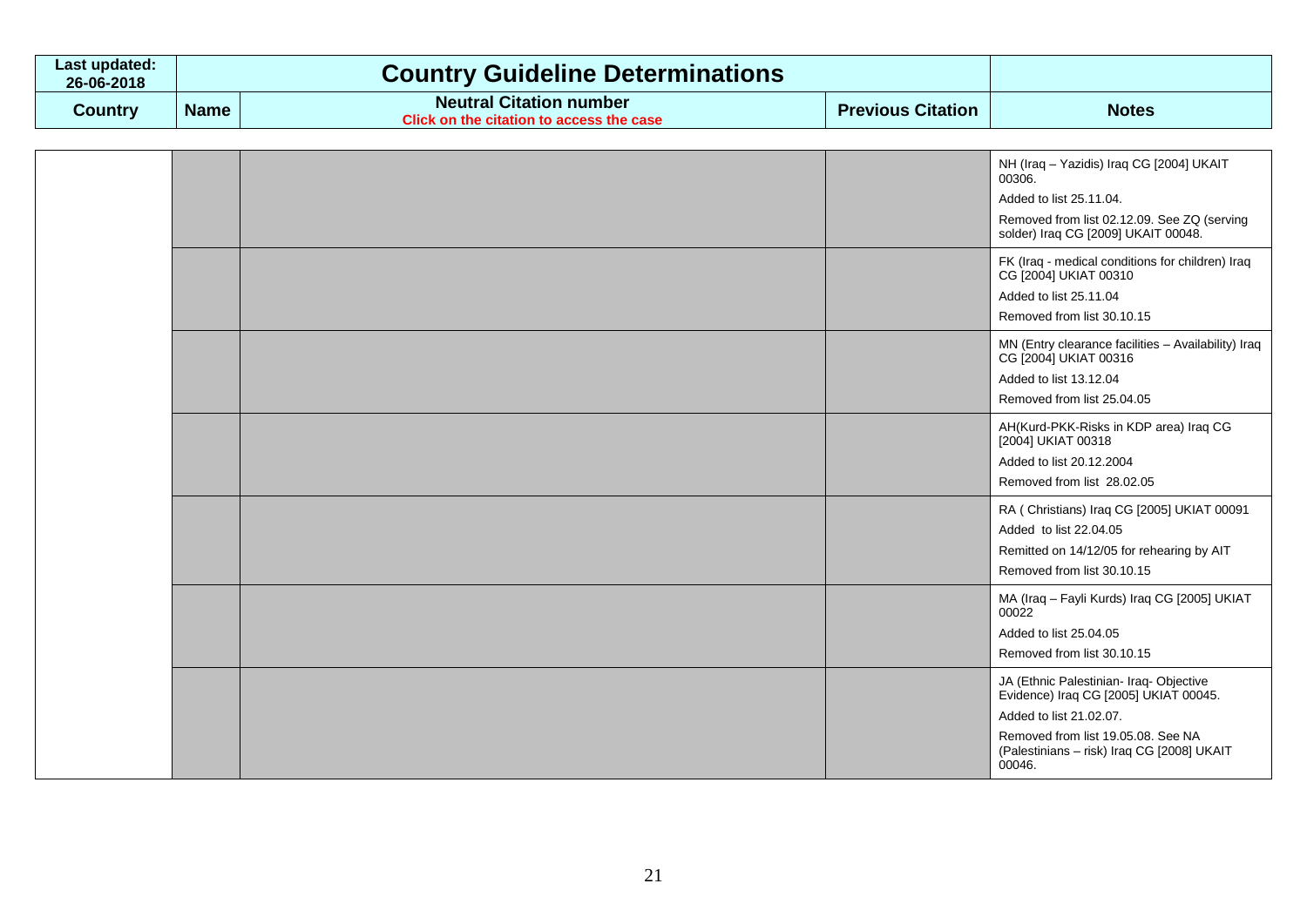| Last updated: 26-06-2018 | Country Guideline Determinations | | | |
|---|---|---|---|---|
| **Country** | **Name** | **Neutral Citation number** Click on the citation to access the case | **Previous Citation** | **Notes** |
| | | | | NH (Iraq – Yazidis) Iraq CG [2004] UKAIT 00306. Added to list 25.11.04. Removed from list 02.12.09. See ZQ (serving solder) Iraq CG [2009] UKAIT 00048. |
| | | | | FK (Iraq - medical conditions for children) Iraq CG [2004] UKIAT 00310 Added to list 25.11.04 Removed from list 30.10.15 |
| | | | | MN (Entry clearance facilities – Availability) Iraq CG [2004] UKIAT 00316 Added to list 13.12.04 Removed from list 25.04.05 |
| | | | | AH(Kurd-PKK-Risks in KDP area) Iraq CG [2004] UKIAT 00318 Added to list 20.12.2004 Removed from list 28.02.05 |
| | | | | RA ( Christians) Iraq CG [2005] UKIAT 00091 Added to list 22.04.05 Remitted on 14/12/05 for rehearing by AIT Removed from list 30.10.15 |
| | | | | MA (Iraq – Fayli Kurds) Iraq CG [2005] UKIAT 00022 Added to list 25.04.05 Removed from list 30.10.15 |
| | | | | JA (Ethnic Palestinian- Iraq- Objective Evidence) Iraq CG [2005] UKIAT 00045. Added to list 21.02.07. Removed from list 19.05.08. See NA (Palestinians – risk) Iraq CG [2008] UKAIT 00046. |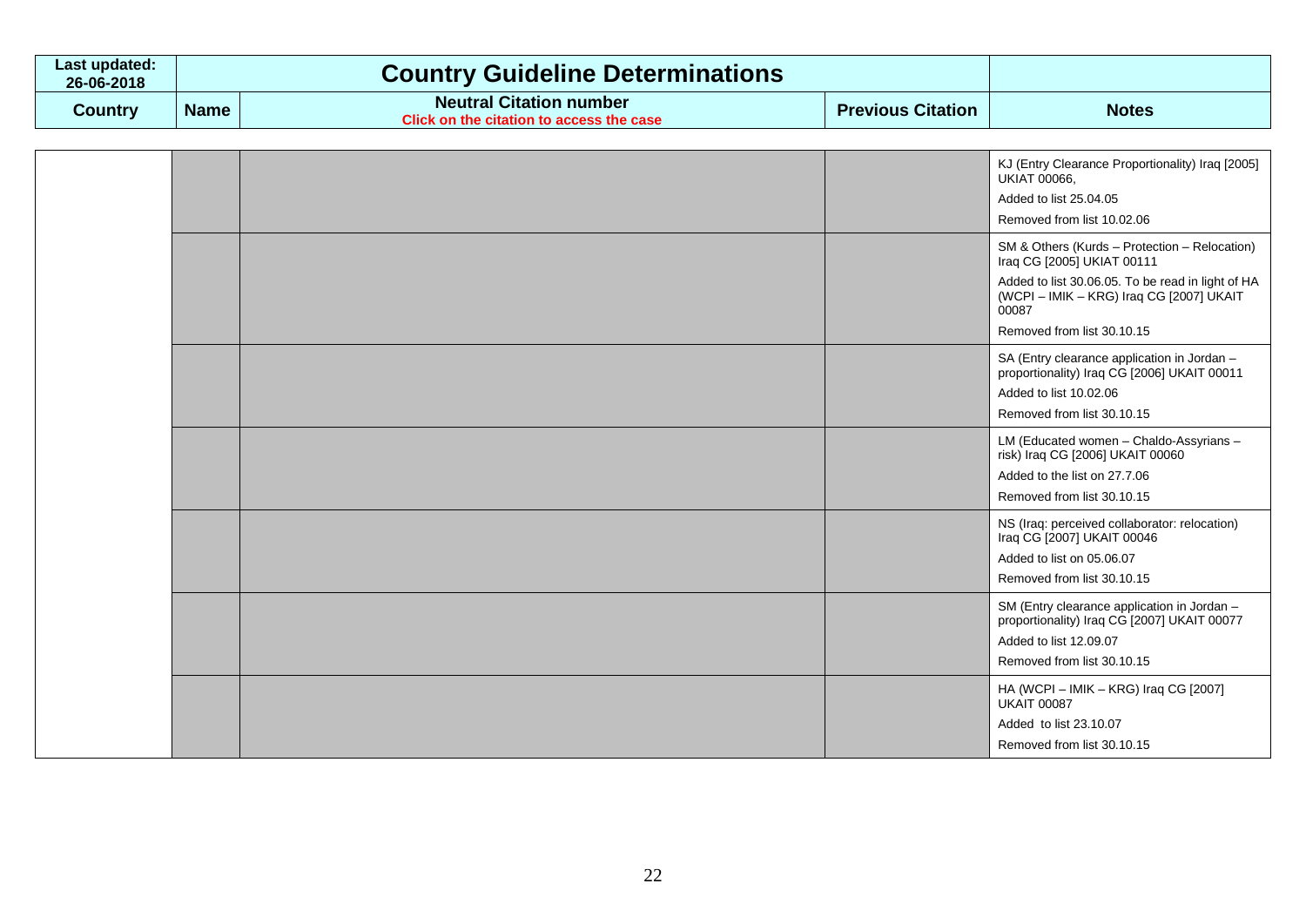| Last updated: 26-06-2018 | Country Guideline Determinations | | | |
|---|---|---|---|---|
| **Country** | **Name** | **Neutral Citation number** Click on the citation to access the case | **Previous Citation** | **Notes** |
| | | | | KJ (Entry Clearance Proportionality) Iraq [2005] UKIAT 00066,<br><br>Added to list 25.04.05<br><br>Removed from list 10.02.06 |
| | | | | SM & Others (Kurds – Protection – Relocation) Iraq CG [2005] UKIAT 00111<br><br>Added to list 30.06.05. To be read in light of HA (WCPI – IMIK – KRG) Iraq CG [2007] UKAIT 00087<br><br>Removed from list 30.10.15 |
| | | | | SA (Entry clearance application in Jordan – proportionality) Iraq CG [2006] UKAIT 00011<br><br>Added to list 10.02.06<br><br>Removed from list 30.10.15 |
| | | | | LM (Educated women – Chaldo-Assyrians – risk) Iraq CG [2006] UKAIT 00060<br><br>Added to the list on 27.7.06<br><br>Removed from list 30.10.15 |
| | | | | NS (Iraq: perceived collaborator: relocation) Iraq CG [2007] UKAIT 00046<br><br>Added to list on 05.06.07<br><br>Removed from list 30.10.15 |
| | | | | SM (Entry clearance application in Jordan – proportionality) Iraq CG [2007] UKAIT 00077<br><br>Added to list 12.09.07<br><br>Removed from list 30.10.15 |
| | | | | HA (WCPI – IMIK – KRG) Iraq CG [2007] UKAIT 00087<br><br>Added to list 23.10.07<br><br>Removed from list 30.10.15 |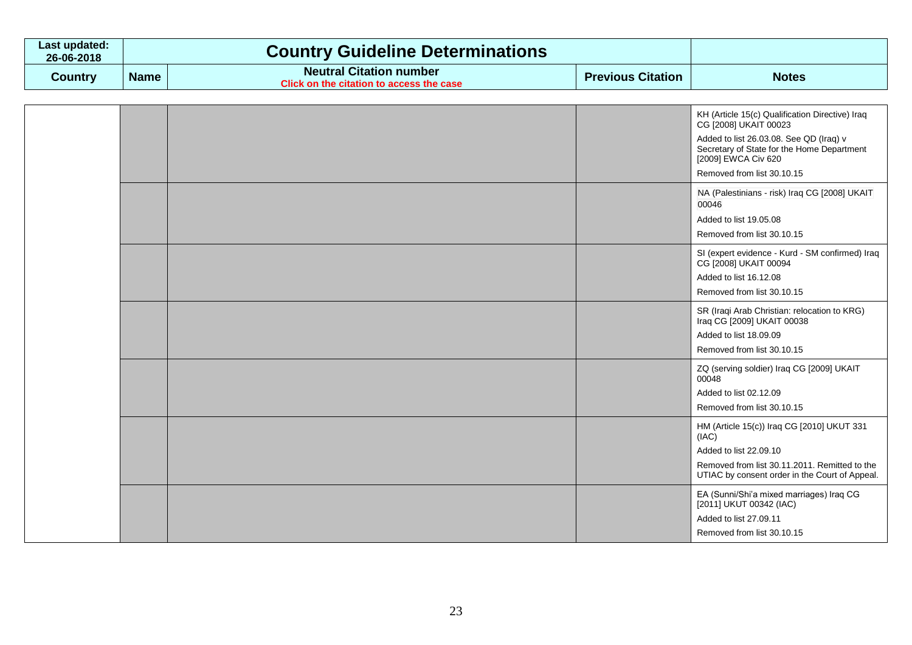| Last updated: 26-06-2018 | Country Guideline Determinations | | | |
|---|---|---|---|---|
| **Country** | **Name** | **Neutral Citation number** Click on the citation to access the case | **Previous Citation** | **Notes** |
| | | | | KH (Article 15(c) Qualification Directive) Iraq CG [2008] UKAIT 00023<br><br>Added to list 26.03.08. See QD (Iraq) v Secretary of State for the Home Department [2009] EWCA Civ 620<br><br>Removed from list 30.10.15 |
| | | | | NA (Palestinians - risk) Iraq CG [2008] UKAIT 00046<br><br>Added to list 19.05.08<br><br>Removed from list 30.10.15 |
| | | | | SI (expert evidence - Kurd - SM confirmed) Iraq CG [2008] UKAIT 00094<br><br>Added to list 16.12.08<br><br>Removed from list 30.10.15 |
| | | | | SR (Iraqi Arab Christian: relocation to KRG) Iraq CG [2009] UKAIT 00038<br><br>Added to list 18.09.09<br><br>Removed from list 30.10.15 |
| | | | | ZQ (serving soldier) Iraq CG [2009] UKAIT 00048<br><br>Added to list 02.12.09<br><br>Removed from list 30.10.15 |
| | | | | HM (Article 15(c)) Iraq CG [2010] UKUT 331 (IAC)<br><br>Added to list 22.09.10<br><br>Removed from list 30.11.2011. Remitted to the UTIAC by consent order in the Court of Appeal. |
| | | | | EA (Sunni/Shi'a mixed marriages) Iraq CG [2011] UKUT 00342 (IAC)<br><br>Added to list 27.09.11<br><br>Removed from list 30.10.15 |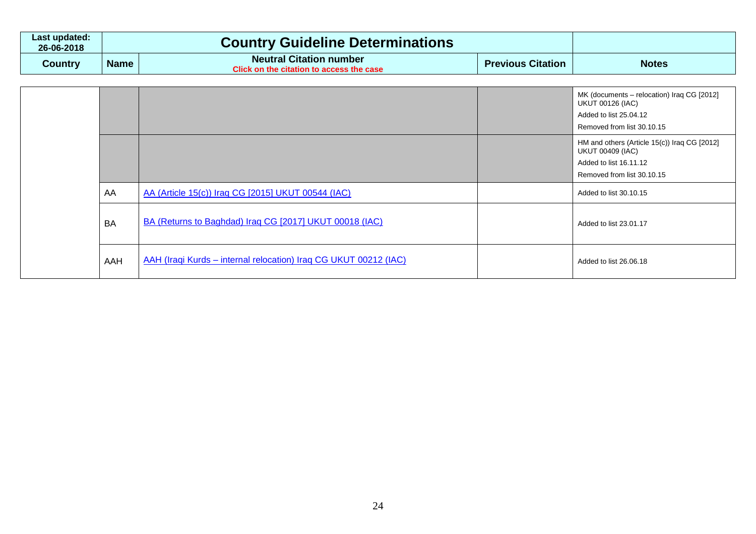| Last updated: 26-06-2018 | Country Guideline Determinations | | | |
|---|---|---|---|---|
| **Country** | **Name** | **Neutral Citation number** Click on the citation to access the case | **Previous Citation** | **Notes** |
| | | | | MK (documents – relocation) Iraq CG [2012] UKUT 00126 (IAC) Added to list 25.04.12 Removed from list 30.10.15 |
| | | | | HM and others (Article 15(c)) Iraq CG [2012] UKUT 00409 (IAC) Added to list 16.11.12 Removed from list 30.10.15 |
| | AA | AA (Article 15(c)) Iraq CG [2015] UKUT 00544 (IAC) | | Added to list 30.10.15 |
| | BA | BA (Returns to Baghdad) Iraq CG [2017] UKUT 00018 (IAC) | | Added to list 23.01.17 |
| | AAH | AAH (Iraqi Kurds – internal relocation) Iraq CG UKUT 00212 (IAC) | | Added to list 26.06.18 |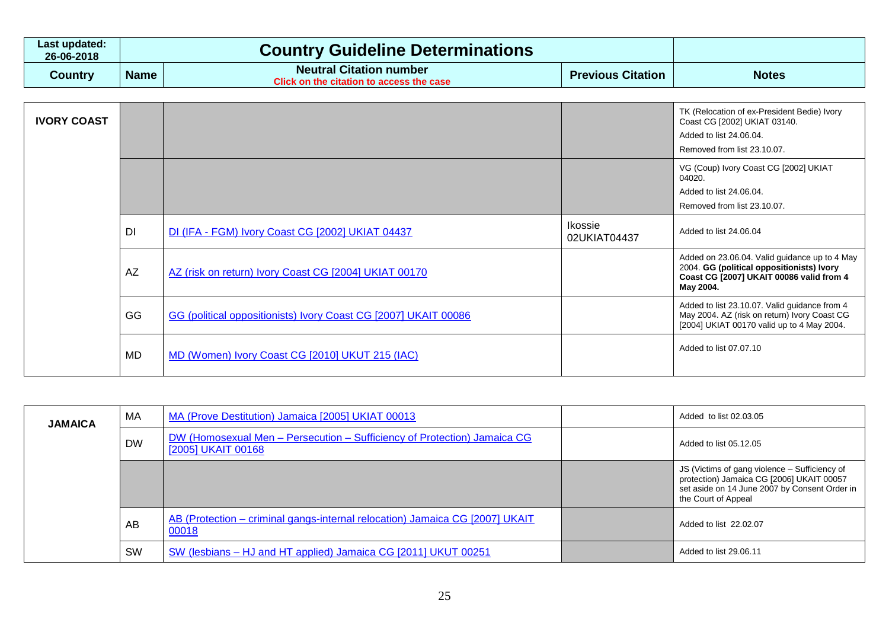| Last updated: 26-06-2018 | Country Guideline Determinations | | | |
|---|---|---|---|---|
| **Country** | **Name** | **Neutral Citation number** Click on the citation to access the case | **Previous Citation** | **Notes** |
| **IVORY COAST** | | | | TK (Relocation of ex-President Bedie) Ivory Coast CG [2002] UKIAT 03140. Added to list 24.06.04. Removed from list 23.10.07. |
| | | | | VG (Coup) Ivory Coast CG [2002] UKIAT 04020. Added to list 24.06.04. Removed from list 23.10.07. |
| | DI | DI (IFA - FGM) Ivory Coast CG [2002] UKIAT 04437 | Ikossie 02UKIAT04437 | Added to list 24.06.04 |
| | AZ | AZ (risk on return) Ivory Coast CG [2004] UKIAT 00170 | | Added on 23.06.04. Valid guidance up to 4 May 2004. **GG (political oppositionists) Ivory Coast CG [2007] UKAIT 00086 valid from 4 May 2004.** |
| | GG | GG (political oppositionists) Ivory Coast CG [2007] UKAIT 00086 | | Added to list 23.10.07. Valid guidance from 4 May 2004. AZ (risk on return) Ivory Coast CG [2004] UKIAT 00170 valid up to 4 May 2004. |
| | MD | MD (Women) Ivory Coast CG [2010] UKUT 215 (IAC) | | Added to list 07.07.10 |
| **JAMAICA** | MA | MA (Prove Destitution) Jamaica [2005] UKIAT 00013 | | Added to list 02.03.05 |
| | DW | DW (Homosexual Men – Persecution – Sufficiency of Protection) Jamaica CG [2005] UKAIT 00168 | | Added to list 05.12.05 |
| | | | | JS (Victims of gang violence – Sufficiency of protection) Jamaica CG [2006] UKAIT 00057 set aside on 14 June 2007 by Consent Order in the Court of Appeal |
| | AB | AB (Protection – criminal gangs-internal relocation) Jamaica CG [2007] UKAIT 00018 | | Added to list 22.02.07 |
| | SW | SW (lesbians – HJ and HT applied) Jamaica CG [2011] UKUT 00251 | | Added to list 29.06.11 |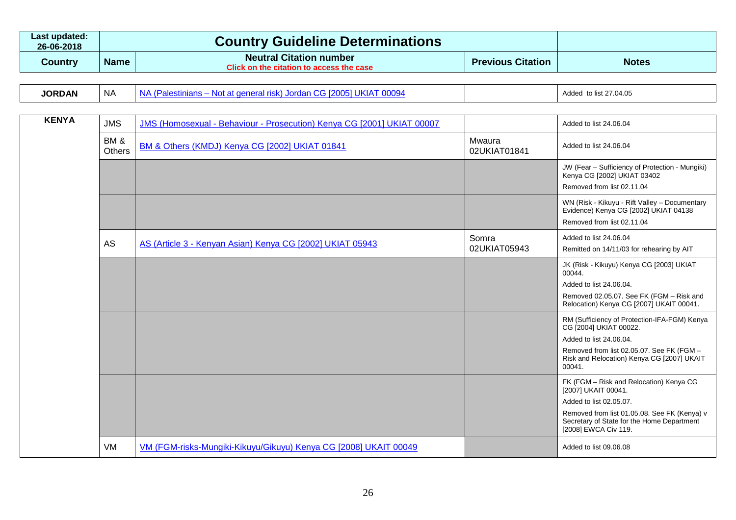| Last updated: 26-06-2018 | Country Guideline Determinations | | | |
|---|---|---|---|---|
| **Country** | **Name** | **Neutral Citation number** Click on the citation to access the case | **Previous Citation** | **Notes** |
| **JORDAN** | NA | NA (Palestinians – Not at general risk) Jordan CG [2005] UKIAT 00094 | | Added to list 27.04.05 |
| **KENYA** | JMS | JMS (Homosexual - Behaviour - Prosecution) Kenya CG [2001] UKIAT 00007 | | Added to list 24.06.04 |
| | BM & Others | BM & Others (KMDJ) Kenya CG [2002] UKIAT 01841 | Mwaura 02UKIAT01841 | Added to list 24.06.04 |
| | | | | JW (Fear – Sufficiency of Protection - Mungiki) Kenya CG [2002] UKIAT 03402<br>Removed from list 02.11.04 |
| | | | | WN (Risk - Kikuyu - Rift Valley – Documentary Evidence) Kenya CG [2002] UKIAT 04138<br>Removed from list 02.11.04 |
| | AS | AS (Article 3 - Kenyan Asian) Kenya CG [2002] UKIAT 05943 | Somra 02UKIAT05943 | Added to list 24.06.04<br>Remitted on 14/11/03 for rehearing by AIT |
| | | | | JK (Risk - Kikuyu) Kenya CG [2003] UKIAT 00044.<br>Added to list 24.06.04.<br>Removed 02.05.07. See FK (FGM – Risk and Relocation) Kenya CG [2007] UKAIT 00041. |
| | | | | RM (Sufficiency of Protection-IFA-FGM) Kenya CG [2004] UKIAT 00022.<br>Added to list 24.06.04.<br>Removed from list 02.05.07. See FK (FGM – Risk and Relocation) Kenya CG [2007] UKAIT 00041. |
| | | | | FK (FGM – Risk and Relocation) Kenya CG [2007] UKAIT 00041.<br>Added to list 02.05.07.<br>Removed from list 01.05.08. See FK (Kenya) v Secretary of State for the Home Department [2008] EWCA Civ 119. |
| | VM | VM (FGM-risks-Mungiki-Kikuyu/Gikuyu) Kenya CG [2008] UKAIT 00049 | | Added to list 09.06.08 |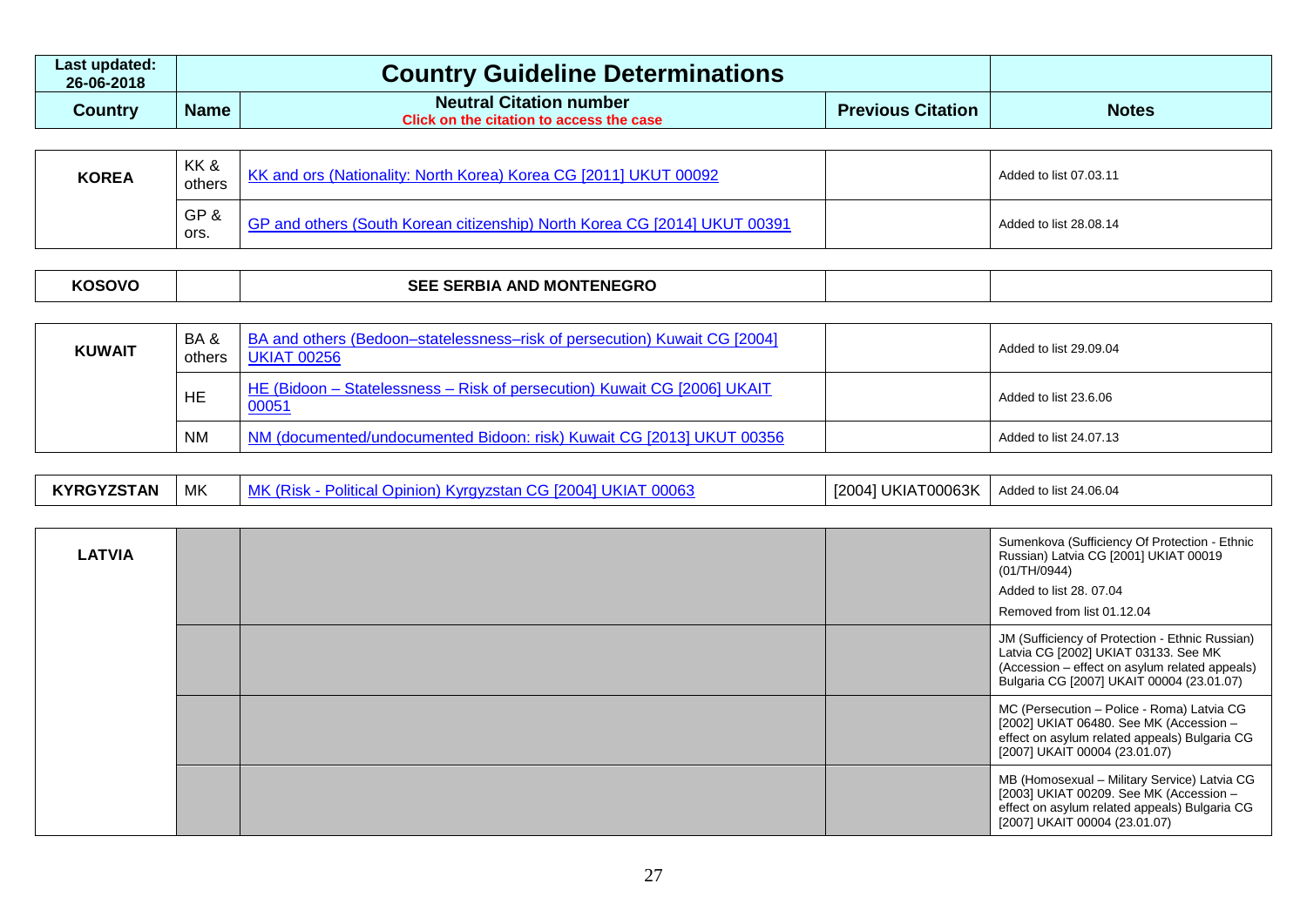| Last updated: 26-06-2018 | Country Guideline Determinations | | | |
|---|---|---|---|---|
| **Country** | **Name** | **Neutral Citation number** Click on the citation to access the case | **Previous Citation** | **Notes** |
| **KOREA** | KK & others | KK and ors (Nationality: North Korea) Korea CG [2011] UKUT 00092 | | Added to list 07.03.11 |
| | GP & ors. | GP and others (South Korean citizenship) North Korea CG [2014] UKUT 00391 | | Added to list 28.08.14 |
| **KOSOVO** | | **SEE SERBIA AND MONTENEGRO** | | |
| **KUWAIT** | BA & others | BA and others (Bedoon–statelessness–risk of persecution) Kuwait CG [2004] UKIAT 00256 | | Added to list 29.09.04 |
| | HE | HE (Bidoon – Statelessness – Risk of persecution) Kuwait CG [2006] UKAIT 00051 | | Added to list 23.6.06 |
| | NM | NM (documented/undocumented Bidoon: risk) Kuwait CG [2013] UKUT 00356 | | Added to list 24.07.13 |
| **KYRGYZSTAN** | MK | MK (Risk - Political Opinion) Kyrgyzstan CG [2004] UKIAT 00063 | [2004] UKIAT00063K | Added to list 24.06.04 |
| **LATVIA** | | | | Sumenkova (Sufficiency Of Protection - Ethnic Russian) Latvia CG [2001] UKIAT 00019 (01/TH/0944) Added to list 28. 07.04 Removed from list 01.12.04 |
| | | | | JM (Sufficiency of Protection - Ethnic Russian) Latvia CG [2002] UKIAT 03133. See MK (Accession – effect on asylum related appeals) Bulgaria CG [2007] UKAIT 00004 (23.01.07) |
| | | | | MC (Persecution – Police - Roma) Latvia CG [2002] UKIAT 06480. See MK (Accession – effect on asylum related appeals) Bulgaria CG [2007] UKAIT 00004 (23.01.07) |
| | | | | MB (Homosexual – Military Service) Latvia CG [2003] UKIAT 00209. See MK (Accession – effect on asylum related appeals) Bulgaria CG [2007] UKAIT 00004 (23.01.07) |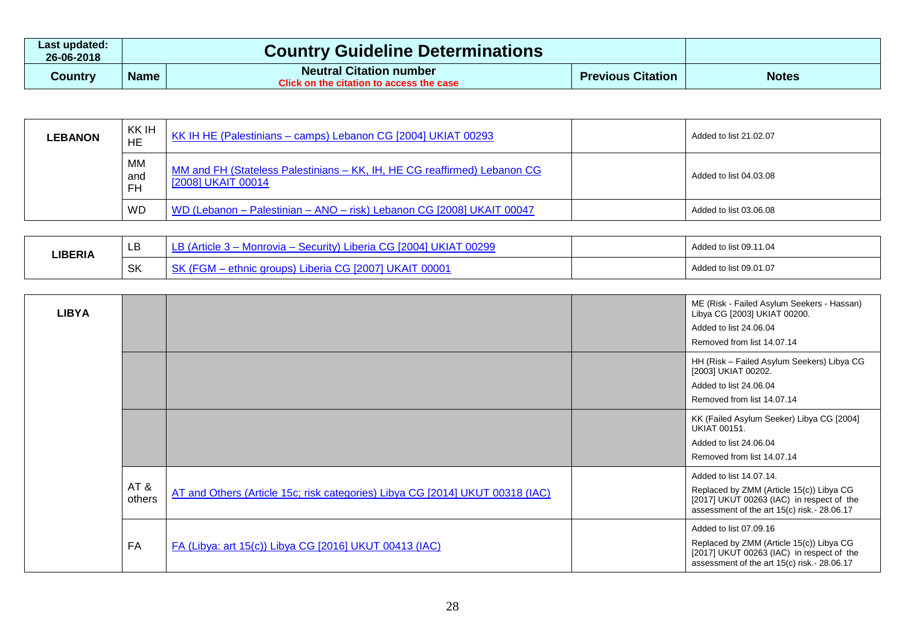| Last updated: 26-06-2018 | Country Guideline Determinations | | | |
|---|---|---|---|---|
| **Country** | **Name** | **Neutral Citation number** Click on the citation to access the case | **Previous Citation** | **Notes** |
| **LEBANON** | KK IH HE | KK IH HE (Palestinians – camps) Lebanon CG [2004] UKIAT 00293 | | Added to list 21.02.07 |
| | MM and FH | MM and FH (Stateless Palestinians – KK, IH, HE CG reaffirmed) Lebanon CG [2008] UKAIT 00014 | | Added to list 04.03.08 |
| | WD | WD (Lebanon – Palestinian – ANO – risk) Lebanon CG [2008] UKAIT 00047 | | Added to list 03.06.08 |
| **LIBERIA** | LB | LB (Article 3 – Monrovia – Security) Liberia CG [2004] UKIAT 00299 | | Added to list 09.11.04 |
| | SK | SK (FGM – ethnic groups) Liberia CG [2007] UKAIT 00001 | | Added to list 09.01.07 |
| **LIBYA** | | | | ME (Risk - Failed Asylum Seekers - Hassan) Libya CG [2003] UKIAT 00200. Added to list 24.06.04 Removed from list 14.07.14 |
| | | | | HH (Risk – Failed Asylum Seekers) Libya CG [2003] UKIAT 00202. Added to list 24.06.04 Removed from list 14.07.14 |
| | | | | KK (Failed Asylum Seeker) Libya CG [2004] UKIAT 00151. Added to list 24.06.04 Removed from list 14.07.14 |
| | AT & others | AT and Others (Article 15c; risk categories) Libya CG [2014] UKUT 00318 (IAC) | | Added to list 14.07.14. Replaced by ZMM (Article 15(c)) Libya CG [2017] UKUT 00263 (IAC) in respect of the assessment of the art 15(c) risk.- 28.06.17 |
| | FA | FA (Libya: art 15(c)) Libya CG [2016] UKUT 00413 (IAC) | | Added to list 07.09.16 Replaced by ZMM (Article 15(c)) Libya CG [2017] UKUT 00263 (IAC) in respect of the assessment of the art 15(c) risk.- 28.06.17 |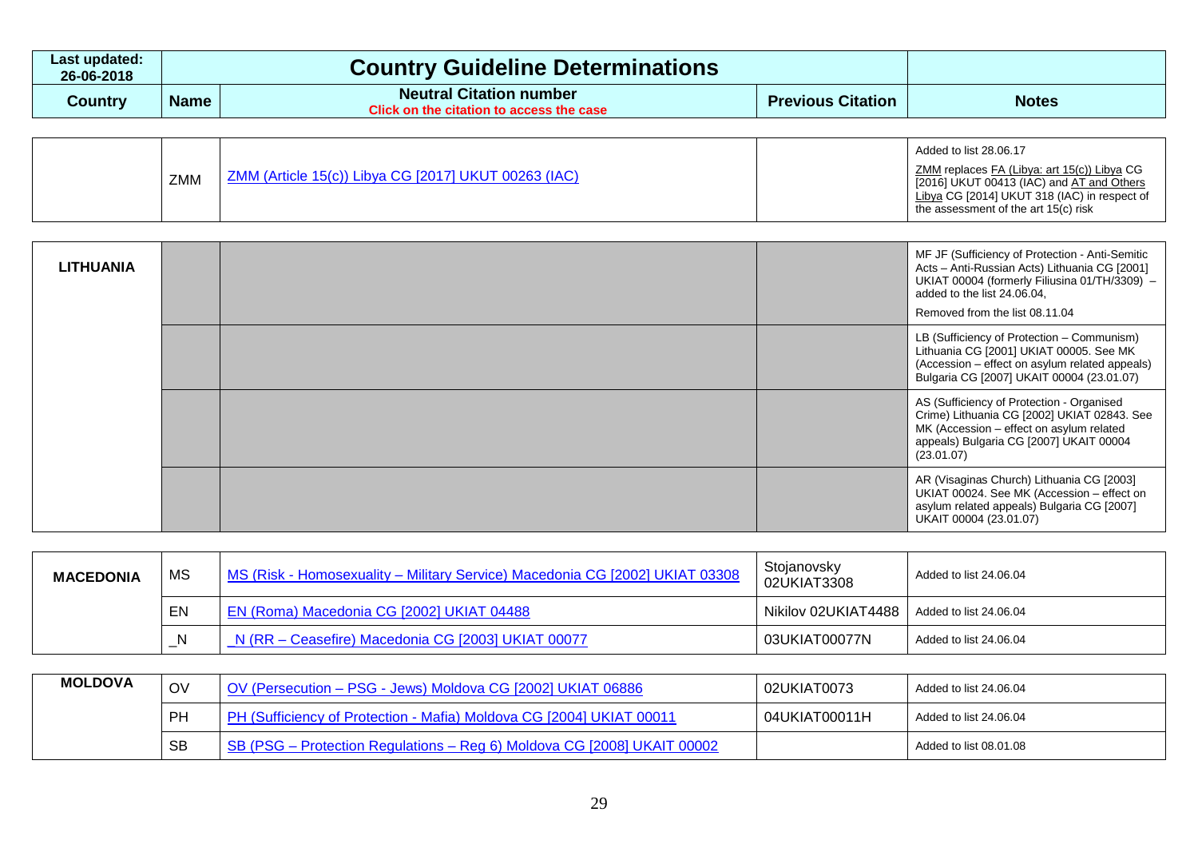| Last updated: 26-06-2018 | Country Guideline Determinations | | | |
|---|---|---|---|---|
| **Country** | **Name** | **Neutral Citation number** Click on the citation to access the case | **Previous Citation** | **Notes** |
| | ZMM | ZMM (Article 15(c)) Libya CG [2017] UKUT 00263 (IAC) | | Added to list 28.06.17<br>ZMM replaces FA (Libya: art 15(c)) Libya CG [2016] UKUT 00413 (IAC) and AT and Others Libya CG [2014] UKUT 318 (IAC) in respect of the assessment of the art 15(c) risk |
| **LITHUANIA** | | | | MF JF (Sufficiency of Protection - Anti-Semitic Acts – Anti-Russian Acts) Lithuania CG [2001] UKIAT 00004 (formerly Filiusina 01/TH/3309) – added to the list 24.06.04,<br>Removed from the list 08.11.04 |
| | | | | LB (Sufficiency of Protection – Communism) Lithuania CG [2001] UKIAT 00005. See MK (Accession – effect on asylum related appeals) Bulgaria CG [2007] UKAIT 00004 (23.01.07) |
| | | | | AS (Sufficiency of Protection - Organised Crime) Lithuania CG [2002] UKIAT 02843. See MK (Accession – effect on asylum related appeals) Bulgaria CG [2007] UKAIT 00004 (23.01.07) |
| | | | | AR (Visaginas Church) Lithuania CG [2003] UKIAT 00024. See MK (Accession – effect on asylum related appeals) Bulgaria CG [2007] UKAIT 00004 (23.01.07) |
| **MACEDONIA** | MS | MS (Risk - Homosexuality – Military Service) Macedonia CG [2002] UKIAT 03308 | Stojanovsky 02UKIAT3308 | Added to list 24.06.04 |
| | EN | EN (Roma) Macedonia CG [2002] UKIAT 04488 | Nikilov 02UKIAT4488 | Added to list 24.06.04 |
| | _N | _N (RR – Ceasefire) Macedonia CG [2003] UKIAT 00077 | 03UKIAT00077N | Added to list 24.06.04 |
| **MOLDOVA** | OV | OV (Persecution – PSG - Jews) Moldova CG [2002] UKIAT 06886 | 02UKIAT0073 | Added to list 24.06.04 |
| | PH | PH (Sufficiency of Protection - Mafia) Moldova CG [2004] UKIAT 00011 | 04UKIAT00011H | Added to list 24.06.04 |
| | SB | SB (PSG – Protection Regulations – Reg 6) Moldova CG [2008] UKAIT 00002 | | Added to list 08.01.08 |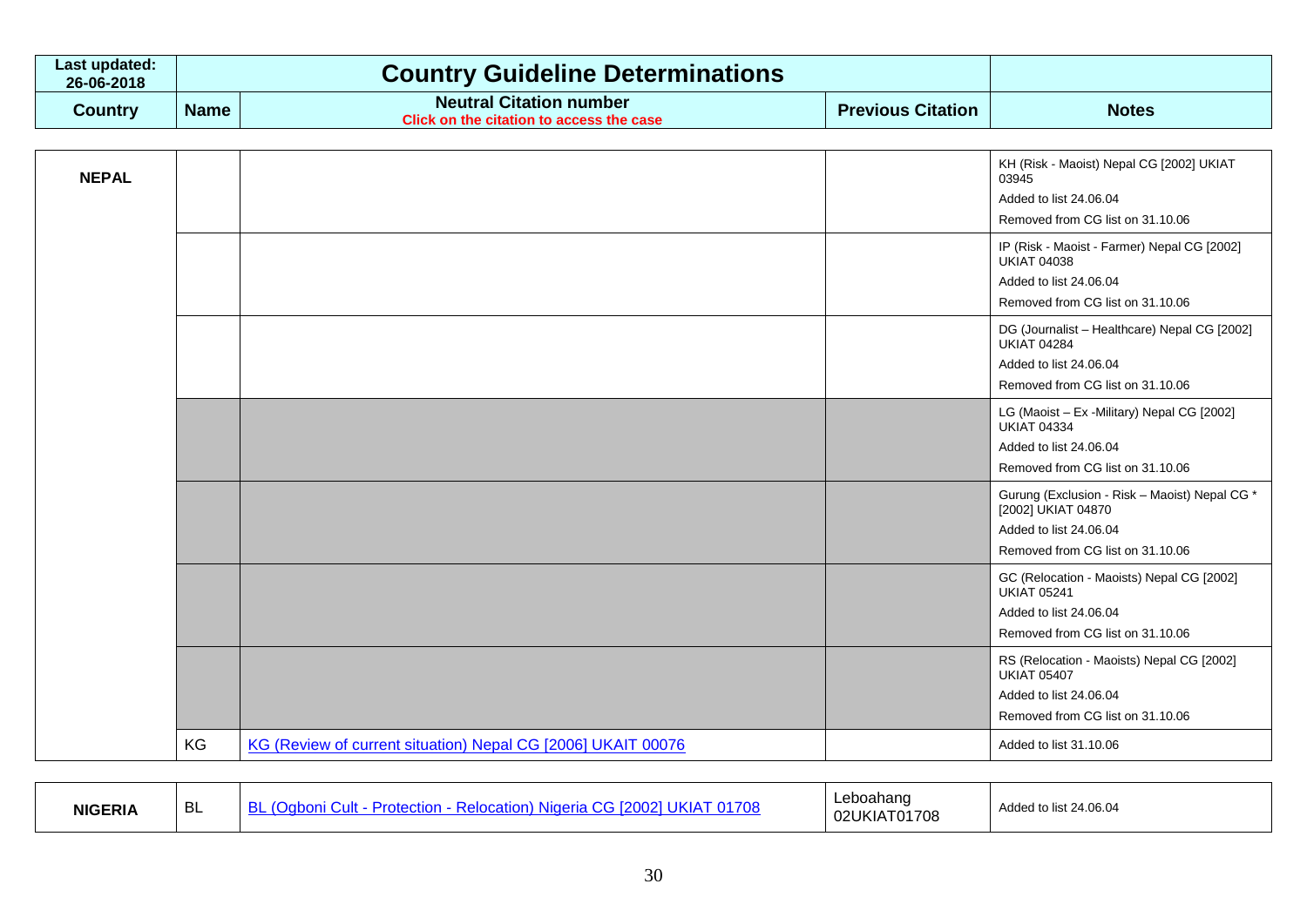| Last updated: 26-06-2018 | Country Guideline Determinations | | | |
|---|---|---|---|---|
| **Country** | **Name** | **Neutral Citation number** Click on the citation to access the case | **Previous Citation** | **Notes** |
| **NEPAL** | | | | KH (Risk - Maoist) Nepal CG [2002] UKIAT 03945<br>Added to list 24.06.04<br>Removed from CG list on 31.10.06 |
| | | | | IP (Risk - Maoist - Farmer) Nepal CG [2002] UKIAT 04038<br>Added to list 24.06.04<br>Removed from CG list on 31.10.06 |
| | | | | DG (Journalist – Healthcare) Nepal CG [2002] UKIAT 04284<br>Added to list 24.06.04<br>Removed from CG list on 31.10.06 |
| | | | | LG (Maoist – Ex -Military) Nepal CG [2002] UKIAT 04334<br>Added to list 24.06.04<br>Removed from CG list on 31.10.06 |
| | | | | Gurung (Exclusion - Risk – Maoist) Nepal CG * [2002] UKIAT 04870<br>Added to list 24.06.04<br>Removed from CG list on 31.10.06 |
| | | | | GC (Relocation - Maoists) Nepal CG [2002] UKIAT 05241<br>Added to list 24.06.04<br>Removed from CG list on 31.10.06 |
| | | | | RS (Relocation - Maoists) Nepal CG [2002] UKIAT 05407<br>Added to list 24.06.04<br>Removed from CG list on 31.10.06 |
| | KG | KG (Review of current situation) Nepal CG [2006] UKAIT 00076 | | Added to list 31.10.06 |
| **NIGERIA** | BL | BL (Ogboni Cult - Protection - Relocation) Nigeria CG [2002] UKIAT 01708 | Leboahang 02UKIAT01708 | Added to list 24.06.04 |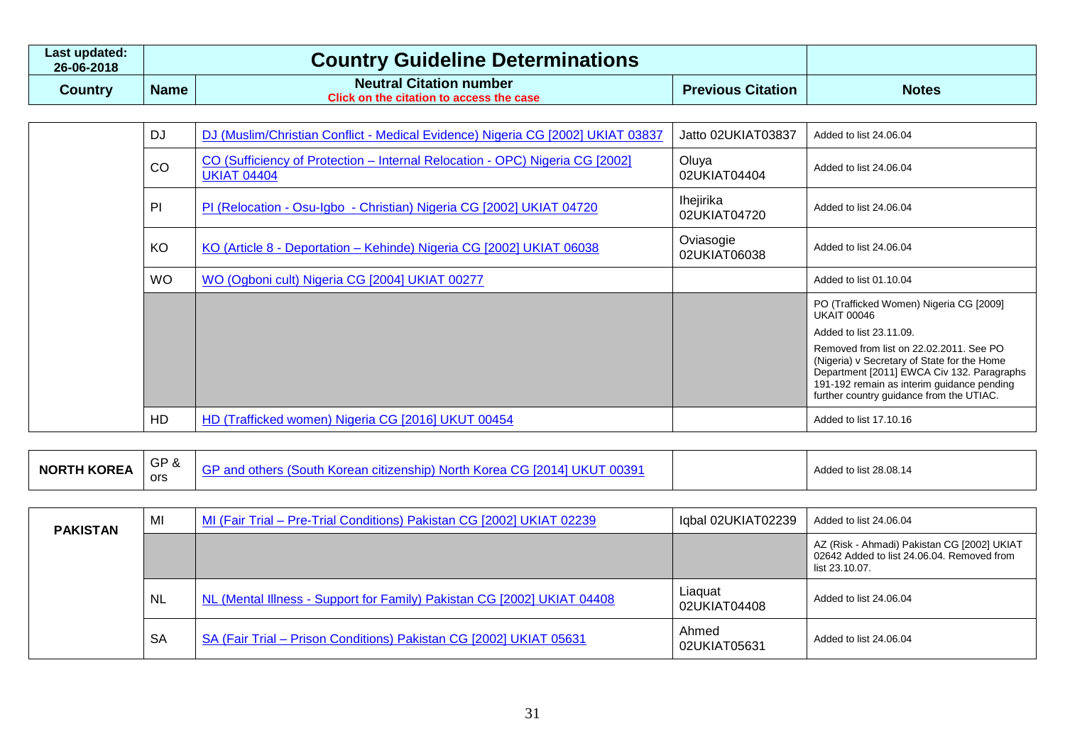| Last updated: 26-06-2018 | Country Guideline Determinations | | | |
|---|---|---|---|---|
| **Country** | **Name** | **Neutral Citation number** Click on the citation to access the case | **Previous Citation** | **Notes** |
| | DJ | DJ (Muslim/Christian Conflict - Medical Evidence) Nigeria CG [2002] UKIAT 03837 | Jatto 02UKIAT03837 | Added to list 24.06.04 |
| | CO | CO (Sufficiency of Protection – Internal Relocation - OPC) Nigeria CG [2002] UKIAT 04404 | Oluya 02UKIAT04404 | Added to list 24.06.04 |
| | PI | PI (Relocation - Osu-Igbo - Christian) Nigeria CG [2002] UKIAT 04720 | Ihejirika 02UKIAT04720 | Added to list 24.06.04 |
| | KO | KO (Article 8 - Deportation – Kehinde) Nigeria CG [2002] UKIAT 06038 | Oviasogie 02UKIAT06038 | Added to list 24.06.04 |
| | WO | WO (Ogboni cult) Nigeria CG [2004] UKIAT 00277 | | Added to list 01.10.04 |
| | | | | PO (Trafficked Women) Nigeria CG [2009] UKAIT 00046 Added to list 23.11.09. Removed from list on 22.02.2011. See PO (Nigeria) v Secretary of State for the Home Department [2011] EWCA Civ 132. Paragraphs 191-192 remain as interim guidance pending further country guidance from the UTIAC. |
| | HD | HD (Trafficked women) Nigeria CG [2016] UKUT 00454 | | Added to list 17.10.16 |
| **NORTH KOREA** | GP & ors | GP and others (South Korean citizenship) North Korea CG [2014] UKUT 00391 | | Added to list 28.08.14 |
| **PAKISTAN** | MI | MI (Fair Trial – Pre-Trial Conditions) Pakistan CG [2002] UKIAT 02239 | Iqbal 02UKIAT02239 | Added to list 24.06.04 |
| | | | | AZ (Risk - Ahmadi) Pakistan CG [2002] UKIAT 02642 Added to list 24.06.04. Removed from list 23.10.07. |
| | NL | NL (Mental Illness - Support for Family) Pakistan CG [2002] UKIAT 04408 | Liaquat 02UKIAT04408 | Added to list 24.06.04 |
| | SA | SA (Fair Trial – Prison Conditions) Pakistan CG [2002] UKIAT 05631 | Ahmed 02UKIAT05631 | Added to list 24.06.04 |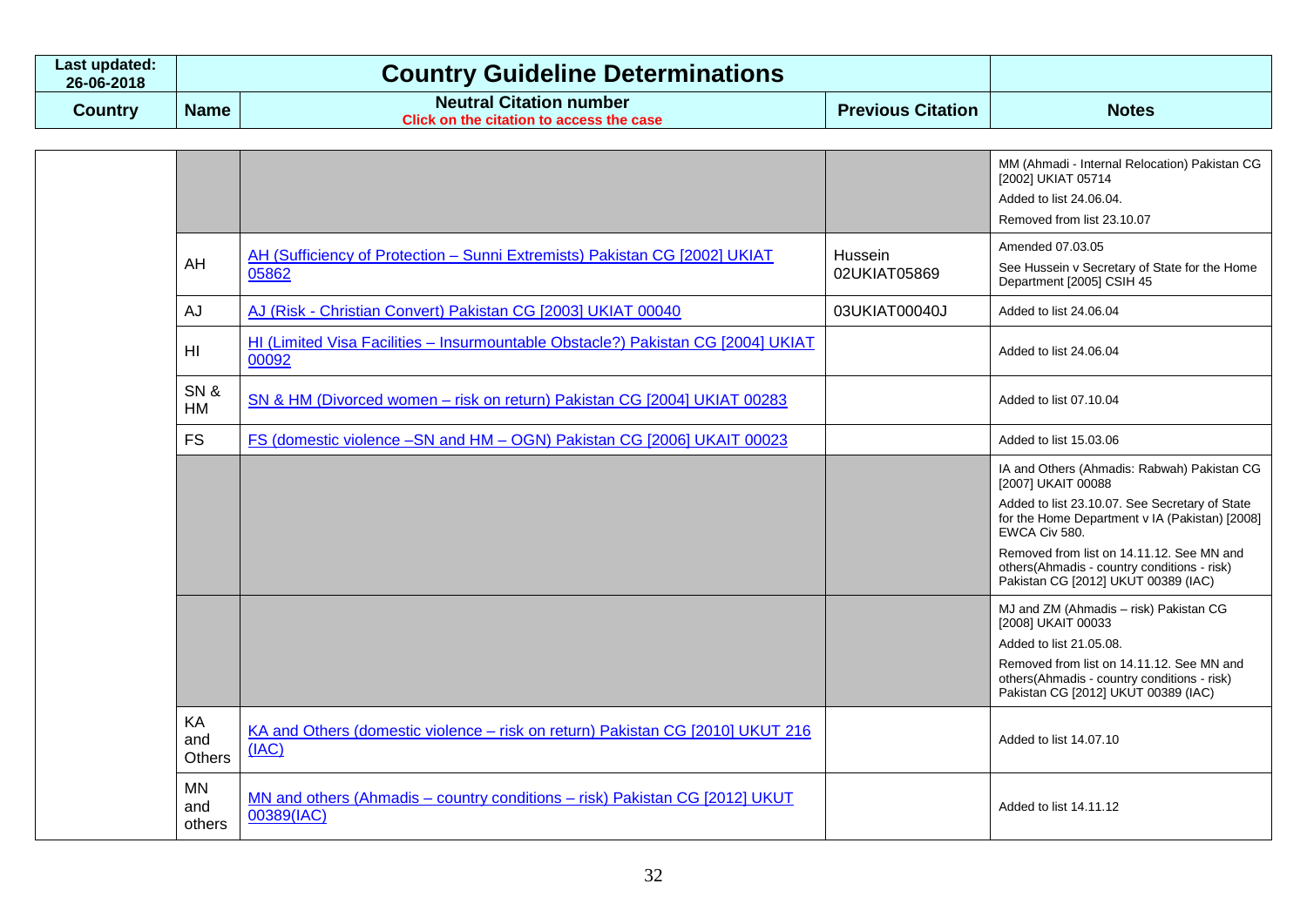| Last updated: 26-06-2018 | Country Guideline Determinations | | | |
|---|---|---|---|---|
| Country | Name | Neutral Citation number<br>Click on the citation to access the case | Previous Citation | Notes |
| | | | | MM (Ahmadi - Internal Relocation) Pakistan CG [2002] UKIAT 05714<br>Added to list 24.06.04.<br>Removed from list 23.10.07 |
| | AH | AH (Sufficiency of Protection – Sunni Extremists) Pakistan CG [2002] UKIAT 05862 | Hussein 02UKIAT05869 | Amended 07.03.05<br>See Hussein v Secretary of State for the Home Department [2005] CSIH 45 |
| | AJ | AJ (Risk - Christian Convert) Pakistan CG [2003] UKIAT 00040 | 03UKIAT00040J | Added to list 24.06.04 |
| | HI | HI (Limited Visa Facilities – Insurmountable Obstacle?) Pakistan CG [2004] UKIAT 00092 | | Added to list 24.06.04 |
| | SN & HM | SN & HM (Divorced women – risk on return) Pakistan CG [2004] UKIAT 00283 | | Added to list 07.10.04 |
| | FS | FS (domestic violence –SN and HM – OGN) Pakistan CG [2006] UKAIT 00023 | | Added to list 15.03.06 |
| | | | | IA and Others (Ahmadis: Rabwah) Pakistan CG [2007] UKAIT 00088<br>Added to list 23.10.07. See Secretary of State for the Home Department v IA (Pakistan) [2008] EWCA Civ 580.<br>Removed from list on 14.11.12. See MN and others(Ahmadis - country conditions - risk) Pakistan CG [2012] UKUT 00389 (IAC) |
| | | | | MJ and ZM (Ahmadis – risk) Pakistan CG [2008] UKAIT 00033<br>Added to list 21.05.08.<br>Removed from list on 14.11.12. See MN and others(Ahmadis - country conditions - risk) Pakistan CG [2012] UKUT 00389 (IAC) |
| | KA and Others | KA and Others (domestic violence – risk on return) Pakistan CG [2010] UKUT 216 (IAC) | | Added to list 14.07.10 |
| | MN and others | MN and others (Ahmadis – country conditions – risk) Pakistan CG [2012] UKUT 00389(IAC) | | Added to list 14.11.12 |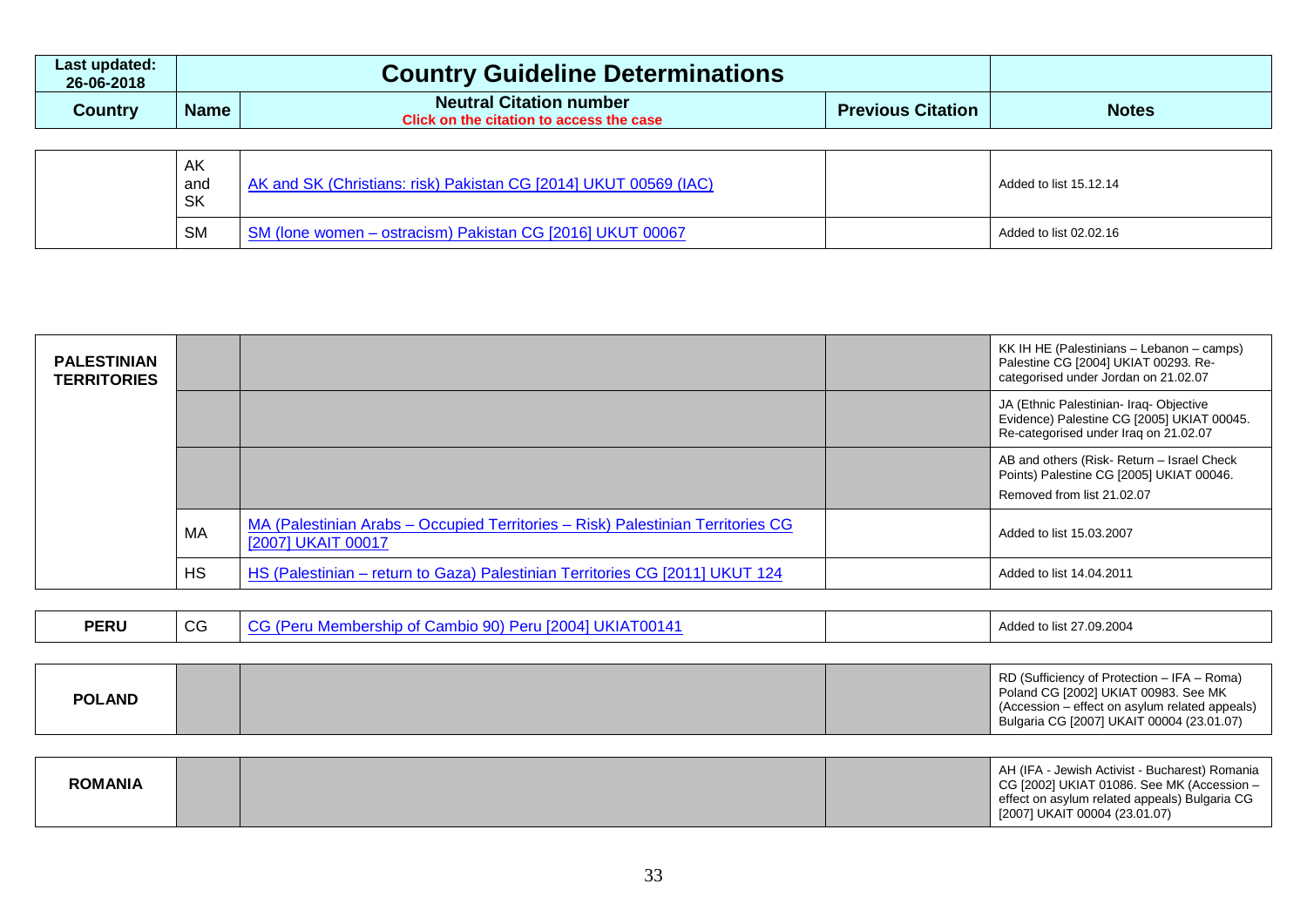| Last updated: 26-06-2018 | Country Guideline Determinations | | | |
|---|---|---|---|---|
| **Country** | **Name** | **Neutral Citation number** Click on the citation to access the case | **Previous Citation** | **Notes** |
| | AK and SK | AK and SK (Christians: risk) Pakistan CG [2014] UKUT 00569 (IAC) | | Added to list 15.12.14 |
| | SM | SM (lone women – ostracism) Pakistan CG [2016] UKUT 00067 | | Added to list 02.02.16 |
| **PALESTINIAN TERRITORIES** | | | | KK IH HE (Palestinians – Lebanon – camps) Palestine CG [2004] UKIAT 00293. Re-categorised under Jordan on 21.02.07 |
| | | | | JA (Ethnic Palestinian- Iraq- Objective Evidence) Palestine CG [2005] UKIAT 00045. Re-categorised under Iraq on 21.02.07 |
| | | | | AB and others (Risk- Return – Israel Check Points) Palestine CG [2005] UKIAT 00046. Removed from list 21.02.07 |
| | MA | MA (Palestinian Arabs – Occupied Territories – Risk) Palestinian Territories CG [2007] UKAIT 00017 | | Added to list 15.03.2007 |
| | HS | HS (Palestinian – return to Gaza) Palestinian Territories CG [2011] UKUT 124 | | Added to list 14.04.2011 |
| **PERU** | CG | CG (Peru Membership of Cambio 90) Peru [2004] UKIAT00141 | | Added to list 27.09.2004 |
| **POLAND** | | | | RD (Sufficiency of Protection – IFA – Roma) Poland CG [2002] UKIAT 00983. See MK (Accession – effect on asylum related appeals) Bulgaria CG [2007] UKAIT 00004 (23.01.07) |
| **ROMANIA** | | | | AH (IFA - Jewish Activist - Bucharest) Romania CG [2002] UKIAT 01086. See MK (Accession – effect on asylum related appeals) Bulgaria CG [2007] UKAIT 00004 (23.01.07) |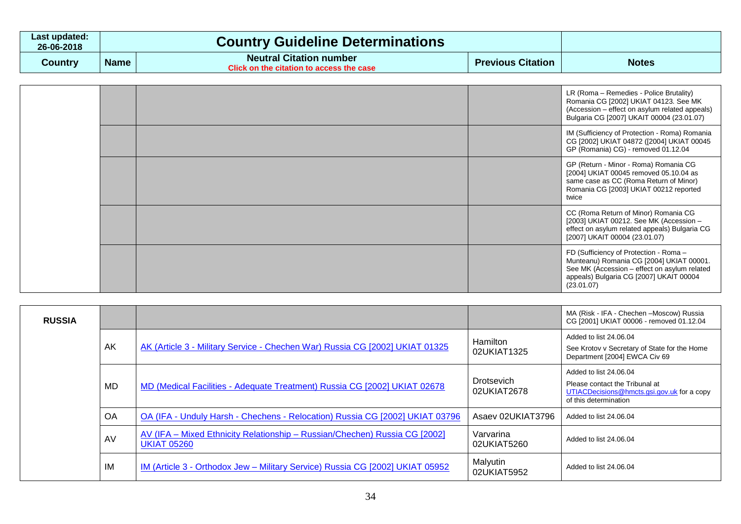| Last updated: 26-06-2018 | Country Guideline Determinations | | | |
|---|---|---|---|---|
| **Country** | **Name** | **Neutral Citation number** Click on the citation to access the case | **Previous Citation** | **Notes** |
| | | | | LR (Roma – Remedies - Police Brutality) Romania CG [2002] UKIAT 04123. See MK (Accession – effect on asylum related appeals) Bulgaria CG [2007] UKAIT 00004 (23.01.07) |
| | | | | IM (Sufficiency of Protection - Roma) Romania CG [2002] UKIAT 04872 ([2004] UKIAT 00045 GP (Romania) CG) - removed 01.12.04 |
| | | | | GP (Return - Minor - Roma) Romania CG [2004] UKIAT 00045 removed 05.10.04 as same case as CC (Roma Return of Minor) Romania CG [2003] UKIAT 00212 reported twice |
| | | | | CC (Roma Return of Minor) Romania CG [2003] UKIAT 00212. See MK (Accession – effect on asylum related appeals) Bulgaria CG [2007] UKAIT 00004 (23.01.07) |
| | | | | FD (Sufficiency of Protection - Roma – Munteanu) Romania CG [2004] UKIAT 00001. See MK (Accession – effect on asylum related appeals) Bulgaria CG [2007] UKAIT 00004 (23.01.07) |
| **RUSSIA** | | | | MA (Risk - IFA - Chechen –Moscow) Russia CG [2001] UKIAT 00006 - removed 01.12.04 |
| | AK | AK (Article 3 - Military Service - Chechen War) Russia CG [2002] UKIAT 01325 | Hamilton 02UKIAT1325 | Added to list 24.06.04<br>See Krotov v Secretary of State for the Home Department [2004] EWCA Civ 69 |
| | MD | MD (Medical Facilities - Adequate Treatment) Russia CG [2002] UKIAT 02678 | Drotsevich 02UKIAT2678 | Added to list 24.06.04<br>Please contact the Tribunal at UTIACDecisions@hmcts.gsi.gov.uk for a copy of this determination |
| | OA | OA (IFA - Unduly Harsh - Chechens - Relocation) Russia CG [2002] UKIAT 03796 | Asaev 02UKIAT3796 | Added to list 24.06.04 |
| | AV | AV (IFA – Mixed Ethnicity Relationship – Russian/Chechen) Russia CG [2002] UKIAT 05260 | Varvarina 02UKIAT5260 | Added to list 24.06.04 |
| | IM | IM (Article 3 - Orthodox Jew – Military Service) Russia CG [2002] UKIAT 05952 | Malyutin 02UKIAT5952 | Added to list 24.06.04 |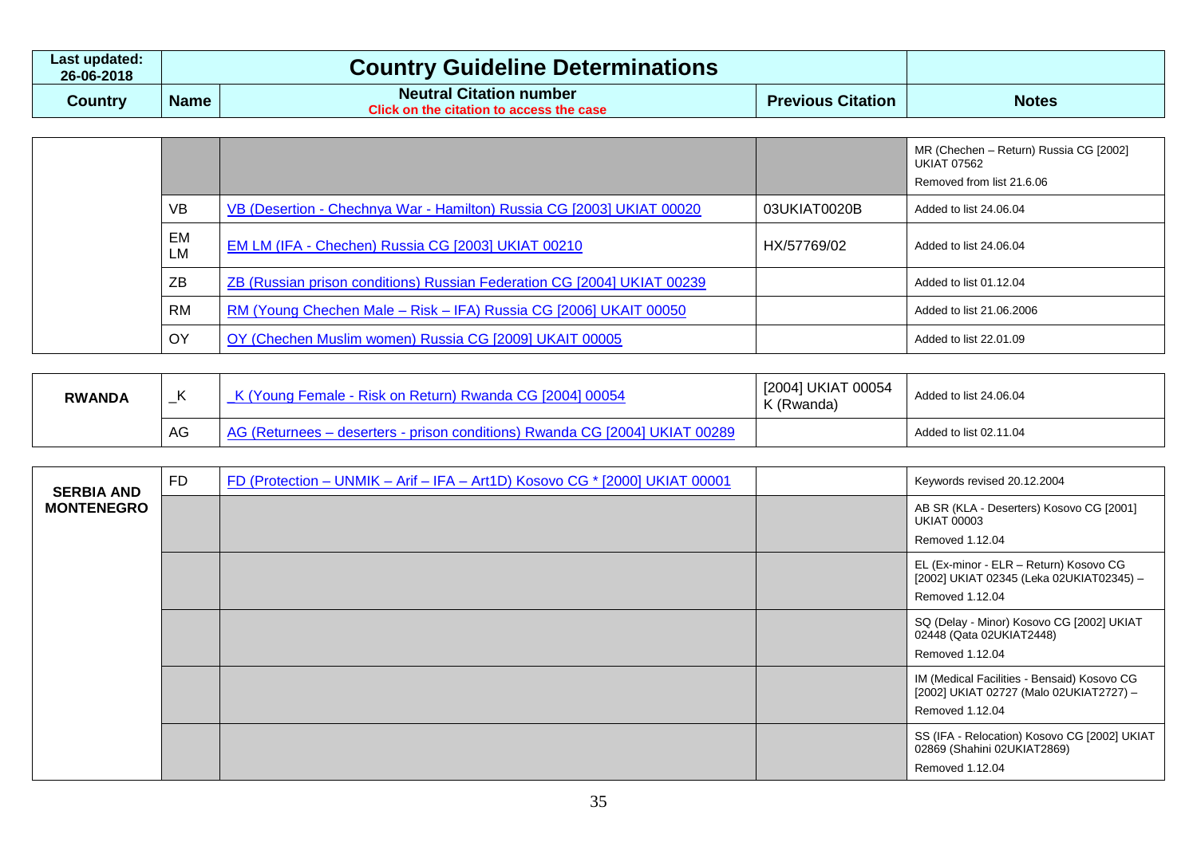| Last updated: 26-06-2018 | Country Guideline Determinations | | | |
|---|---|---|---|---|
| **Country** | **Name** | **Neutral Citation number** Click on the citation to access the case | **Previous Citation** | **Notes** |
| | | | | MR (Chechen – Return) Russia CG [2002] UKIAT 07562 Removed from list 21.6.06 |
| | VB | VB (Desertion - Chechnya War - Hamilton) Russia CG [2003] UKIAT 00020 | 03UKIAT0020B | Added to list 24.06.04 |
| | EM LM | EM LM (IFA - Chechen) Russia CG [2003] UKIAT 00210 | HX/57769/02 | Added to list 24.06.04 |
| | ZB | ZB (Russian prison conditions) Russian Federation CG [2004] UKIAT 00239 | | Added to list 01.12.04 |
| | RM | RM (Young Chechen Male – Risk – IFA) Russia CG [2006] UKAIT 00050 | | Added to list 21.06.2006 |
| | OY | OY (Chechen Muslim women) Russia CG [2009] UKAIT 00005 | | Added to list 22.01.09 |
| **RWANDA** | _K | _K (Young Female - Risk on Return) Rwanda CG [2004] 00054 | [2004] UKIAT 00054 K (Rwanda) | Added to list 24.06.04 |
| | AG | AG (Returnees – deserters - prison conditions) Rwanda CG [2004] UKIAT 00289 | | Added to list 02.11.04 |
| **SERBIA AND MONTENEGRO** | FD | FD (Protection – UNMIK – Arif – IFA – Art1D) Kosovo CG * [2000] UKIAT 00001 | | Keywords revised 20.12.2004 |
| | | | | AB SR (KLA - Deserters) Kosovo CG [2001] UKIAT 00003 Removed 1.12.04 |
| | | | | EL (Ex-minor - ELR – Return) Kosovo CG [2002] UKIAT 02345 (Leka 02UKIAT02345) – Removed 1.12.04 |
| | | | | SQ (Delay - Minor) Kosovo CG [2002] UKIAT 02448 (Qata 02UKIAT2448) Removed 1.12.04 |
| | | | | IM (Medical Facilities - Bensaid) Kosovo CG [2002] UKIAT 02727 (Malo 02UKIAT2727) – Removed 1.12.04 |
| | | | | SS (IFA - Relocation) Kosovo CG [2002] UKIAT 02869 (Shahini 02UKIAT2869) Removed 1.12.04 |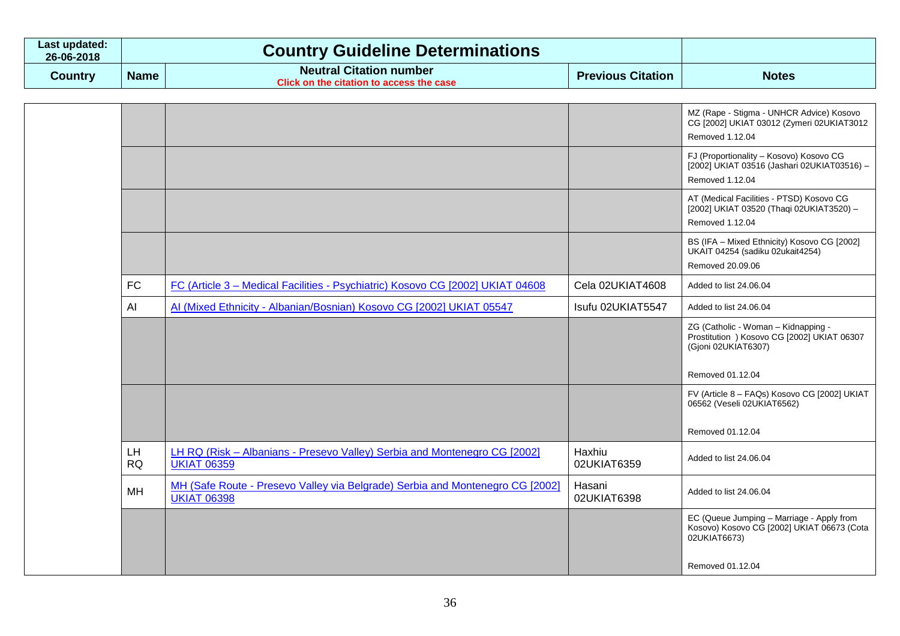| Last updated: 26-06-2018 | Country Guideline Determinations | | | |
|---|---|---|---|---|
| **Country** | **Name** | **Neutral Citation number** Click on the citation to access the case | **Previous Citation** | **Notes** |
| | | | | MZ (Rape - Stigma - UNHCR Advice) Kosovo CG [2002] UKIAT 03012 (Zymeri 02UKIAT3012 Removed 1.12.04 |
| | | | | FJ (Proportionality – Kosovo) Kosovo CG [2002] UKIAT 03516 (Jashari 02UKIAT03516) – Removed 1.12.04 |
| | | | | AT (Medical Facilities - PTSD) Kosovo CG [2002] UKIAT 03520 (Thaqi 02UKIAT3520) – Removed 1.12.04 |
| | | | | BS (IFA – Mixed Ethnicity) Kosovo CG [2002] UKAIT 04254 (sadiku 02ukait4254) Removed 20.09.06 |
| | FC | FC (Article 3 – Medical Facilities - Psychiatric) Kosovo CG [2002] UKIAT 04608 | Cela 02UKIAT4608 | Added to list 24.06.04 |
| | AI | AI (Mixed Ethnicity - Albanian/Bosnian) Kosovo CG [2002] UKIAT 05547 | Isufu 02UKIAT5547 | Added to list 24.06.04 |
| | | | | ZG (Catholic - Woman – Kidnapping - Prostitution ) Kosovo CG [2002] UKIAT 06307 (Gjoni 02UKIAT6307) Removed 01.12.04 |
| | | | | FV (Article 8 – FAQs) Kosovo CG [2002] UKIAT 06562 (Veseli 02UKIAT6562) Removed 01.12.04 |
| | LH RQ | LH RQ (Risk – Albanians - Presevo Valley) Serbia and Montenegro CG [2002] UKIAT 06359 | Haxhiu 02UKIAT6359 | Added to list 24.06.04 |
| | MH | MH (Safe Route - Presevo Valley via Belgrade) Serbia and Montenegro CG [2002] UKIAT 06398 | Hasani 02UKIAT6398 | Added to list 24.06.04 |
| | | | | EC (Queue Jumping – Marriage - Apply from Kosovo) Kosovo CG [2002] UKIAT 06673 (Cota 02UKIAT6673) Removed 01.12.04 |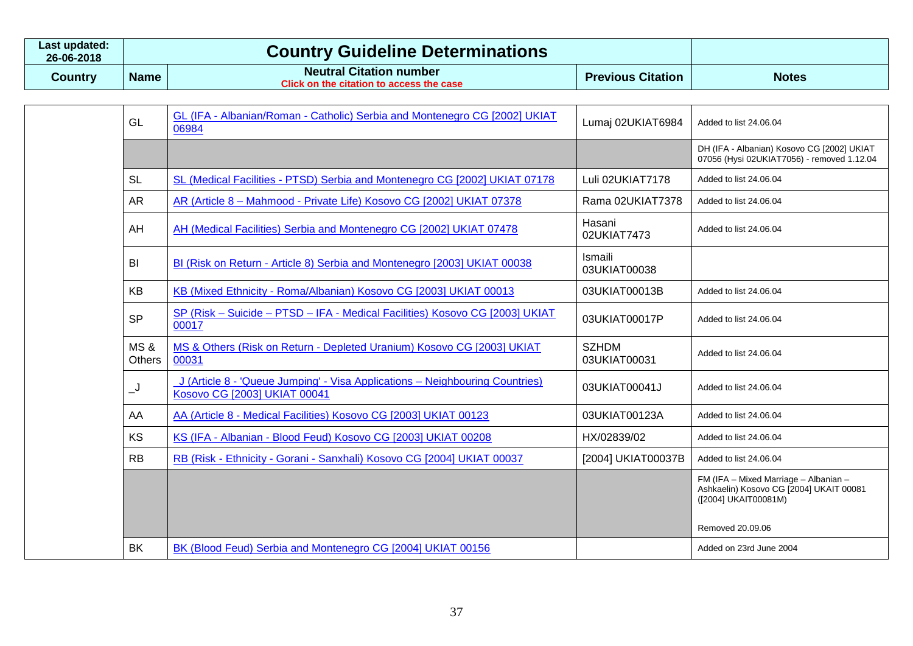| Last updated: 26-06-2018 | Country Guideline Determinations | | | |
|---|---|---|---|---|
| **Country** | **Name** | **Neutral Citation number** Click on the citation to access the case | **Previous Citation** | **Notes** |
| | GL | GL (IFA - Albanian/Roman - Catholic) Serbia and Montenegro CG [2002] UKIAT 06984 | Lumaj 02UKIAT6984 | Added to list 24.06.04 |
| | | | | DH (IFA - Albanian) Kosovo CG [2002] UKIAT 07056 (Hysi 02UKIAT7056) - removed 1.12.04 |
| | SL | SL (Medical Facilities - PTSD) Serbia and Montenegro CG [2002] UKIAT 07178 | Luli 02UKIAT7178 | Added to list 24.06.04 |
| | AR | AR (Article 8 – Mahmood - Private Life) Kosovo CG [2002] UKIAT 07378 | Rama 02UKIAT7378 | Added to list 24.06.04 |
| | AH | AH (Medical Facilities) Serbia and Montenegro CG [2002] UKIAT 07478 | Hasani 02UKIAT7473 | Added to list 24.06.04 |
| | BI | BI (Risk on Return - Article 8) Serbia and Montenegro [2003] UKIAT 00038 | Ismaili 03UKIAT00038 | |
| | KB | KB (Mixed Ethnicity - Roma/Albanian) Kosovo CG [2003] UKIAT 00013 | 03UKIAT00013B | Added to list 24.06.04 |
| | SP | SP (Risk – Suicide – PTSD – IFA - Medical Facilities) Kosovo CG [2003] UKIAT 00017 | 03UKIAT00017P | Added to list 24.06.04 |
| | MS & Others | MS & Others (Risk on Return - Depleted Uranium) Kosovo CG [2003] UKIAT 00031 | SZHDM 03UKIAT00031 | Added to list 24.06.04 |
| | _J | _J (Article 8 - 'Queue Jumping' - Visa Applications – Neighbouring Countries) Kosovo CG [2003] UKIAT 00041 | 03UKIAT00041J | Added to list 24.06.04 |
| | AA | AA (Article 8 - Medical Facilities) Kosovo CG [2003] UKIAT 00123 | 03UKIAT00123A | Added to list 24.06.04 |
| | KS | KS (IFA - Albanian - Blood Feud) Kosovo CG [2003] UKIAT 00208 | HX/02839/02 | Added to list 24.06.04 |
| | RB | RB (Risk - Ethnicity - Gorani - Sanxhali) Kosovo CG [2004] UKIAT 00037 | [2004] UKIAT00037B | Added to list 24.06.04 |
| | | | | FM (IFA – Mixed Marriage – Albanian – Ashkaelin) Kosovo CG [2004] UKAIT 00081 ([2004] UKAIT00081M)<br><br>Removed 20.09.06 |
| | BK | BK (Blood Feud) Serbia and Montenegro CG [2004] UKIAT 00156 | | Added on 23rd June 2004 |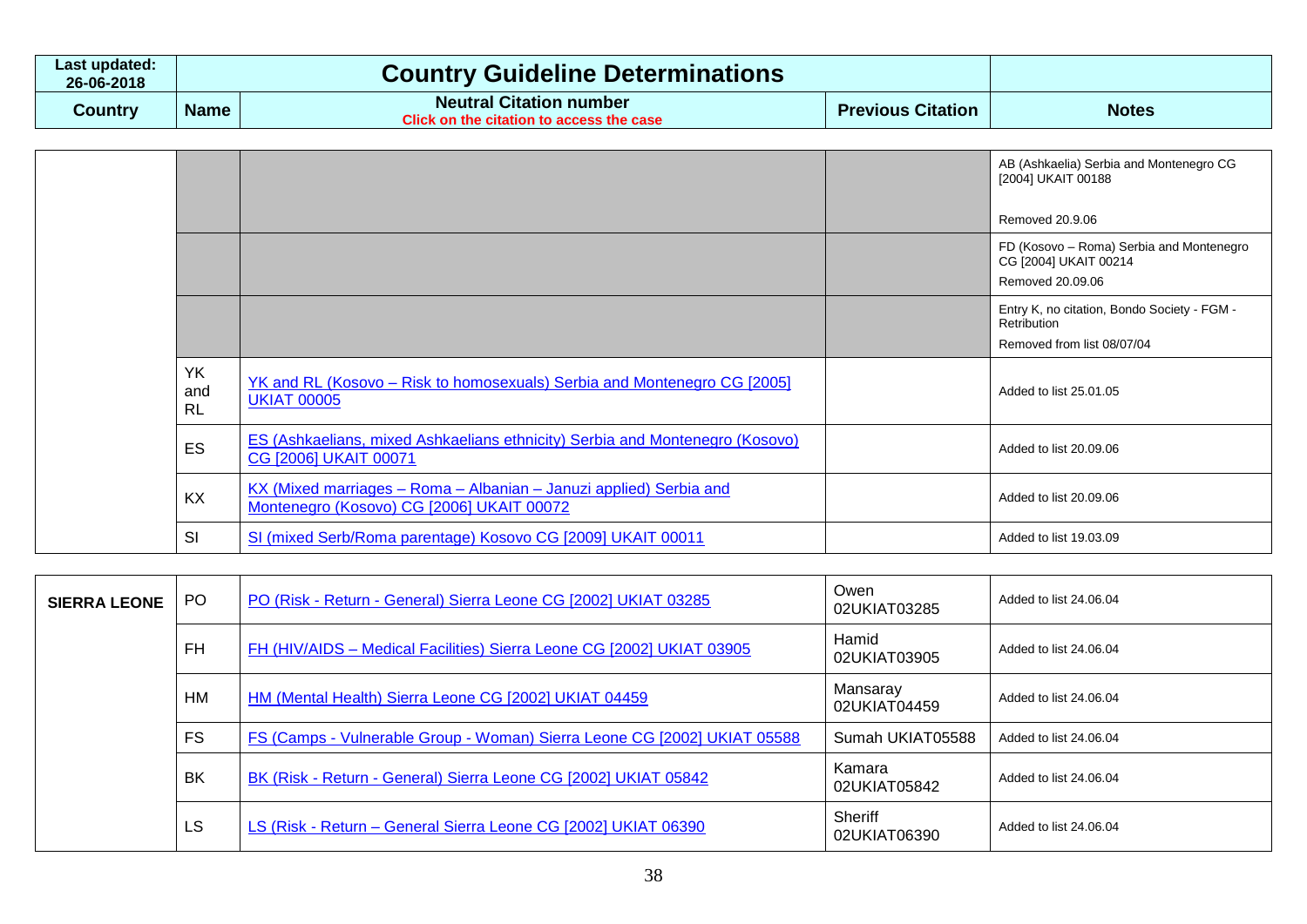| Last updated: 26-06-2018 | Country Guideline Determinations | | | |
|---|---|---|---|---|
| **Country** | **Name** | **Neutral Citation number** Click on the citation to access the case | **Previous Citation** | **Notes** |
| | | | | AB (Ashkaelia) Serbia and Montenegro CG [2004] UKAIT 00188<br><br>Removed 20.9.06 |
| | | | | FD (Kosovo – Roma) Serbia and Montenegro CG [2004] UKAIT 00214<br><br>Removed 20.09.06 |
| | | | | Entry K, no citation, Bondo Society - FGM - Retribution<br><br>Removed from list 08/07/04 |
| | YK and RL | YK and RL (Kosovo – Risk to homosexuals) Serbia and Montenegro CG [2005] UKIAT 00005 | | Added to list 25.01.05 |
| | ES | ES (Ashkaelians, mixed Ashkaelians ethnicity) Serbia and Montenegro (Kosovo) CG [2006] UKAIT 00071 | | Added to list 20.09.06 |
| | KX | KX (Mixed marriages – Roma – Albanian – Januzi applied) Serbia and Montenegro (Kosovo) CG [2006] UKAIT 00072 | | Added to list 20.09.06 |
| | SI | SI (mixed Serb/Roma parentage) Kosovo CG [2009] UKAIT 00011 | | Added to list 19.03.09 |
| **SIERRA LEONE** | PO | PO (Risk - Return - General) Sierra Leone CG [2002] UKIAT 03285 | Owen 02UKIAT03285 | Added to list 24.06.04 |
| | FH | FH (HIV/AIDS – Medical Facilities) Sierra Leone CG [2002] UKIAT 03905 | Hamid 02UKIAT03905 | Added to list 24.06.04 |
| | HM | HM (Mental Health) Sierra Leone CG [2002] UKIAT 04459 | Mansaray 02UKIAT04459 | Added to list 24.06.04 |
| | FS | FS (Camps - Vulnerable Group - Woman) Sierra Leone CG [2002] UKIAT 05588 | Sumah UKIAT05588 | Added to list 24.06.04 |
| | BK | BK (Risk - Return - General) Sierra Leone CG [2002] UKIAT 05842 | Kamara 02UKIAT05842 | Added to list 24.06.04 |
| | LS | LS (Risk - Return – General Sierra Leone CG [2002] UKIAT 06390 | Sheriff 02UKIAT06390 | Added to list 24.06.04 |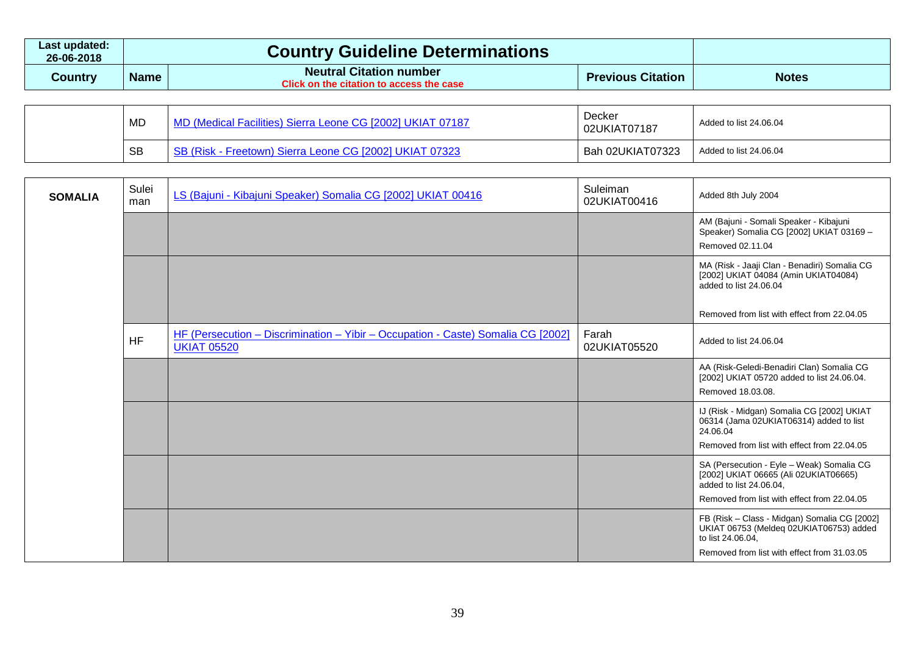| Last updated: 26-06-2018 | Country Guideline Determinations | | | |
|---|---|---|---|---|
| **Country** | **Name** | **Neutral Citation number** Click on the citation to access the case | **Previous Citation** | **Notes** |
| | MD | MD (Medical Facilities) Sierra Leone CG [2002] UKIAT 07187 | Decker 02UKIAT07187 | Added to list 24.06.04 |
| | SB | SB (Risk - Freetown) Sierra Leone CG [2002] UKIAT 07323 | Bah 02UKIAT07323 | Added to list 24.06.04 |
| **SOMALIA** | Suleiman | LS (Bajuni - Kibajuni Speaker) Somalia CG [2002] UKIAT 00416 | Suleiman 02UKIAT00416 | Added 8th July 2004 |
| | | | | AM (Bajuni - Somali Speaker - Kibajuni Speaker) Somalia CG [2002] UKIAT 03169 – Removed 02.11.04 |
| | | | | MA (Risk - Jaaji Clan - Benadiri) Somalia CG [2002] UKIAT 04084 (Amin UKIAT04084) added to list 24.06.04<br><br>Removed from list with effect from 22.04.05 |
| | HF | HF (Persecution – Discrimination – Yibir – Occupation - Caste) Somalia CG [2002] UKIAT 05520 | Farah 02UKIAT05520 | Added to list 24.06.04 |
| | | | | AA (Risk-Geledi-Benadiri Clan) Somalia CG [2002] UKIAT 05720 added to list 24.06.04. Removed 18.03.08. |
| | | | | IJ (Risk - Midgan) Somalia CG [2002] UKIAT 06314 (Jama 02UKIAT06314) added to list 24.06.04<br>Removed from list with effect from 22.04.05 |
| | | | | SA (Persecution - Eyle – Weak) Somalia CG [2002] UKIAT 06665 (Ali 02UKIAT06665) added to list 24.06.04,<br>Removed from list with effect from 22.04.05 |
| | | | | FB (Risk – Class - Midgan) Somalia CG [2002] UKIAT 06753 (Meldeq 02UKIAT06753) added to list 24.06.04,<br>Removed from list with effect from 31.03.05 |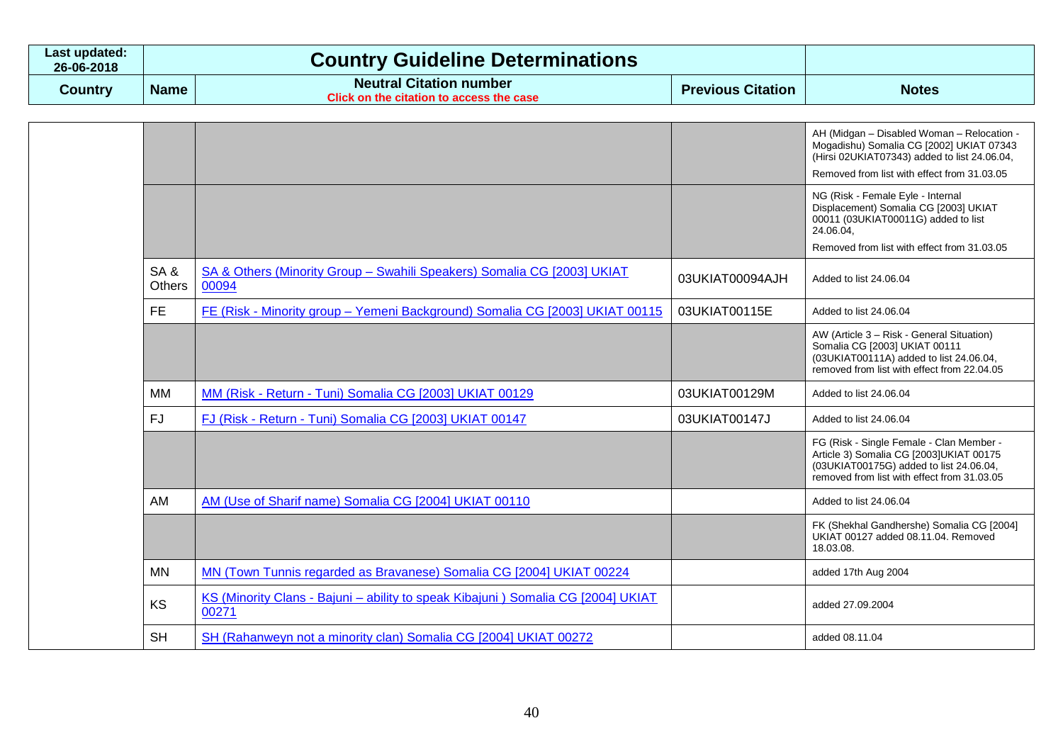| Last updated: 26-06-2018 | Country Guideline Determinations | | | |
|---|---|---|---|---|
| **Country** | **Name** | **Neutral Citation number** Click on the citation to access the case | **Previous Citation** | **Notes** |
| | | | | AH (Midgan – Disabled Woman – Relocation - Mogadishu) Somalia CG [2002] UKIAT 07343 (Hirsi 02UKIAT07343) added to list 24.06.04, Removed from list with effect from 31.03.05 |
| | | | | NG (Risk - Female Eyle - Internal Displacement) Somalia CG [2003] UKIAT 00011 (03UKIAT00011G) added to list 24.06.04, Removed from list with effect from 31.03.05 |
| | SA & Others | SA & Others (Minority Group – Swahili Speakers) Somalia CG [2003] UKIAT 00094 | 03UKIAT00094AJH | Added to list 24.06.04 |
| | FE | FE (Risk - Minority group – Yemeni Background) Somalia CG [2003] UKIAT 00115 | 03UKIAT00115E | Added to list 24.06.04 |
| | | | | AW (Article 3 – Risk - General Situation) Somalia CG [2003] UKIAT 00111 (03UKIAT00111A) added to list 24.06.04, removed from list with effect from 22.04.05 |
| | MM | MM (Risk - Return - Tuni) Somalia CG [2003] UKIAT 00129 | 03UKIAT00129M | Added to list 24.06.04 |
| | FJ | FJ (Risk - Return - Tuni) Somalia CG [2003] UKIAT 00147 | 03UKIAT00147J | Added to list 24.06.04 |
| | | | | FG (Risk - Single Female - Clan Member - Article 3) Somalia CG [2003]UKIAT 00175 (03UKIAT00175G) added to list 24.06.04, removed from list with effect from 31.03.05 |
| | AM | AM (Use of Sharif name) Somalia CG [2004] UKIAT 00110 | | Added to list 24.06.04 |
| | | | | FK (Shekhal Gandhershe) Somalia CG [2004] UKIAT 00127 added 08.11.04. Removed 18.03.08. |
| | MN | MN (Town Tunnis regarded as Bravanese) Somalia CG [2004] UKIAT 00224 | | added 17th Aug 2004 |
| | KS | KS (Minority Clans - Bajuni – ability to speak Kibajuni ) Somalia CG [2004] UKIAT 00271 | | added 27.09.2004 |
| | SH | SH (Rahanweyn not a minority clan) Somalia CG [2004] UKIAT 00272 | | added 08.11.04 |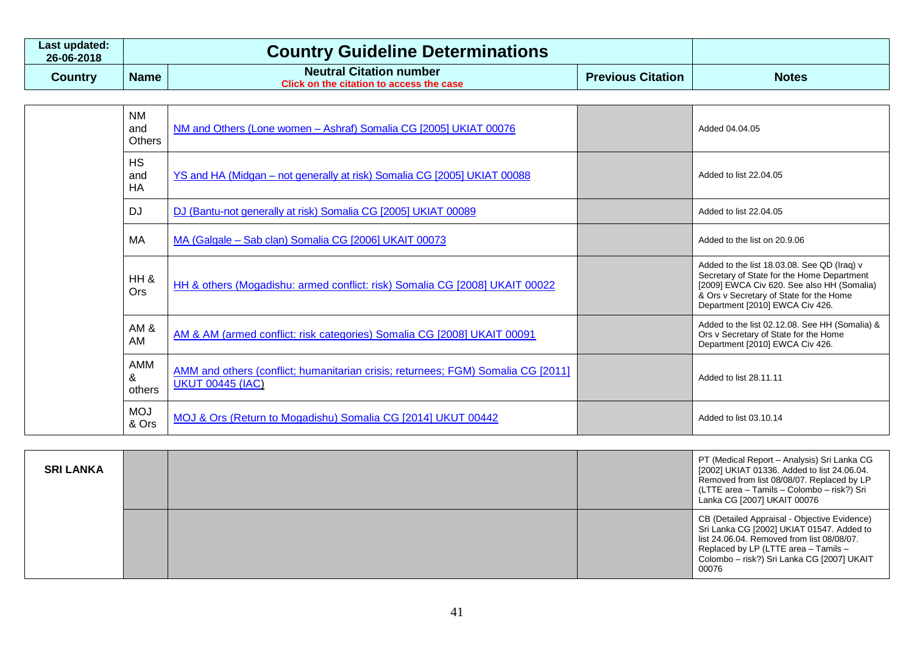| Last updated: 26-06-2018 | Country Guideline Determinations | | | |
|---|---|---|---|---|
| **Country** | **Name** | **Neutral Citation number** Click on the citation to access the case | **Previous Citation** | **Notes** |
| | NM and Others | NM and Others (Lone women – Ashraf) Somalia CG [2005] UKIAT 00076 | | Added 04.04.05 |
| | HS and HA | YS and HA (Midgan – not generally at risk) Somalia CG [2005] UKIAT 00088 | | Added to list 22.04.05 |
| | DJ | DJ (Bantu-not generally at risk) Somalia CG [2005] UKIAT 00089 | | Added to list 22.04.05 |
| | MA | MA (Galgale – Sab clan) Somalia CG [2006] UKAIT 00073 | | Added to the list on 20.9.06 |
| | HH & Ors | HH & others (Mogadishu: armed conflict: risk) Somalia CG [2008] UKAIT 00022 | | Added to the list 18.03.08. See QD (Iraq) v Secretary of State for the Home Department [2009] EWCA Civ 620. See also HH (Somalia) & Ors v Secretary of State for the Home Department [2010] EWCA Civ 426. |
| | AM & AM | AM & AM (armed conflict: risk categories) Somalia CG [2008] UKAIT 00091 | | Added to the list 02.12.08. See HH (Somalia) & Ors v Secretary of State for the Home Department [2010] EWCA Civ 426. |
| | AMM & others | AMM and others (conflict; humanitarian crisis; returnees; FGM) Somalia CG [2011] UKUT 00445 (IAC) | | Added to list 28.11.11 |
| | MOJ & Ors | MOJ & Ors (Return to Mogadishu) Somalia CG [2014] UKUT 00442 | | Added to list 03.10.14 |
| **SRI LANKA** | | | | PT (Medical Report – Analysis) Sri Lanka CG [2002] UKIAT 01336. Added to list 24.06.04. Removed from list 08/08/07. Replaced by LP (LTTE area – Tamils – Colombo – risk?) Sri Lanka CG [2007] UKAIT 00076 |
| | | | | CB (Detailed Appraisal - Objective Evidence) Sri Lanka CG [2002] UKIAT 01547. Added to list 24.06.04. Removed from list 08/08/07. Replaced by LP (LTTE area – Tamils – Colombo – risk?) Sri Lanka CG [2007] UKAIT 00076 |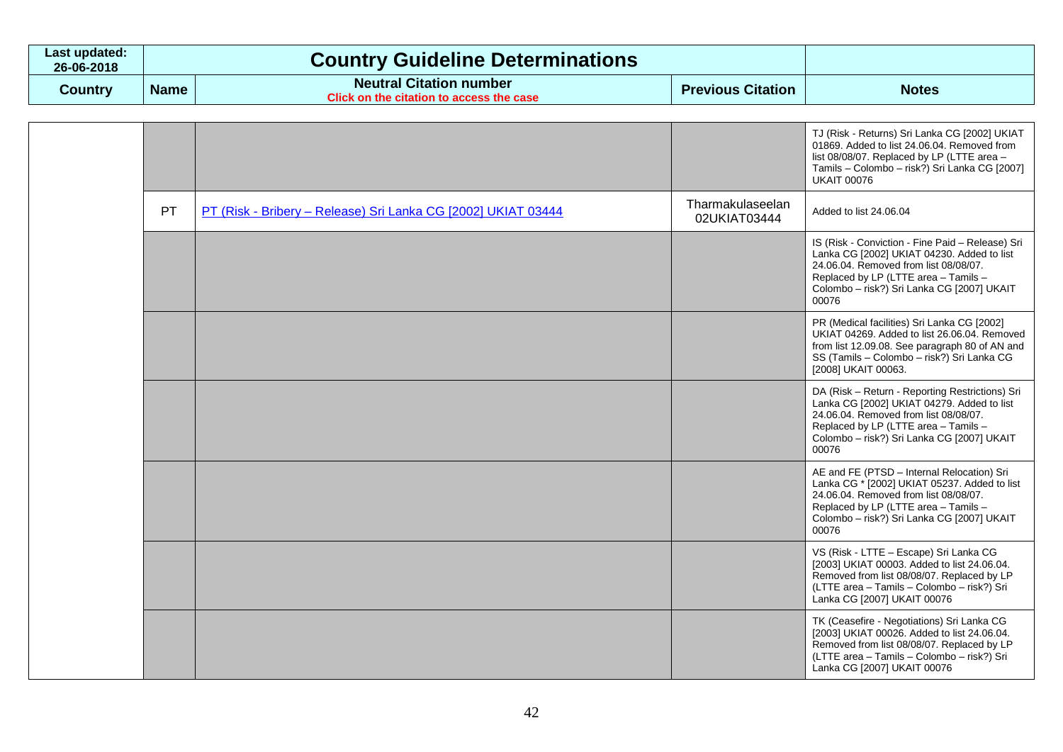| Last updated: 26-06-2018 | Country Guideline Determinations | | | |
|---|---|---|---|---|
| **Country** | **Name** | **Neutral Citation number** Click on the citation to access the case | **Previous Citation** | **Notes** |
| | | | | TJ (Risk - Returns) Sri Lanka CG [2002] UKIAT 01869. Added to list 24.06.04. Removed from list 08/08/07. Replaced by LP (LTTE area – Tamils – Colombo – risk?) Sri Lanka CG [2007] UKAIT 00076 |
| | PT | PT (Risk - Bribery – Release) Sri Lanka CG [2002] UKIAT 03444 | Tharmakulaseelan 02UKIAT03444 | Added to list 24.06.04 |
| | | | | IS (Risk - Conviction - Fine Paid – Release) Sri Lanka CG [2002] UKIAT 04230. Added to list 24.06.04. Removed from list 08/08/07. Replaced by LP (LTTE area – Tamils – Colombo – risk?) Sri Lanka CG [2007] UKAIT 00076 |
| | | | | PR (Medical facilities) Sri Lanka CG [2002] UKIAT 04269. Added to list 26.06.04. Removed from list 12.09.08. See paragraph 80 of AN and SS (Tamils – Colombo – risk?) Sri Lanka CG [2008] UKAIT 00063. |
| | | | | DA (Risk – Return - Reporting Restrictions) Sri Lanka CG [2002] UKIAT 04279. Added to list 24.06.04. Removed from list 08/08/07. Replaced by LP (LTTE area – Tamils – Colombo – risk?) Sri Lanka CG [2007] UKAIT 00076 |
| | | | | AE and FE (PTSD – Internal Relocation) Sri Lanka CG * [2002] UKIAT 05237. Added to list 24.06.04. Removed from list 08/08/07. Replaced by LP (LTTE area – Tamils – Colombo – risk?) Sri Lanka CG [2007] UKAIT 00076 |
| | | | | VS (Risk - LTTE – Escape) Sri Lanka CG [2003] UKIAT 00003. Added to list 24.06.04. Removed from list 08/08/07. Replaced by LP (LTTE area – Tamils – Colombo – risk?) Sri Lanka CG [2007] UKAIT 00076 |
| | | | | TK (Ceasefire - Negotiations) Sri Lanka CG [2003] UKIAT 00026. Added to list 24.06.04. Removed from list 08/08/07. Replaced by LP (LTTE area – Tamils – Colombo – risk?) Sri Lanka CG [2007] UKAIT 00076 |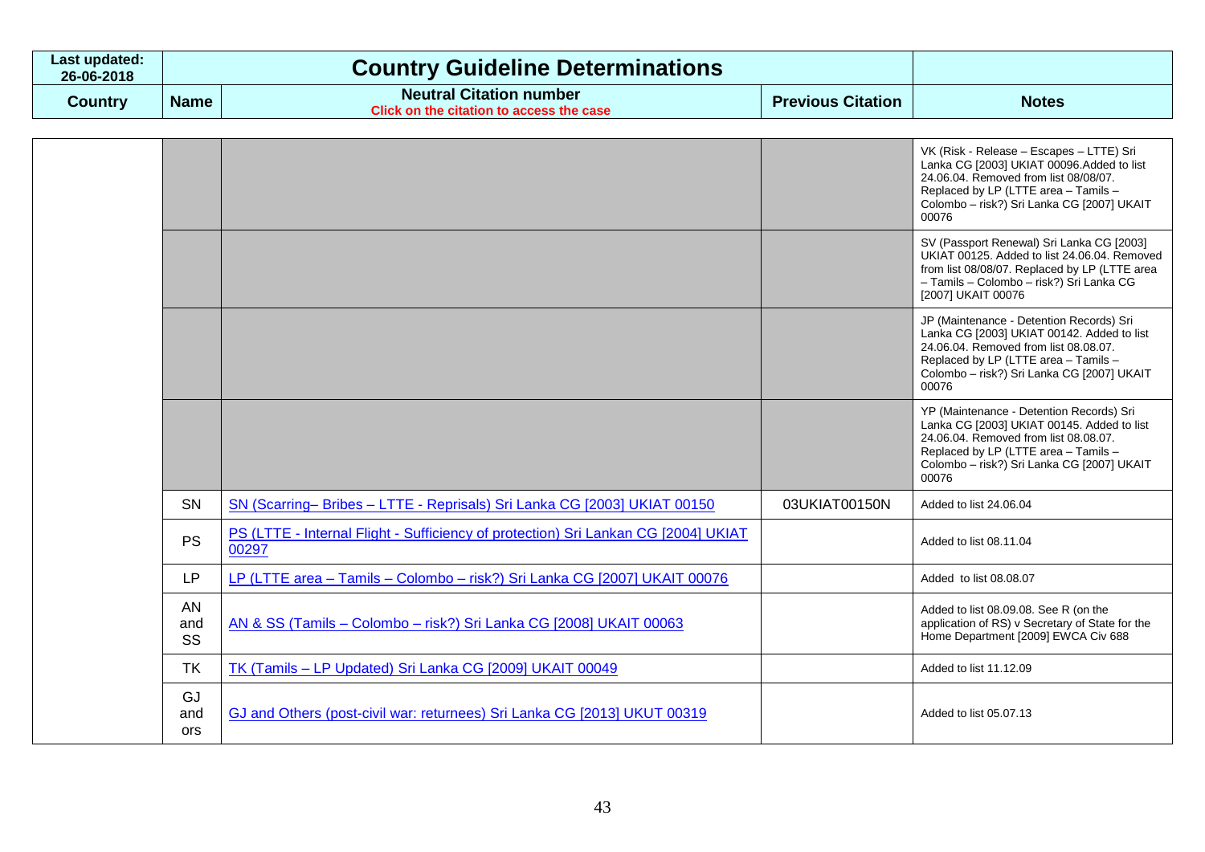| Last updated: 26-06-2018 | Country Guideline Determinations | | | |
|---|---|---|---|---|
| Country | Name | Neutral Citation number<br>Click on the citation to access the case | Previous Citation | Notes |
| | | | | VK (Risk - Release – Escapes – LTTE) Sri Lanka CG [2003] UKIAT 00096.Added to list 24.06.04. Removed from list 08/08/07. Replaced by LP (LTTE area – Tamils – Colombo – risk?) Sri Lanka CG [2007] UKAIT 00076 |
| | | | | SV (Passport Renewal) Sri Lanka CG [2003] UKIAT 00125. Added to list 24.06.04. Removed from list 08/08/07. Replaced by LP (LTTE area – Tamils – Colombo – risk?) Sri Lanka CG [2007] UKAIT 00076 |
| | | | | JP (Maintenance - Detention Records) Sri Lanka CG [2003] UKIAT 00142. Added to list 24.06.04. Removed from list 08.08.07. Replaced by LP (LTTE area – Tamils – Colombo – risk?) Sri Lanka CG [2007] UKAIT 00076 |
| | | | | YP (Maintenance - Detention Records) Sri Lanka CG [2003] UKIAT 00145. Added to list 24.06.04. Removed from list 08.08.07. Replaced by LP (LTTE area – Tamils – Colombo – risk?) Sri Lanka CG [2007] UKAIT 00076 |
| | SN | SN (Scarring– Bribes – LTTE - Reprisals) Sri Lanka CG [2003] UKIAT 00150 | 03UKIAT00150N | Added to list 24.06.04 |
| | PS | PS (LTTE - Internal Flight - Sufficiency of protection) Sri Lankan CG [2004] UKIAT 00297 | | Added to list 08.11.04 |
| | LP | LP (LTTE area – Tamils – Colombo – risk?) Sri Lanka CG [2007] UKAIT 00076 | | Added to list 08.08.07 |
| | AN and SS | AN & SS (Tamils – Colombo – risk?) Sri Lanka CG [2008] UKAIT 00063 | | Added to list 08.09.08. See R (on the application of RS) v Secretary of State for the Home Department [2009] EWCA Civ 688 |
| | TK | TK (Tamils – LP Updated) Sri Lanka CG [2009] UKAIT 00049 | | Added to list 11.12.09 |
| | GJ and ors | GJ and Others (post-civil war: returnees) Sri Lanka CG [2013] UKUT 00319 | | Added to list 05.07.13 |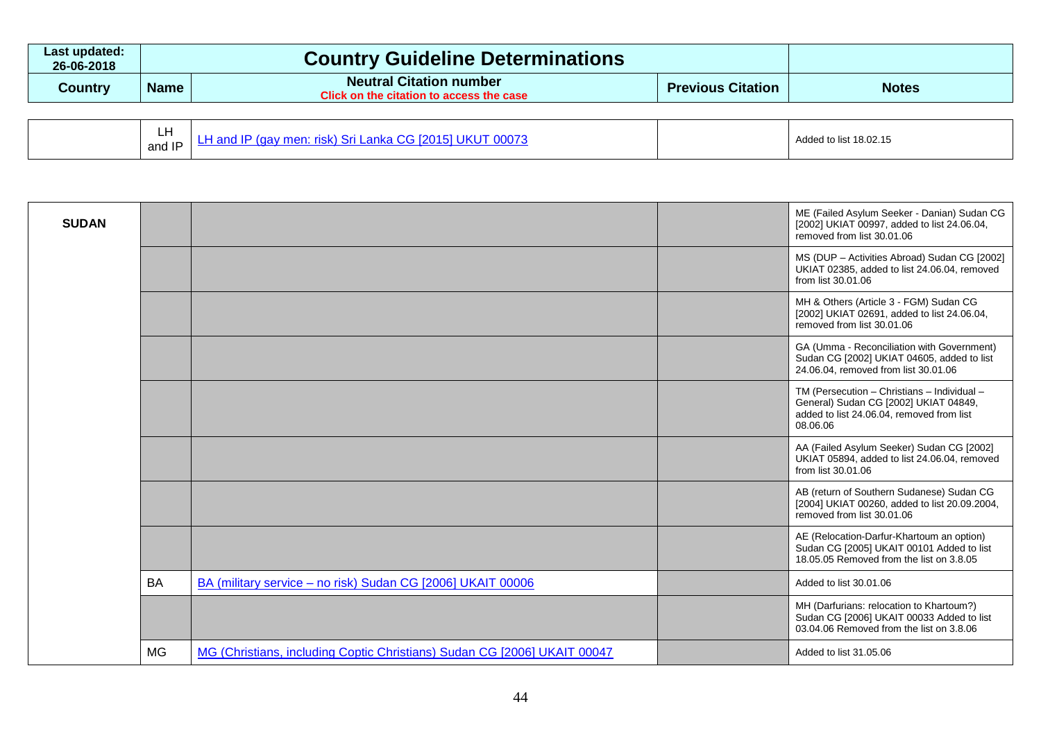| Last updated: 26-06-2018 | Country Guideline Determinations | | | |
|---|---|---|---|---|
| Country | Name | Neutral Citation number<br>Click on the citation to access the case | Previous Citation | Notes |
| | LH and IP | LH and IP (gay men: risk) Sri Lanka CG [2015] UKUT 00073 | | Added to list 18.02.15 |
| SUDAN | | | | ME (Failed Asylum Seeker - Danian) Sudan CG [2002] UKIAT 00997, added to list 24.06.04, removed from list 30.01.06 |
| | | | | MS (DUP – Activities Abroad) Sudan CG [2002] UKIAT 02385, added to list 24.06.04, removed from list 30.01.06 |
| | | | | MH & Others (Article 3 - FGM) Sudan CG [2002] UKIAT 02691, added to list 24.06.04, removed from list 30.01.06 |
| | | | | GA (Umma - Reconciliation with Government) Sudan CG [2002] UKIAT 04605, added to list 24.06.04, removed from list 30.01.06 |
| | | | | TM (Persecution – Christians – Individual – General) Sudan CG [2002] UKIAT 04849, added to list 24.06.04, removed from list 08.06.06 |
| | | | | AA (Failed Asylum Seeker) Sudan CG [2002] UKIAT 05894, added to list 24.06.04, removed from list 30.01.06 |
| | | | | AB (return of Southern Sudanese) Sudan CG [2004] UKIAT 00260, added to list 20.09.2004, removed from list 30.01.06 |
| | | | | AE (Relocation-Darfur-Khartoum an option) Sudan CG [2005] UKAIT 00101 Added to list 18.05.05 Removed from the list on 3.8.05 |
| | BA | BA (military service – no risk) Sudan CG [2006] UKAIT 00006 | | Added to list 30.01.06 |
| | | | | MH (Darfurians: relocation to Khartoum?) Sudan CG [2006] UKAIT 00033 Added to list 03.04.06 Removed from the list on 3.8.06 |
| | MG | MG (Christians, including Coptic Christians) Sudan CG [2006] UKAIT 00047 | | Added to list 31.05.06 |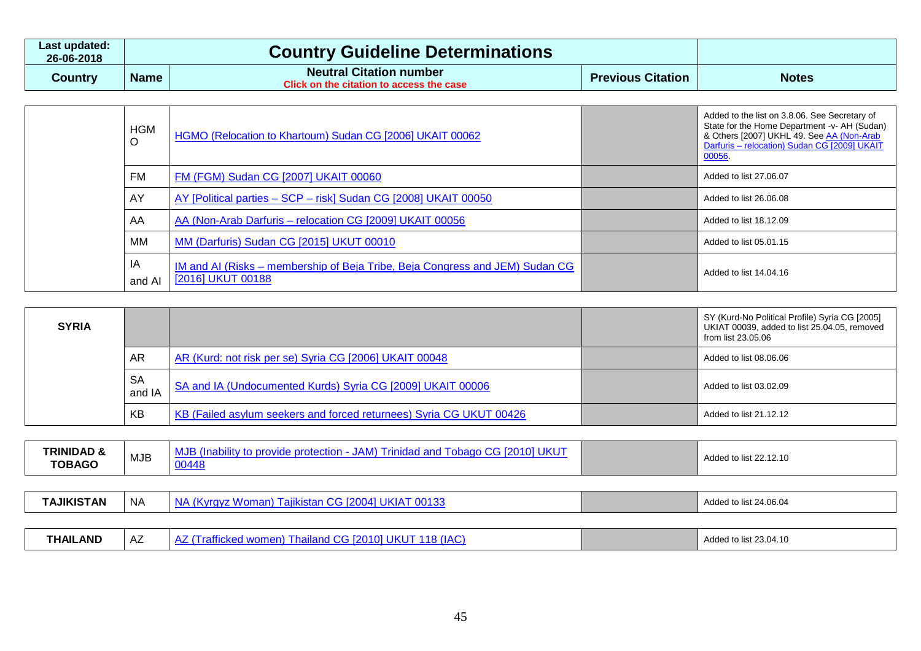| Last updated: 26-06-2018 | Country Guideline Determinations | | | |
|---|---|---|---|---|
| **Country** | **Name** | **Neutral Citation number** Click on the citation to access the case | **Previous Citation** | **Notes** |
| | HGMO | HGMO (Relocation to Khartoum) Sudan CG [2006] UKAIT 00062 | | Added to the list on 3.8.06. See Secretary of State for the Home Department -v- AH (Sudan) & Others [2007] UKHL 49. See AA (Non-Arab Darfuris – relocation) Sudan CG [2009] UKAIT 00056. |
| | FM | FM (FGM) Sudan CG [2007] UKAIT 00060 | | Added to list 27.06.07 |
| | AY | AY [Political parties – SCP – risk] Sudan CG [2008] UKAIT 00050 | | Added to list 26.06.08 |
| | AA | AA (Non-Arab Darfuris – relocation CG [2009] UKAIT 00056 | | Added to list 18.12.09 |
| | MM | MM (Darfuris) Sudan CG [2015] UKUT 00010 | | Added to list 05.01.15 |
| | IA and AI | IM and AI (Risks – membership of Beja Tribe, Beja Congress and JEM) Sudan CG [2016] UKUT 00188 | | Added to list 14.04.16 |
| **SYRIA** | | | | SY (Kurd-No Political Profile) Syria CG [2005] UKIAT 00039, added to list 25.04.05, removed from list 23.05.06 |
| | AR | AR (Kurd: not risk per se) Syria CG [2006] UKAIT 00048 | | Added to list 08.06.06 |
| | SA and IA | SA and IA (Undocumented Kurds) Syria CG [2009] UKAIT 00006 | | Added to list 03.02.09 |
| | KB | KB (Failed asylum seekers and forced returnees) Syria CG UKUT 00426 | | Added to list 21.12.12 |
| **TRINIDAD & TOBAGO** | MJB | MJB (Inability to provide protection - JAM) Trinidad and Tobago CG [2010] UKUT 00448 | | Added to list 22.12.10 |
| **TAJIKISTAN** | NA | NA (Kyrgyz Woman) Tajikistan CG [2004] UKIAT 00133 | | Added to list 24.06.04 |
| **THAILAND** | AZ | AZ (Trafficked women) Thailand CG [2010] UKUT 118 (IAC) | | Added to list 23.04.10 |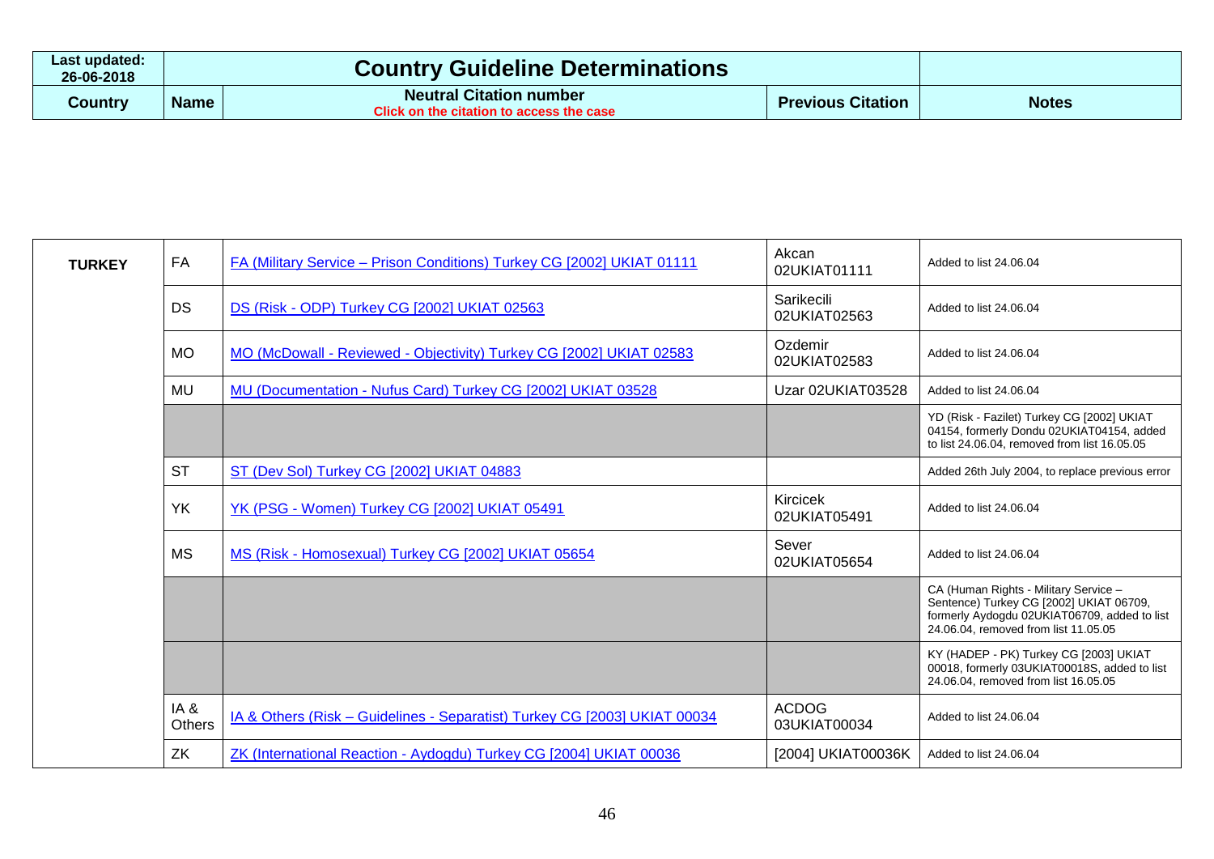| Last updated: 26-06-2018 | Country Guideline Determinations | | | |
|---|---|---|---|---|
| **Country** | **Name** | **Neutral Citation number** Click on the citation to access the case | **Previous Citation** | **Notes** |
| **TURKEY** | FA | FA (Military Service – Prison Conditions) Turkey CG [2002] UKIAT 01111 | Akcan 02UKIAT01111 | Added to list 24.06.04 |
| | DS | DS (Risk - ODP) Turkey CG [2002] UKIAT 02563 | Sarikecili 02UKIAT02563 | Added to list 24.06.04 |
| | MO | MO (McDowall - Reviewed - Objectivity) Turkey CG [2002] UKIAT 02583 | Ozdemir 02UKIAT02583 | Added to list 24.06.04 |
| | MU | MU (Documentation - Nufus Card) Turkey CG [2002] UKIAT 03528 | Uzar 02UKIAT03528 | Added to list 24.06.04 |
| | | | | YD (Risk - Fazilet) Turkey CG [2002] UKIAT 04154, formerly Dondu 02UKIAT04154, added to list 24.06.04, removed from list 16.05.05 |
| | ST | ST (Dev Sol) Turkey CG [2002] UKIAT 04883 | | Added 26th July 2004, to replace previous error |
| | YK | YK (PSG - Women) Turkey CG [2002] UKIAT 05491 | Kircicek 02UKIAT05491 | Added to list 24.06.04 |
| | MS | MS (Risk - Homosexual) Turkey CG [2002] UKIAT 05654 | Sever 02UKIAT05654 | Added to list 24.06.04 |
| | | | | CA (Human Rights - Military Service – Sentence) Turkey CG [2002] UKIAT 06709, formerly Aydogdu 02UKIAT06709, added to list 24.06.04, removed from list 11.05.05 |
| | | | | KY (HADEP - PK) Turkey CG [2003] UKIAT 00018, formerly 03UKIAT00018S, added to list 24.06.04, removed from list 16.05.05 |
| | IA & Others | IA & Others (Risk – Guidelines - Separatist) Turkey CG [2003] UKIAT 00034 | ACDOG 03UKIAT00034 | Added to list 24.06.04 |
| | ZK | ZK (International Reaction - Aydogdu) Turkey CG [2004] UKIAT 00036 | [2004] UKIAT00036K | Added to list 24.06.04 |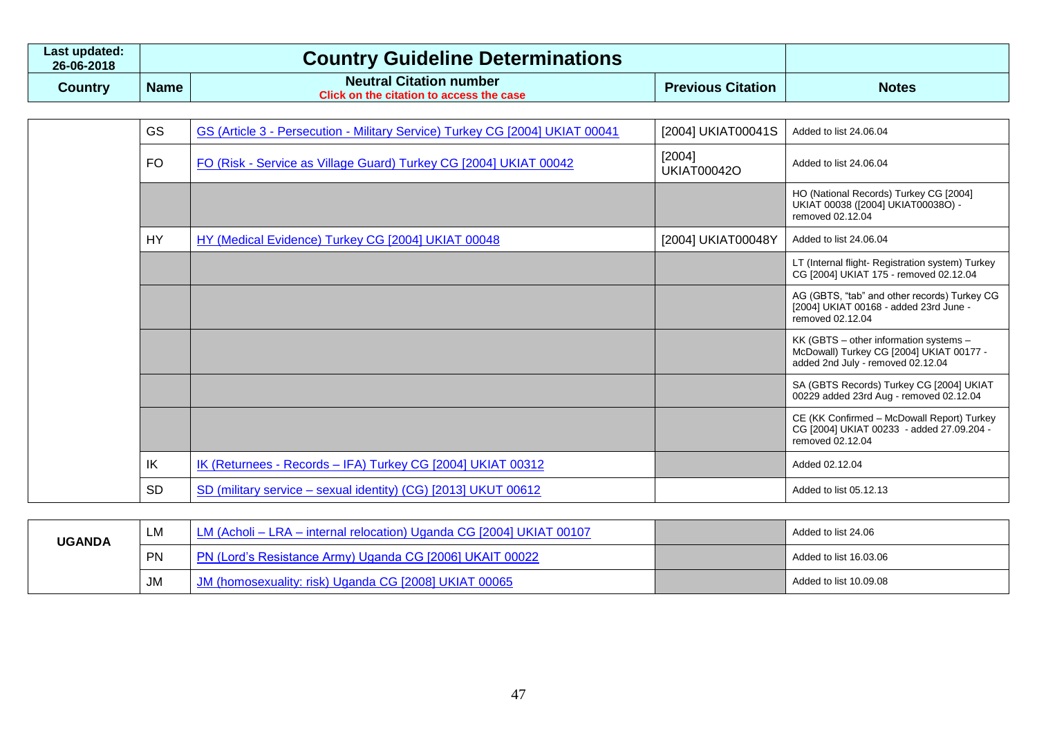| Last updated: 26-06-2018 | Country Guideline Determinations | | | |
|---|---|---|---|---|
| **Country** | **Name** | **Neutral Citation number** Click on the citation to access the case | **Previous Citation** | **Notes** |
| | GS | GS (Article 3 - Persecution - Military Service) Turkey CG [2004] UKIAT 00041 | [2004] UKIAT00041S | Added to list 24.06.04 |
| | FO | FO (Risk - Service as Village Guard) Turkey CG [2004] UKIAT 00042 | [2004] UKIAT00042O | Added to list 24.06.04 |
| | | | | HO (National Records) Turkey CG [2004] UKIAT 00038 ([2004] UKIAT00038O) - removed 02.12.04 |
| | HY | HY (Medical Evidence) Turkey CG [2004] UKIAT 00048 | [2004] UKIAT00048Y | Added to list 24.06.04 |
| | | | | LT (Internal flight- Registration system) Turkey CG [2004] UKIAT 175 - removed 02.12.04 |
| | | | | AG (GBTS, "tab" and other records) Turkey CG [2004] UKIAT 00168 - added 23rd June - removed 02.12.04 |
| | | | | KK (GBTS – other information systems – McDowall) Turkey CG [2004] UKIAT 00177 - added 2nd July - removed 02.12.04 |
| | | | | SA (GBTS Records) Turkey CG [2004] UKIAT 00229 added 23rd Aug - removed 02.12.04 |
| | | | | CE (KK Confirmed – McDowall Report) Turkey CG [2004] UKIAT 00233 - added 27.09.204 - removed 02.12.04 |
| | IK | IK (Returnees - Records – IFA) Turkey CG [2004] UKIAT 00312 | | Added 02.12.04 |
| | SD | SD (military service – sexual identity) (CG) [2013] UKUT 00612 | | Added to list 05.12.13 |
| **UGANDA** | LM | LM (Acholi – LRA – internal relocation) Uganda CG [2004] UKIAT 00107 | | Added to list 24.06 |
| | PN | PN (Lord's Resistance Army) Uganda CG [2006] UKAIT 00022 | | Added to list 16.03.06 |
| | JM | JM (homosexuality: risk) Uganda CG [2008] UKIAT 00065 | | Added to list 10.09.08 |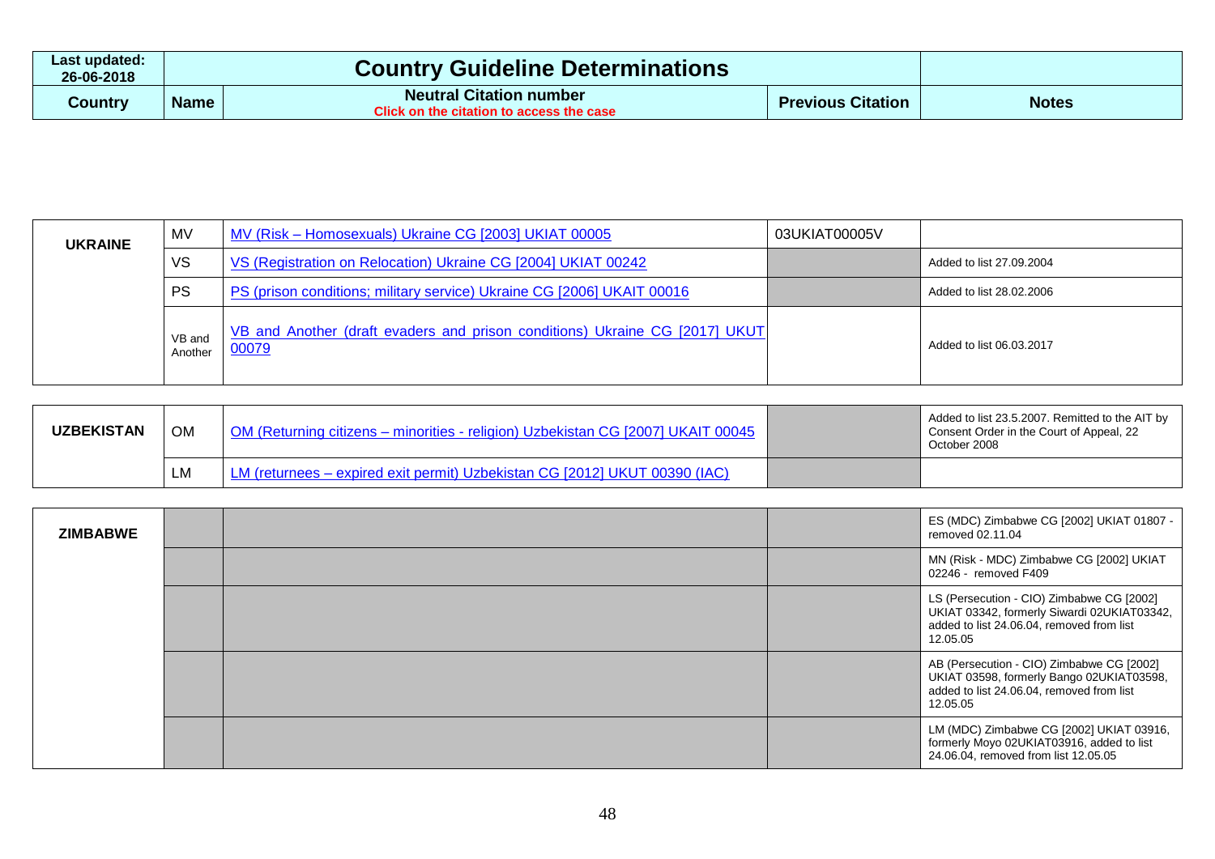| Last updated: 26-06-2018 | Country Guideline Determinations | | | |
|---|---|---|---|---|
| **Country** | **Name** | **Neutral Citation number** Click on the citation to access the case | **Previous Citation** | **Notes** |
| **UKRAINE** | MV | MV (Risk – Homosexuals) Ukraine CG [2003] UKIAT 00005 | 03UKIAT00005V | |
| | VS | VS (Registration on Relocation) Ukraine CG [2004] UKIAT 00242 | | Added to list 27.09.2004 |
| | PS | PS (prison conditions; military service) Ukraine CG [2006] UKAIT 00016 | | Added to list 28.02.2006 |
| | VB and Another | VB and Another (draft evaders and prison conditions) Ukraine CG [2017] UKUT 00079 | | Added to list 06.03.2017 |
| **UZBEKISTAN** | OM | OM (Returning citizens – minorities - religion) Uzbekistan CG [2007] UKAIT 00045 | | Added to list 23.5.2007. Remitted to the AIT by Consent Order in the Court of Appeal, 22 October 2008 |
| | LM | LM (returnees – expired exit permit) Uzbekistan CG [2012] UKUT 00390 (IAC) | | |
| **ZIMBABWE** | | | | ES (MDC) Zimbabwe CG [2002] UKIAT 01807 - removed 02.11.04 |
| | | | | MN (Risk - MDC) Zimbabwe CG [2002] UKIAT 02246 - removed F409 |
| | | | | LS (Persecution - CIO) Zimbabwe CG [2002] UKIAT 03342, formerly Siwardi 02UKIAT03342, added to list 24.06.04, removed from list 12.05.05 |
| | | | | AB (Persecution - CIO) Zimbabwe CG [2002] UKIAT 03598, formerly Bango 02UKIAT03598, added to list 24.06.04, removed from list 12.05.05 |
| | | | | LM (MDC) Zimbabwe CG [2002] UKIAT 03916, formerly Moyo 02UKIAT03916, added to list 24.06.04, removed from list 12.05.05 |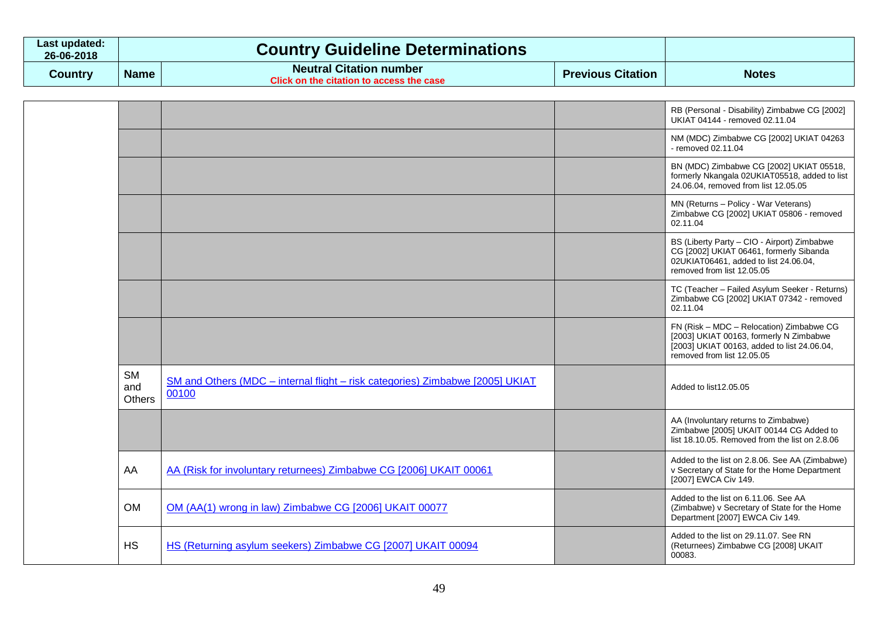| Last updated: 26-06-2018 | Country Guideline Determinations | | | |
|---|---|---|---|---|
| Country | Name | Neutral Citation number<br>Click on the citation to access the case | Previous Citation | Notes |
| | | | | RB (Personal - Disability) Zimbabwe CG [2002] UKIAT 04144 - removed 02.11.04 |
| | | | | NM (MDC) Zimbabwe CG [2002] UKIAT 04263 - removed 02.11.04 |
| | | | | BN (MDC) Zimbabwe CG [2002] UKIAT 05518, formerly Nkangala 02UKIAT05518, added to list 24.06.04, removed from list 12.05.05 |
| | | | | MN (Returns – Policy - War Veterans) Zimbabwe CG [2002] UKIAT 05806 - removed 02.11.04 |
| | | | | BS (Liberty Party – CIO - Airport) Zimbabwe CG [2002] UKIAT 06461, formerly Sibanda 02UKIAT06461, added to list 24.06.04, removed from list 12.05.05 |
| | | | | TC (Teacher – Failed Asylum Seeker - Returns) Zimbabwe CG [2002] UKIAT 07342 - removed 02.11.04 |
| | | | | FN (Risk – MDC – Relocation) Zimbabwe CG [2003] UKIAT 00163, formerly N Zimbabwe [2003] UKIAT 00163, added to list 24.06.04, removed from list 12.05.05 |
| | SM and Others | SM and Others (MDC – internal flight – risk categories) Zimbabwe [2005] UKIAT 00100 | | Added to list12.05.05 |
| | | | | AA (Involuntary returns to Zimbabwe) Zimbabwe [2005] UKAIT 00144 CG Added to list 18.10.05. Removed from the list on 2.8.06 |
| | AA | AA (Risk for involuntary returnees) Zimbabwe CG [2006] UKAIT 00061 | | Added to the list on 2.8.06. See AA (Zimbabwe) v Secretary of State for the Home Department [2007] EWCA Civ 149. |
| | OM | OM (AA(1) wrong in law) Zimbabwe CG [2006] UKAIT 00077 | | Added to the list on 6.11.06. See AA (Zimbabwe) v Secretary of State for the Home Department [2007] EWCA Civ 149. |
| | HS | HS (Returning asylum seekers) Zimbabwe CG [2007] UKAIT 00094 | | Added to the list on 29.11.07. See RN (Returnees) Zimbabwe CG [2008] UKAIT 00083. |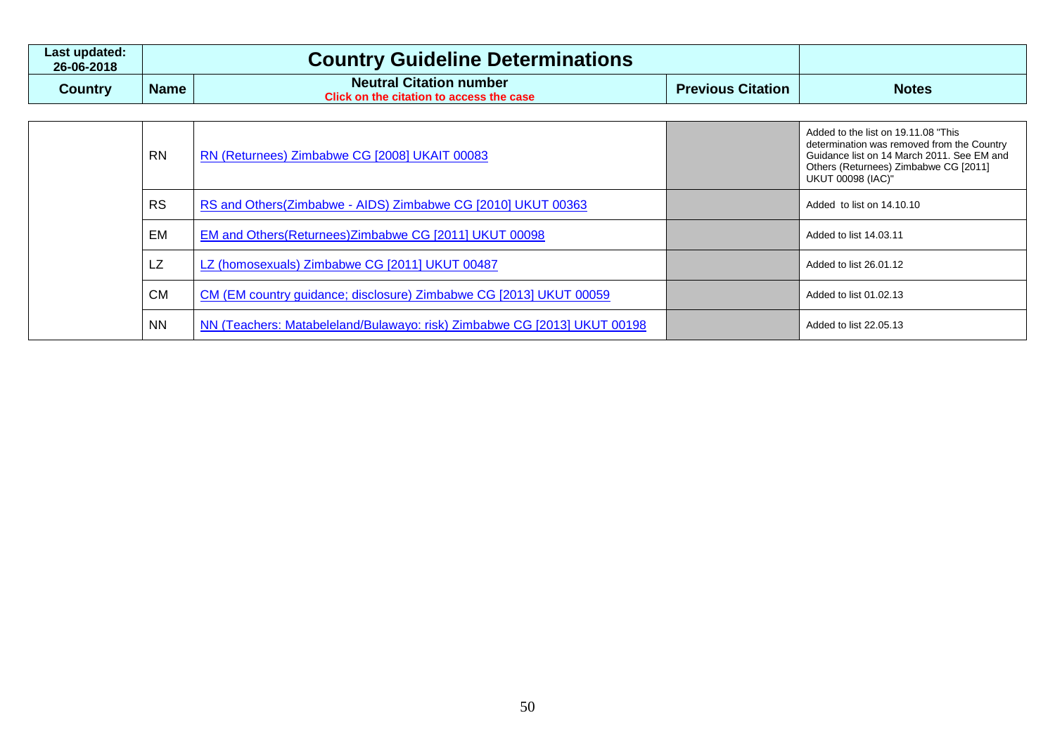| Last updated: 26-06-2018 | Country Guideline Determinations | | | |
|---|---|---|---|---|
| **Country** | **Name** | **Neutral Citation number** Click on the citation to access the case | **Previous Citation** | **Notes** |
| | RN | RN (Returnees) Zimbabwe CG [2008] UKAIT 00083 | | Added to the list on 19.11.08 "This determination was removed from the Country Guidance list on 14 March 2011. See EM and Others (Returnees) Zimbabwe CG [2011] UKUT 00098 (IAC)" |
| | RS | RS and Others(Zimbabwe - AIDS) Zimbabwe CG [2010] UKUT 00363 | | Added to list on 14.10.10 |
| | EM | EM and Others(Returnees)Zimbabwe CG [2011] UKUT 00098 | | Added to list 14.03.11 |
| | LZ | LZ (homosexuals) Zimbabwe CG [2011] UKUT 00487 | | Added to list 26.01.12 |
| | CM | CM (EM country guidance; disclosure) Zimbabwe CG [2013] UKUT 00059 | | Added to list 01.02.13 |
| | NN | NN (Teachers: Matabeleland/Bulawayo: risk) Zimbabwe CG [2013] UKUT 00198 | | Added to list 22.05.13 |